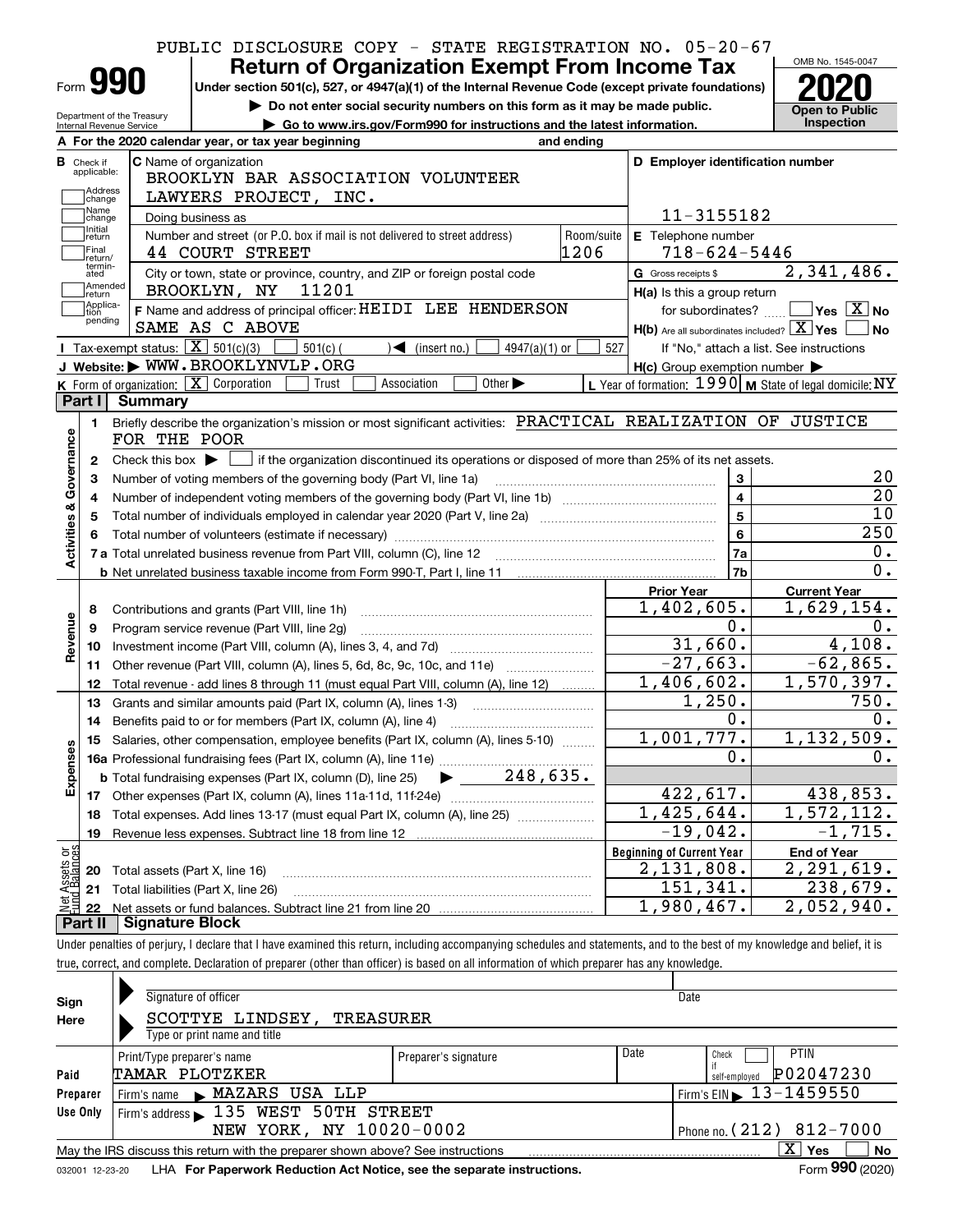PUBLIC DISCLOSURE COPY - STATE REGISTRATION NO. 05-20-67

# Form 990 — Return of Organization Exempt From Income Tax (2020)

Under section 501(c), 527, or 4947(a)(1) of the Internal Revenue Code (except private foundations)

▶ Do not enter social security numbers on this form as it may be made public.

▶ Go to www.irs.gov/Form990 for instructions and the latest information.

OMB No. 1545-0047 — Open to Public Inspection

Department of the Treasury, Internal Revenue Service

**A** For the 2020 calendar year, or tax year beginning ______ and ending ______

**B** Check if applicable: Address change, Name change, Initial return, Final return/terminated, Amended return, Application pending

**C** Name of organization: BROOKLYN BAR ASSOCIATION VOLUNTEER LAWYERS PROJECT, INC.

Doing business as

Number and street (or P.O. box if mail is not delivered to street address): 44 COURT STREET — Room/suite: 1206

City or town, state or province, country, and ZIP or foreign postal code: BROOKLYN, NY 11201

**D** Employer identification number: 11-3155182

**E** Telephone number: 718-624-5446

**G** Gross receipts $ 2,341,486.

**F** Name and address of principal officer: HEIDI LEE HENDERSON, SAME AS C ABOVE

**H(a)** Is this a group return for subordinates? ☐ Yes ☒ No

**H(b)** Are all subordinates included? ☒ Yes ☐ No — If "No," attach a list. See instructions

**H(c)** Group exemption number ▶

**I** Tax-exempt status: ☒ 501(c)(3) ☐ 501(c)( ) ◀ (insert no.) ☐ 4947(a)(1) or ☐ 527

**J** Website: ▶ WWW.BROOKLYNVLP.ORG

**K** Form of organization: ☒ Corporation ☐ Trust ☐ Association ☐ Other ▶

**L** Year of formation: 1990 **M** State of legal domicile: NY

## Part I Summary

**Activities & Governance**

1. Briefly describe the organization's mission or most significant activities: PRACTICAL REALIZATION OF JUSTICE FOR THE POOR
2. Check this box ▶ ☐ if the organization discontinued its operations or disposed of more than 25% of its net assets.

| Line | Description | | Value |
|---|---|---|---|
| 3 | Number of voting members of the governing body (Part VI, line 1a) | 3 | 20 |
| 4 | Number of independent voting members of the governing body (Part VI, line 1b) | 4 | 20 |
| 5 | Total number of individuals employed in calendar year 2020 (Part V, line 2a) | 5 | 10 |
| 6 | Total number of volunteers (estimate if necessary) | 6 | 250 |
| 7a | Total unrelated business revenue from Part VIII, column (C), line 12 | 7a | 0. |
| 7b | Net unrelated business taxable income from Form 990-T, Part I, line 11 | 7b | 0. |

| Line | Description | Prior Year | Current Year |
|---|---|---|---|
| **Revenue** | | | |
| 8 | Contributions and grants (Part VIII, line 1h) | 1,402,605. | 1,629,154. |
| 9 | Program service revenue (Part VIII, line 2g) | 0. | 0. |
| 10 | Investment income (Part VIII, column (A), lines 3, 4, and 7d) | 31,660. | 4,108. |
| 11 | Other revenue (Part VIII, column (A), lines 5, 6d, 8c, 9c, 10c, and 11e) | -27,663. | -62,865. |
| 12 | Total revenue - add lines 8 through 11 (must equal Part VIII, column (A), line 12) | 1,406,602. | 1,570,397. |
| **Expenses** | | | |
| 13 | Grants and similar amounts paid (Part IX, column (A), lines 1-3) | 1,250. | 750. |
| 14 | Benefits paid to or for members (Part IX, column (A), line 4) | 0. | 0. |
| 15 | Salaries, other compensation, employee benefits (Part IX, column (A), lines 5-10) | 1,001,777. | 1,132,509. |
| 16a | Professional fundraising fees (Part IX, column (A), line 11e) | 0. | 0. |
| 16b | Total fundraising expenses (Part IX, column (D), line 25) ▶ 248,635. | | |
| 17 | Other expenses (Part IX, column (A), lines 11a-11d, 11f-24e) | 422,617. | 438,853. |
| 18 | Total expenses. Add lines 13-17 (must equal Part IX, column (A), line 25) | 1,425,644. | 1,572,112. |
| 19 | Revenue less expenses. Subtract line 18 from line 12 | -19,042. | -1,715. |

| Line | Net Assets or Fund Balances | Beginning of Current Year | End of Year |
|---|---|---|---|
| 20 | Total assets (Part X, line 16) | 2,131,808. | 2,291,619. |
| 21 | Total liabilities (Part X, line 26) | 151,341. | 238,679. |
| 22 | Net assets or fund balances. Subtract line 21 from line 20 | 1,980,467. | 2,052,940. |

## Part II Signature Block

Under penalties of perjury, I declare that I have examined this return, including accompanying schedules and statements, and to the best of my knowledge and belief, it is true, correct, and complete. Declaration of preparer (other than officer) is based on all information of which preparer has any knowledge.

**Sign Here**

Signature of officer — Date

SCOTTYE LINDSEY, TREASURER
Type or print name and title

**Paid Preparer Use Only**

| Print/Type preparer's name | Preparer's signature | Date | Check if self-employed | PTIN |
|---|---|---|---|---|
| TAMAR PLOTZKER | | | ☐ | P02047230 |

Firm's name ▶ MAZARS USA LLP — Firm's EIN ▶ 13-1459550

Firm's address ▶ 135 WEST 50TH STREET, NEW YORK, NY 10020-0002 — Phone no. (212) 812-7000

May the IRS discuss this return with the preparer shown above? See instructions ☒ Yes ☐ No

032001 12-23-20 LHA For Paperwork Reduction Act Notice, see the separate instructions. Form 990 (2020)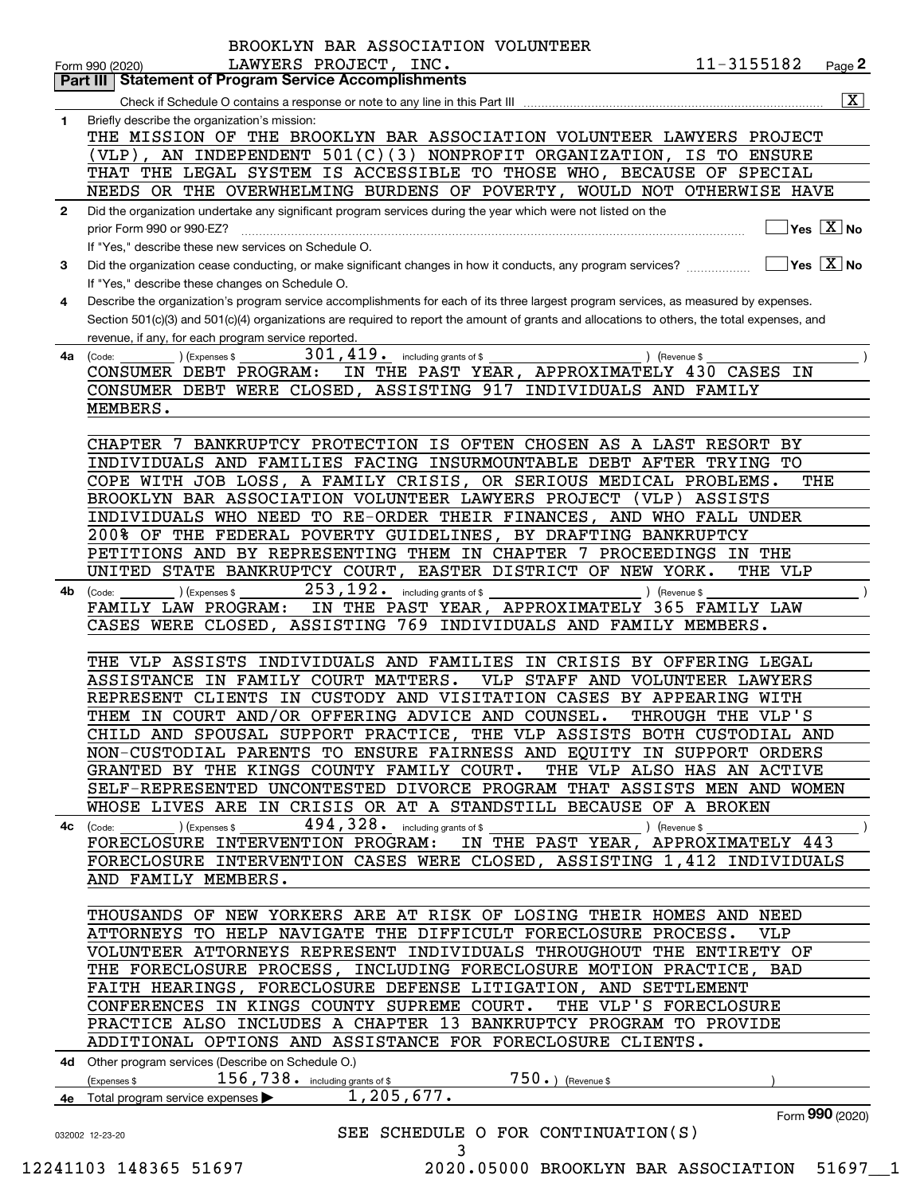BROOKLYN BAR ASSOCIATION VOLUNTEER LAWYERS PROJECT, INC. 11-3155182

Form 990 (2020) Page 2

## Part III Statement of Program Service Accomplishments

Check if Schedule O contains a response or note to any line in this Part III ..... [X]

**1** Briefly describe the organization's mission:

THE MISSION OF THE BROOKLYN BAR ASSOCIATION VOLUNTEER LAWYERS PROJECT (VLP), AN INDEPENDENT 501(C)(3) NONPROFIT ORGANIZATION, IS TO ENSURE THAT THE LEGAL SYSTEM IS ACCESSIBLE TO THOSE WHO, BECAUSE OF SPECIAL NEEDS OR THE OVERWHELMING BURDENS OF POVERTY, WOULD NOT OTHERWISE HAVE

**2** Did the organization undertake any significant program services during the year which were not listed on the prior Form 990 or 990-EZ? ..... [ ] Yes [X] No

If "Yes," describe these new services on Schedule O.

**3** Did the organization cease conducting, or make significant changes in how it conducts, any program services? ..... [ ] Yes [X] No

If "Yes," describe these changes on Schedule O.

**4** Describe the organization's program service accomplishments for each of its three largest program services, as measured by expenses. Section 501(c)(3) and 501(c)(4) organizations are required to report the amount of grants and allocations to others, the total expenses, and revenue, if any, for each program service reported.

**4a** (Code: ) (Expenses $ 301,419. including grants of $ ) (Revenue $ )

CONSUMER DEBT PROGRAM: IN THE PAST YEAR, APPROXIMATELY 430 CASES IN CONSUMER DEBT WERE CLOSED, ASSISTING 917 INDIVIDUALS AND FAMILY MEMBERS.

CHAPTER 7 BANKRUPTCY PROTECTION IS OFTEN CHOSEN AS A LAST RESORT BY INDIVIDUALS AND FAMILIES FACING INSURMOUNTABLE DEBT AFTER TRYING TO COPE WITH JOB LOSS, A FAMILY CRISIS, OR SERIOUS MEDICAL PROBLEMS. THE BROOKLYN BAR ASSOCIATION VOLUNTEER LAWYERS PROJECT (VLP) ASSISTS INDIVIDUALS WHO NEED TO RE-ORDER THEIR FINANCES, AND WHO FALL UNDER 200% OF THE FEDERAL POVERTY GUIDELINES, BY DRAFTING BANKRUPTCY PETITIONS AND BY REPRESENTING THEM IN CHAPTER 7 PROCEEDINGS IN THE UNITED STATE BANKRUPTCY COURT, EASTER DISTRICT OF NEW YORK. THE VLP

**4b** (Code: ) (Expenses $ 253,192. including grants of $ ) (Revenue $ )

FAMILY LAW PROGRAM: IN THE PAST YEAR, APPROXIMATELY 365 FAMILY LAW CASES WERE CLOSED, ASSISTING 769 INDIVIDUALS AND FAMILY MEMBERS.

THE VLP ASSISTS INDIVIDUALS AND FAMILIES IN CRISIS BY OFFERING LEGAL ASSISTANCE IN FAMILY COURT MATTERS. VLP STAFF AND VOLUNTEER LAWYERS REPRESENT CLIENTS IN CUSTODY AND VISITATION CASES BY APPEARING WITH THEM IN COURT AND/OR OFFERING ADVICE AND COUNSEL. THROUGH THE VLP'S CHILD AND SPOUSAL SUPPORT PRACTICE, THE VLP ASSISTS BOTH CUSTODIAL AND NON-CUSTODIAL PARENTS TO ENSURE FAIRNESS AND EQUITY IN SUPPORT ORDERS GRANTED BY THE KINGS COUNTY FAMILY COURT. THE VLP ALSO HAS AN ACTIVE SELF-REPRESENTED UNCONTESTED DIVORCE PROGRAM THAT ASSISTS MEN AND WOMEN WHOSE LIVES ARE IN CRISIS OR AT A STANDSTILL BECAUSE OF A BROKEN

**4c** (Code: ) (Expenses $ 494,328. including grants of $ ) (Revenue $ )

FORECLOSURE INTERVENTION PROGRAM: IN THE PAST YEAR, APPROXIMATELY 443 FORECLOSURE INTERVENTION CASES WERE CLOSED, ASSISTING 1,412 INDIVIDUALS AND FAMILY MEMBERS.

THOUSANDS OF NEW YORKERS ARE AT RISK OF LOSING THEIR HOMES AND NEED ATTORNEYS TO HELP NAVIGATE THE DIFFICULT FORECLOSURE PROCESS. VLP VOLUNTEER ATTORNEYS REPRESENT INDIVIDUALS THROUGHOUT THE ENTIRETY OF THE FORECLOSURE PROCESS, INCLUDING FORECLOSURE MOTION PRACTICE, BAD FAITH HEARINGS, FORECLOSURE DEFENSE LITIGATION, AND SETTLEMENT CONFERENCES IN KINGS COUNTY SUPREME COURT. THE VLP'S FORECLOSURE PRACTICE ALSO INCLUDES A CHAPTER 13 BANKRUPTCY PROGRAM TO PROVIDE ADDITIONAL OPTIONS AND ASSISTANCE FOR FORECLOSURE CLIENTS.

**4d** Other program services (Describe on Schedule O.)

(Expenses $ 156,738. including grants of $ 750.) (Revenue $ )

**4e** Total program service expenses ▶ 1,205,677.

Form 990 (2020)

032002 12-23-20

SEE SCHEDULE O FOR CONTINUATION(S)

12241103 148365 51697 2020.05000 BROOKLYN BAR ASSOCIATION 51697__1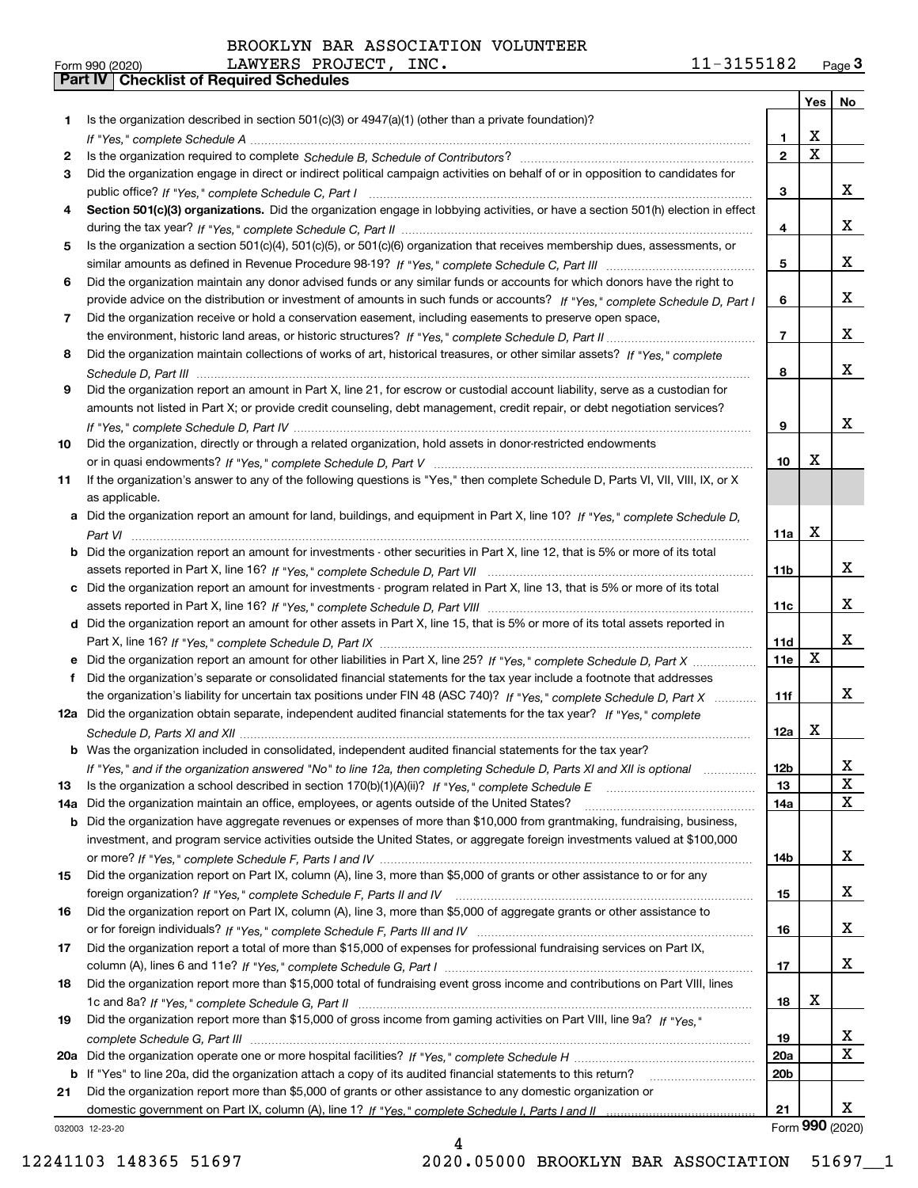BROOKLYN BAR ASSOCIATION VOLUNTEER

Form 990 (2020) LAWYERS PROJECT, INC. 11-3155182 Page **3**

**Part IV Checklist of Required Schedules**

| | | | Yes | No |
|---|---|---|---|---|
| 1 | Is the organization described in section 501(c)(3) or 4947(a)(1) (other than a private foundation)? *If "Yes," complete Schedule A* | 1 | X | |
| 2 | Is the organization required to complete *Schedule B, Schedule of Contributors*? | 2 | X | |
| 3 | Did the organization engage in direct or indirect political campaign activities on behalf of or in opposition to candidates for public office? *If "Yes," complete Schedule C, Part I* | 3 | | X |
| 4 | **Section 501(c)(3) organizations.** Did the organization engage in lobbying activities, or have a section 501(h) election in effect during the tax year? *If "Yes," complete Schedule C, Part II* | 4 | | X |
| 5 | Is the organization a section 501(c)(4), 501(c)(5), or 501(c)(6) organization that receives membership dues, assessments, or similar amounts as defined in Revenue Procedure 98-19? *If "Yes," complete Schedule C, Part III* | 5 | | X |
| 6 | Did the organization maintain any donor advised funds or any similar funds or accounts for which donors have the right to provide advice on the distribution or investment of amounts in such funds or accounts? *If "Yes," complete Schedule D, Part I* | 6 | | X |
| 7 | Did the organization receive or hold a conservation easement, including easements to preserve open space, the environment, historic land areas, or historic structures? *If "Yes," complete Schedule D, Part II* | 7 | | X |
| 8 | Did the organization maintain collections of works of art, historical treasures, or other similar assets? *If "Yes," complete Schedule D, Part III* | 8 | | X |
| 9 | Did the organization report an amount in Part X, line 21, for escrow or custodial account liability, serve as a custodian for amounts not listed in Part X; or provide credit counseling, debt management, credit repair, or debt negotiation services? *If "Yes," complete Schedule D, Part IV* | 9 | | X |
| 10 | Did the organization, directly or through a related organization, hold assets in donor-restricted endowments or in quasi endowments? *If "Yes," complete Schedule D, Part V* | 10 | X | |
| 11 | If the organization's answer to any of the following questions is "Yes," then complete Schedule D, Parts VI, VII, VIII, IX, or X as applicable. | | | |
| a | Did the organization report an amount for land, buildings, and equipment in Part X, line 10? *If "Yes," complete Schedule D, Part VI* | 11a | X | |
| b | Did the organization report an amount for investments - other securities in Part X, line 12, that is 5% or more of its total assets reported in Part X, line 16? *If "Yes," complete Schedule D, Part VII* | 11b | | X |
| c | Did the organization report an amount for investments - program related in Part X, line 13, that is 5% or more of its total assets reported in Part X, line 16? *If "Yes," complete Schedule D, Part VIII* | 11c | | X |
| d | Did the organization report an amount for other assets in Part X, line 15, that is 5% or more of its total assets reported in Part X, line 16? *If "Yes," complete Schedule D, Part IX* | 11d | | X |
| e | Did the organization report an amount for other liabilities in Part X, line 25? *If "Yes," complete Schedule D, Part X* | 11e | X | |
| f | Did the organization's separate or consolidated financial statements for the tax year include a footnote that addresses the organization's liability for uncertain tax positions under FIN 48 (ASC 740)? *If "Yes," complete Schedule D, Part X* | 11f | | X |
| 12a | Did the organization obtain separate, independent audited financial statements for the tax year? *If "Yes," complete Schedule D, Parts XI and XII* | 12a | X | |
| b | Was the organization included in consolidated, independent audited financial statements for the tax year? *If "Yes," and if the organization answered "No" to line 12a, then completing Schedule D, Parts XI and XII is optional* | 12b | | X |
| 13 | Is the organization a school described in section 170(b)(1)(A)(ii)? *If "Yes," complete Schedule E* | 13 | | X |
| 14a | Did the organization maintain an office, employees, or agents outside of the United States? | 14a | | X |
| b | Did the organization have aggregate revenues or expenses of more than $10,000 from grantmaking, fundraising, business, investment, and program service activities outside the United States, or aggregate foreign investments valued at $100,000 or more? *If "Yes," complete Schedule F, Parts I and IV* | 14b | | X |
| 15 | Did the organization report on Part IX, column (A), line 3, more than $5,000 of grants or other assistance to or for any foreign organization? *If "Yes," complete Schedule F, Parts II and IV* | 15 | | X |
| 16 | Did the organization report on Part IX, column (A), line 3, more than $5,000 of aggregate grants or other assistance to or for foreign individuals? *If "Yes," complete Schedule F, Parts III and IV* | 16 | | X |
| 17 | Did the organization report a total of more than $15,000 of expenses for professional fundraising services on Part IX, column (A), lines 6 and 11e? *If "Yes," complete Schedule G, Part I* | 17 | | X |
| 18 | Did the organization report more than $15,000 total of fundraising event gross income and contributions on Part VIII, lines 1c and 8a? *If "Yes," complete Schedule G, Part II* | 18 | X | |
| 19 | Did the organization report more than $15,000 of gross income from gaming activities on Part VIII, line 9a? *If "Yes," complete Schedule G, Part III* | 19 | | X |
| 20a | Did the organization operate one or more hospital facilities? *If "Yes," complete Schedule H* | 20a | | X |
| b | If "Yes" to line 20a, did the organization attach a copy of its audited financial statements to this return? | 20b | | |
| 21 | Did the organization report more than $5,000 of grants or other assistance to any domestic organization or domestic government on Part IX, column (A), line 1? *If "Yes," complete Schedule I, Parts I and II* | 21 | | X |

032003 12-23-20 Form **990** (2020)

12241103 148365 51697 2020.05000 BROOKLYN BAR ASSOCIATION 51697__1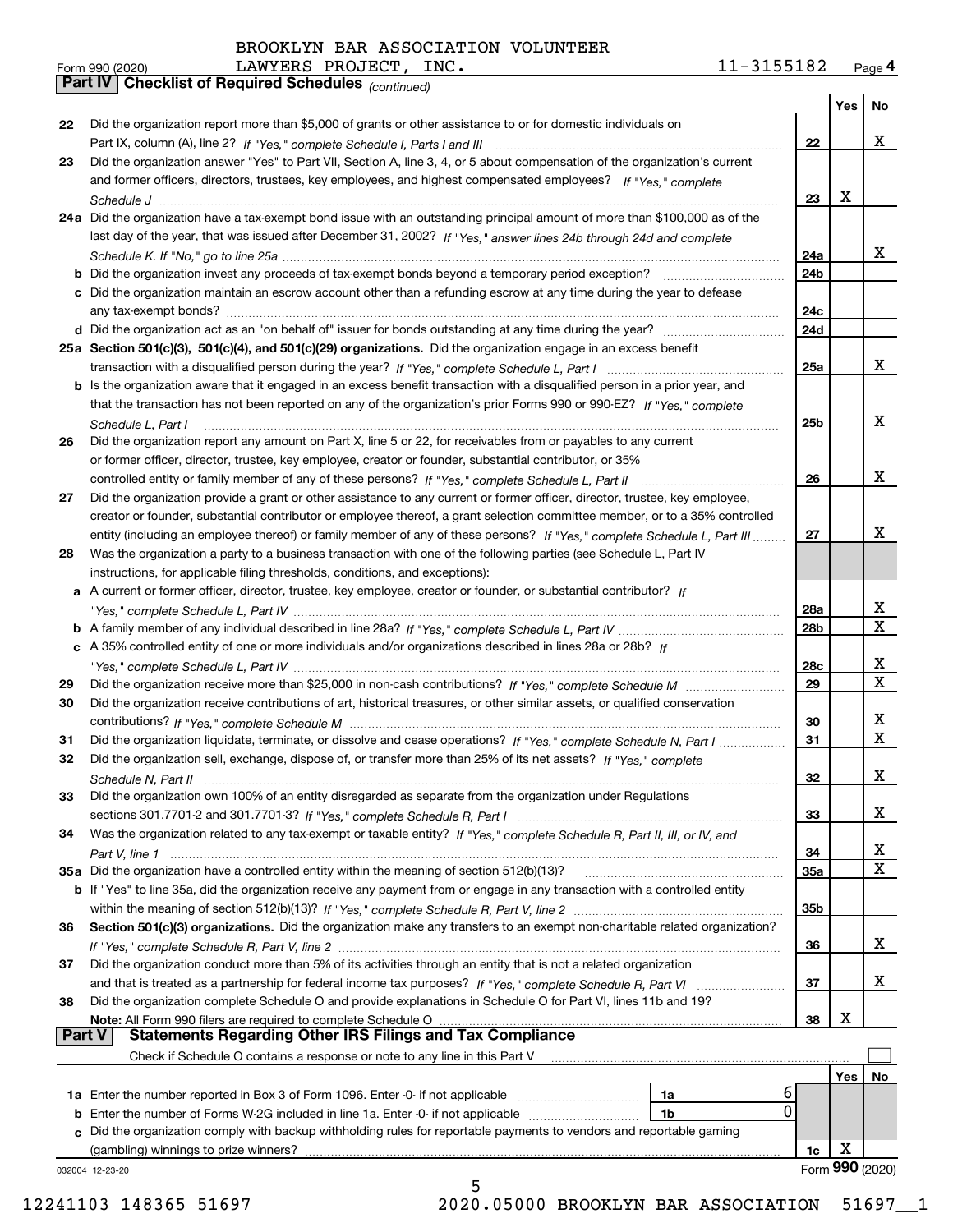BROOKLYN BAR ASSOCIATION VOLUNTEER

Form 990 (2020) LAWYERS PROJECT, INC. 11-3155182 Page **4**

**Part IV | Checklist of Required Schedules** *(continued)*

| | | | Yes | No |
|---|---|---|---|---|
| 22 | Did the organization report more than $5,000 of grants or other assistance to or for domestic individuals on Part IX, column (A), line 2? *If "Yes," complete Schedule I, Parts I and III* | 22 | | X |
| 23 | Did the organization answer "Yes" to Part VII, Section A, line 3, 4, or 5 about compensation of the organization's current and former officers, directors, trustees, key employees, and highest compensated employees? *If "Yes," complete Schedule J* | 23 | X | |
| 24a | Did the organization have a tax-exempt bond issue with an outstanding principal amount of more than $100,000 as of the last day of the year, that was issued after December 31, 2002? *If "Yes," answer lines 24b through 24d and complete Schedule K. If "No," go to line 25a* | 24a | | X |
| b | Did the organization invest any proceeds of tax-exempt bonds beyond a temporary period exception? | 24b | | |
| c | Did the organization maintain an escrow account other than a refunding escrow at any time during the year to defease any tax-exempt bonds? | 24c | | |
| d | Did the organization act as an "on behalf of" issuer for bonds outstanding at any time during the year? | 24d | | |
| 25a | **Section 501(c)(3), 501(c)(4), and 501(c)(29) organizations.** Did the organization engage in an excess benefit transaction with a disqualified person during the year? *If "Yes," complete Schedule L, Part I* | 25a | | X |
| b | Is the organization aware that it engaged in an excess benefit transaction with a disqualified person in a prior year, and that the transaction has not been reported on any of the organization's prior Forms 990 or 990-EZ? *If "Yes," complete Schedule L, Part I* | 25b | | X |
| 26 | Did the organization report any amount on Part X, line 5 or 22, for receivables from or payables to any current or former officer, director, trustee, key employee, creator or founder, substantial contributor, or 35% controlled entity or family member of any of these persons? *If "Yes," complete Schedule L, Part II* | 26 | | X |
| 27 | Did the organization provide a grant or other assistance to any current or former officer, director, trustee, key employee, creator or founder, substantial contributor or employee thereof, a grant selection committee member, or to a 35% controlled entity (including an employee thereof) or family member of any of these persons? *If "Yes," complete Schedule L, Part III* | 27 | | X |
| 28 | Was the organization a party to a business transaction with one of the following parties (see Schedule L, Part IV instructions, for applicable filing thresholds, conditions, and exceptions): | | | |
| a | A current or former officer, director, trustee, key employee, creator or founder, or substantial contributor? *If "Yes," complete Schedule L, Part IV* | 28a | | X |
| b | A family member of any individual described in line 28a? *If "Yes," complete Schedule L, Part IV* | 28b | | X |
| c | A 35% controlled entity of one or more individuals and/or organizations described in lines 28a or 28b? *If "Yes," complete Schedule L, Part IV* | 28c | | X |
| 29 | Did the organization receive more than $25,000 in non-cash contributions? *If "Yes," complete Schedule M* | 29 | | X |
| 30 | Did the organization receive contributions of art, historical treasures, or other similar assets, or qualified conservation contributions? *If "Yes," complete Schedule M* | 30 | | X |
| 31 | Did the organization liquidate, terminate, or dissolve and cease operations? *If "Yes," complete Schedule N, Part I* | 31 | | X |
| 32 | Did the organization sell, exchange, dispose of, or transfer more than 25% of its net assets? *If "Yes," complete Schedule N, Part II* | 32 | | X |
| 33 | Did the organization own 100% of an entity disregarded as separate from the organization under Regulations sections 301.7701-2 and 301.7701-3? *If "Yes," complete Schedule R, Part I* | 33 | | X |
| 34 | Was the organization related to any tax-exempt or taxable entity? *If "Yes," complete Schedule R, Part II, III, or IV, and Part V, line 1* | 34 | | X |
| 35a | Did the organization have a controlled entity within the meaning of section 512(b)(13)? | 35a | | X |
| b | If "Yes" to line 35a, did the organization receive any payment from or engage in any transaction with a controlled entity within the meaning of section 512(b)(13)? *If "Yes," complete Schedule R, Part V, line 2* | 35b | | |
| 36 | **Section 501(c)(3) organizations.** Did the organization make any transfers to an exempt non-charitable related organization? *If "Yes," complete Schedule R, Part V, line 2* | 36 | | X |
| 37 | Did the organization conduct more than 5% of its activities through an entity that is not a related organization and that is treated as a partnership for federal income tax purposes? *If "Yes," complete Schedule R, Part VI* | 37 | | X |
| 38 | Did the organization complete Schedule O and provide explanations in Schedule O for Part VI, lines 11b and 19? **Note:** All Form 990 filers are required to complete Schedule O | 38 | X | |

**Part V | Statements Regarding Other IRS Filings and Tax Compliance**

Check if Schedule O contains a response or note to any line in this Part V ☐

| | | | | | Yes | No |
|---|---|---|---|---|---|---|
| 1a | Enter the number reported in Box 3 of Form 1096. Enter -0- if not applicable | 1a | 6 | | | |
| b | Enter the number of Forms W-2G included in line 1a. Enter -0- if not applicable | 1b | 0 | | | |
| c | Did the organization comply with backup withholding rules for reportable payments to vendors and reportable gaming (gambling) winnings to prize winners? | | | 1c | X | |

032004 12-23-20 Form **990** (2020)

12241103 148365 51697 2020.05000 BROOKLYN BAR ASSOCIATION 51697__1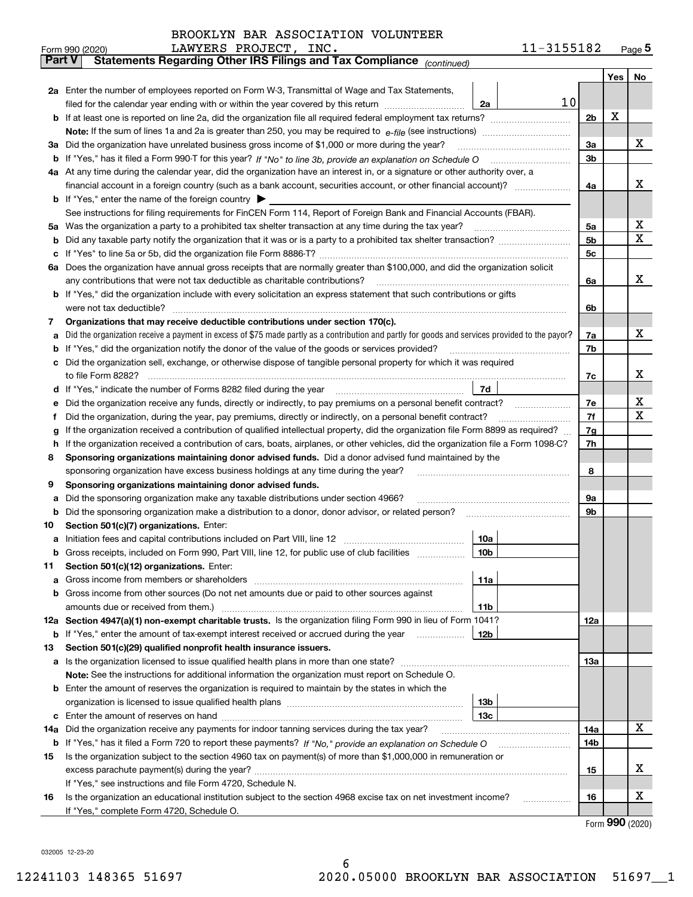BROOKLYN BAR ASSOCIATION VOLUNTEER LAWYERS PROJECT, INC. 11-3155182

Form 990 (2020) Page 5

**Part V Statements Regarding Other IRS Filings and Tax Compliance** *(continued)*

| | | | | Yes | No |
|---|---|---|---|---|---|
| **2a** | Enter the number of employees reported on Form W-3, Transmittal of Wage and Tax Statements, filed for the calendar year ending with or within the year covered by this return | 2a | 10 | | |
| **b** | If at least one is reported on line 2a, did the organization file all required federal employment tax returns? | | 2b | X | |
| | **Note:** If the sum of lines 1a and 2a is greater than 250, you may be required to *e-file* (see instructions) | | | | |
| **3a** | Did the organization have unrelated business gross income of $1,000 or more during the year? | | 3a | | X |
| **b** | If "Yes," has it filed a Form 990-T for this year? *If "No" to line 3b, provide an explanation on Schedule O* | | 3b | | |
| **4a** | At any time during the calendar year, did the organization have an interest in, or a signature or other authority over, a financial account in a foreign country (such as a bank account, securities account, or other financial account)? | | 4a | | X |
| **b** | If "Yes," enter the name of the foreign country ▶ | | | | |
| | See instructions for filing requirements for FinCEN Form 114, Report of Foreign Bank and Financial Accounts (FBAR). | | | | |
| **5a** | Was the organization a party to a prohibited tax shelter transaction at any time during the tax year? | | 5a | | X |
| **b** | Did any taxable party notify the organization that it was or is a party to a prohibited tax shelter transaction? | | 5b | | X |
| **c** | If "Yes" to line 5a or 5b, did the organization file Form 8886-T? | | 5c | | |
| **6a** | Does the organization have annual gross receipts that are normally greater than $100,000, and did the organization solicit any contributions that were not tax deductible as charitable contributions? | | 6a | | X |
| **b** | If "Yes," did the organization include with every solicitation an express statement that such contributions or gifts were not tax deductible? | | 6b | | |
| **7** | **Organizations that may receive deductible contributions under section 170(c).** | | | | |
| **a** | Did the organization receive a payment in excess of $75 made partly as a contribution and partly for goods and services provided to the payor? | | 7a | | X |
| **b** | If "Yes," did the organization notify the donor of the value of the goods or services provided? | | 7b | | |
| **c** | Did the organization sell, exchange, or otherwise dispose of tangible personal property for which it was required to file Form 8282? | | 7c | | X |
| **d** | If "Yes," indicate the number of Forms 8282 filed during the year | 7d | | | |
| **e** | Did the organization receive any funds, directly or indirectly, to pay premiums on a personal benefit contract? | | 7e | | X |
| **f** | Did the organization, during the year, pay premiums, directly or indirectly, on a personal benefit contract? | | 7f | | X |
| **g** | If the organization received a contribution of qualified intellectual property, did the organization file Form 8899 as required? | | 7g | | |
| **h** | If the organization received a contribution of cars, boats, airplanes, or other vehicles, did the organization file a Form 1098-C? | | 7h | | |
| **8** | **Sponsoring organizations maintaining donor advised funds.** Did a donor advised fund maintained by the sponsoring organization have excess business holdings at any time during the year? | | 8 | | |
| **9** | **Sponsoring organizations maintaining donor advised funds.** | | | | |
| **a** | Did the sponsoring organization make any taxable distributions under section 4966? | | 9a | | |
| **b** | Did the sponsoring organization make a distribution to a donor, donor advisor, or related person? | | 9b | | |
| **10** | **Section 501(c)(7) organizations.** Enter: | | | | |
| **a** | Initiation fees and capital contributions included on Part VIII, line 12 | 10a | | | |
| **b** | Gross receipts, included on Form 990, Part VIII, line 12, for public use of club facilities | 10b | | | |
| **11** | **Section 501(c)(12) organizations.** Enter: | | | | |
| **a** | Gross income from members or shareholders | 11a | | | |
| **b** | Gross income from other sources (Do not net amounts due or paid to other sources against amounts due or received from them.) | 11b | | | |
| **12a** | **Section 4947(a)(1) non-exempt charitable trusts.** Is the organization filing Form 990 in lieu of Form 1041? | | 12a | | |
| **b** | If "Yes," enter the amount of tax-exempt interest received or accrued during the year | 12b | | | |
| **13** | **Section 501(c)(29) qualified nonprofit health insurance issuers.** | | | | |
| **a** | Is the organization licensed to issue qualified health plans in more than one state? | | 13a | | |
| | **Note:** See the instructions for additional information the organization must report on Schedule O. | | | | |
| **b** | Enter the amount of reserves the organization is required to maintain by the states in which the organization is licensed to issue qualified health plans | 13b | | | |
| **c** | Enter the amount of reserves on hand | 13c | | | |
| **14a** | Did the organization receive any payments for indoor tanning services during the tax year? | | 14a | | X |
| **b** | If "Yes," has it filed a Form 720 to report these payments? *If "No," provide an explanation on Schedule O* | | 14b | | |
| **15** | Is the organization subject to the section 4960 tax on payment(s) of more than $1,000,000 in remuneration or excess parachute payment(s) during the year? | | 15 | | X |
| | If "Yes," see instructions and file Form 4720, Schedule N. | | | | |
| **16** | Is the organization an educational institution subject to the section 4968 excise tax on net investment income? | | 16 | | X |
| | If "Yes," complete Form 4720, Schedule O. | | | | |

Form **990** (2020)

032005 12-23-20

12241103 148365 51697 2020.05000 BROOKLYN BAR ASSOCIATION 51697__1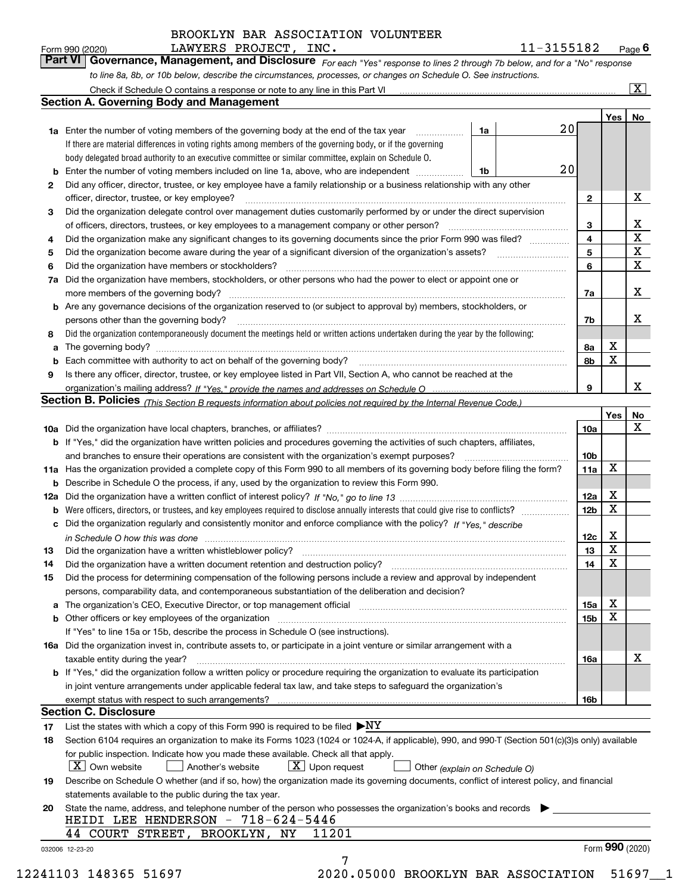BROOKLYN BAR ASSOCIATION VOLUNTEER LAWYERS PROJECT, INC. 11-3155182

Form 990 (2020) Page **6**

## Part VI Governance, Management, and Disclosure

*For each "Yes" response to lines 2 through 7b below, and for a "No" response to line 8a, 8b, or 10b below, describe the circumstances, processes, or changes on Schedule O. See instructions.*

Check if Schedule O contains a response or note to any line in this Part VI [X]

### Section A. Governing Body and Management

| | | | | Yes | No |
|---|---|---|---|---|---|
| **1a** | Enter the number of voting members of the governing body at the end of the tax year. If there are material differences in voting rights among members of the governing body, or if the governing body delegated broad authority to an executive committee or similar committee, explain on Schedule O. | 1a | 20 | | |
| **b** | Enter the number of voting members included on line 1a, above, who are independent | 1b | 20 | | |
| **2** | Did any officer, director, trustee, or key employee have a family relationship or a business relationship with any other officer, director, trustee, or key employee? | 2 | | | X |
| **3** | Did the organization delegate control over management duties customarily performed by or under the direct supervision of officers, directors, trustees, or key employees to a management company or other person? | 3 | | | X |
| **4** | Did the organization make any significant changes to its governing documents since the prior Form 990 was filed? | 4 | | | X |
| **5** | Did the organization become aware during the year of a significant diversion of the organization's assets? | 5 | | | X |
| **6** | Did the organization have members or stockholders? | 6 | | | X |
| **7a** | Did the organization have members, stockholders, or other persons who had the power to elect or appoint one or more members of the governing body? | 7a | | | X |
| **b** | Are any governance decisions of the organization reserved to (or subject to approval by) members, stockholders, or persons other than the governing body? | 7b | | | X |
| **8** | Did the organization contemporaneously document the meetings held or written actions undertaken during the year by the following: | | | | |
| **a** | The governing body? | 8a | | X | |
| **b** | Each committee with authority to act on behalf of the governing body? | 8b | | X | |
| **9** | Is there any officer, director, trustee, or key employee listed in Part VII, Section A, who cannot be reached at the organization's mailing address? *If "Yes," provide the names and addresses on Schedule O* | 9 | | | X |

### Section B. Policies *(This Section B requests information about policies not required by the Internal Revenue Code.)*

| | | | Yes | No |
|---|---|---|---|---|
| **10a** | Did the organization have local chapters, branches, or affiliates? | 10a | | X |
| **b** | If "Yes," did the organization have written policies and procedures governing the activities of such chapters, affiliates, and branches to ensure their operations are consistent with the organization's exempt purposes? | 10b | | |
| **11a** | Has the organization provided a complete copy of this Form 990 to all members of its governing body before filing the form? | 11a | X | |
| **b** | Describe in Schedule O the process, if any, used by the organization to review this Form 990. | | | |
| **12a** | Did the organization have a written conflict of interest policy? *If "No," go to line 13* | 12a | X | |
| **b** | Were officers, directors, or trustees, and key employees required to disclose annually interests that could give rise to conflicts? | 12b | X | |
| **c** | Did the organization regularly and consistently monitor and enforce compliance with the policy? *If "Yes," describe in Schedule O how this was done* | 12c | X | |
| **13** | Did the organization have a written whistleblower policy? | 13 | X | |
| **14** | Did the organization have a written document retention and destruction policy? | 14 | X | |
| **15** | Did the process for determining compensation of the following persons include a review and approval by independent persons, comparability data, and contemporaneous substantiation of the deliberation and decision? | | | |
| **a** | The organization's CEO, Executive Director, or top management official | 15a | X | |
| **b** | Other officers or key employees of the organization | 15b | X | |
| | If "Yes" to line 15a or 15b, describe the process in Schedule O (see instructions). | | | |
| **16a** | Did the organization invest in, contribute assets to, or participate in a joint venture or similar arrangement with a taxable entity during the year? | 16a | | X |
| **b** | If "Yes," did the organization follow a written policy or procedure requiring the organization to evaluate its participation in joint venture arrangements under applicable federal tax law, and take steps to safeguard the organization's exempt status with respect to such arrangements? | 16b | | |

### Section C. Disclosure

**17** List the states with which a copy of this Form 990 is required to be filed ▶NY

**18** Section 6104 requires an organization to make its Forms 1023 (1024 or 1024-A, if applicable), 990, and 990-T (Section 501(c)(3)s only) available for public inspection. Indicate how you made these available. Check all that apply.

[X] Own website [ ] Another's website [X] Upon request [ ] Other *(explain on Schedule O)*

**19** Describe on Schedule O whether (and if so, how) the organization made its governing documents, conflict of interest policy, and financial statements available to the public during the tax year.

**20** State the name, address, and telephone number of the person who possesses the organization's books and records ▶

HEIDI LEE HENDERSON - 718-624-5446
44 COURT STREET, BROOKLYN, NY 11201

032006 12-23-20 Form **990** (2020)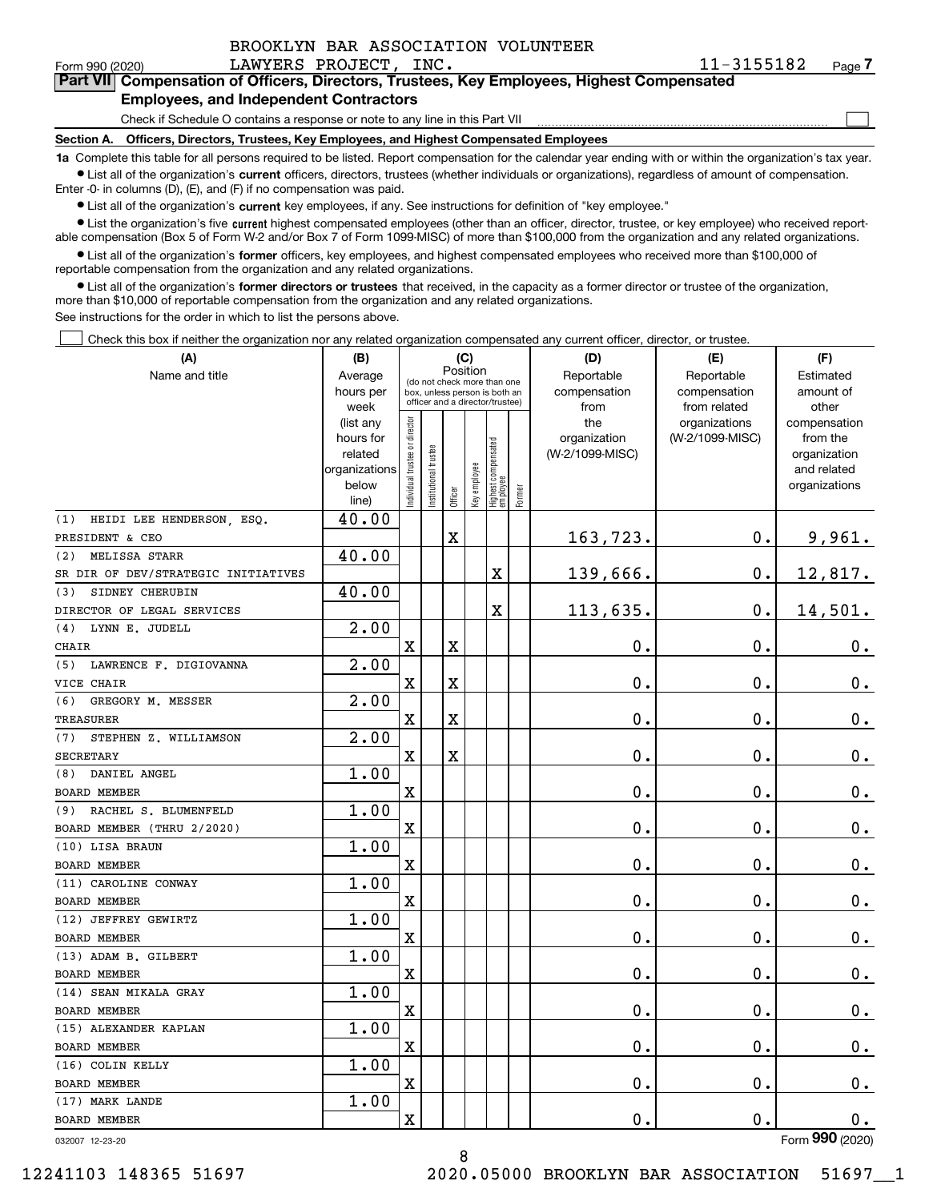BROOKLYN BAR ASSOCIATION VOLUNTEER LAWYERS PROJECT, INC. 11-3155182

Form 990 (2020) Page **7**

## Part VII Compensation of Officers, Directors, Trustees, Key Employees, Highest Compensated Employees, and Independent Contractors

Check if Schedule O contains a response or note to any line in this Part VII ☐

**Section A. Officers, Directors, Trustees, Key Employees, and Highest Compensated Employees**

**1a** Complete this table for all persons required to be listed. Report compensation for the calendar year ending with or within the organization's tax year.

- List all of the organization's **current** officers, directors, trustees (whether individuals or organizations), regardless of amount of compensation. Enter -0- in columns (D), (E), and (F) if no compensation was paid.
- List all of the organization's **current** key employees, if any. See instructions for definition of "key employee."
- List the organization's five **current** highest compensated employees (other than an officer, director, trustee, or key employee) who received reportable compensation (Box 5 of Form W-2 and/or Box 7 of Form 1099-MISC) of more than $100,000 from the organization and any related organizations.
- List all of the organization's **former** officers, key employees, and highest compensated employees who received more than $100,000 of reportable compensation from the organization and any related organizations.
- List all of the organization's **former directors or trustees** that received, in the capacity as a former director or trustee of the organization, more than $10,000 of reportable compensation from the organization and any related organizations.

See instructions for the order in which to list the persons above.

☐ Check this box if neither the organization nor any related organization compensated any current officer, director, or trustee.

| (A) Name and title | (B) Average hours per week (list any hours for related organizations below line) | (C) Position: Individual trustee or director | Institutional trustee | Officer | Key employee | Highest compensated employee | Former | (D) Reportable compensation from the organization (W-2/1099-MISC) | (E) Reportable compensation from related organizations (W-2/1099-MISC) | (F) Estimated amount of other compensation from the organization and related organizations |
|---|---|---|---|---|---|---|---|---|---|---|
| (1) HEIDI LEE HENDERSON, ESQ. PRESIDENT & CEO | 40.00 | | | X | | | | 163,723. | 0. | 9,961. |
| (2) MELISSA STARR SR DIR OF DEV/STRATEGIC INITIATIVES | 40.00 | | | | | X | | 139,666. | 0. | 12,817. |
| (3) SIDNEY CHERUBIN DIRECTOR OF LEGAL SERVICES | 40.00 | | | | | X | | 113,635. | 0. | 14,501. |
| (4) LYNN E. JUDELL CHAIR | 2.00 | X | | X | | | | 0. | 0. | 0. |
| (5) LAWRENCE F. DIGIOVANNA VICE CHAIR | 2.00 | X | | X | | | | 0. | 0. | 0. |
| (6) GREGORY M. MESSER TREASURER | 2.00 | X | | X | | | | 0. | 0. | 0. |
| (7) STEPHEN Z. WILLIAMSON SECRETARY | 2.00 | X | | X | | | | 0. | 0. | 0. |
| (8) DANIEL ANGEL BOARD MEMBER | 1.00 | X | | | | | | 0. | 0. | 0. |
| (9) RACHEL S. BLUMENFELD BOARD MEMBER (THRU 2/2020) | 1.00 | X | | | | | | 0. | 0. | 0. |
| (10) LISA BRAUN BOARD MEMBER | 1.00 | X | | | | | | 0. | 0. | 0. |
| (11) CAROLINE CONWAY BOARD MEMBER | 1.00 | X | | | | | | 0. | 0. | 0. |
| (12) JEFFREY GEWIRTZ BOARD MEMBER | 1.00 | X | | | | | | 0. | 0. | 0. |
| (13) ADAM B. GILBERT BOARD MEMBER | 1.00 | X | | | | | | 0. | 0. | 0. |
| (14) SEAN MIKALA GRAY BOARD MEMBER | 1.00 | X | | | | | | 0. | 0. | 0. |
| (15) ALEXANDER KAPLAN BOARD MEMBER | 1.00 | X | | | | | | 0. | 0. | 0. |
| (16) COLIN KELLY BOARD MEMBER | 1.00 | X | | | | | | 0. | 0. | 0. |
| (17) MARK LANDE BOARD MEMBER | 1.00 | X | | | | | | 0. | 0. | 0. |

032007 12-23-20 Form **990** (2020)

12241103 148365 51697 2020.05000 BROOKLYN BAR ASSOCIATION 51697__1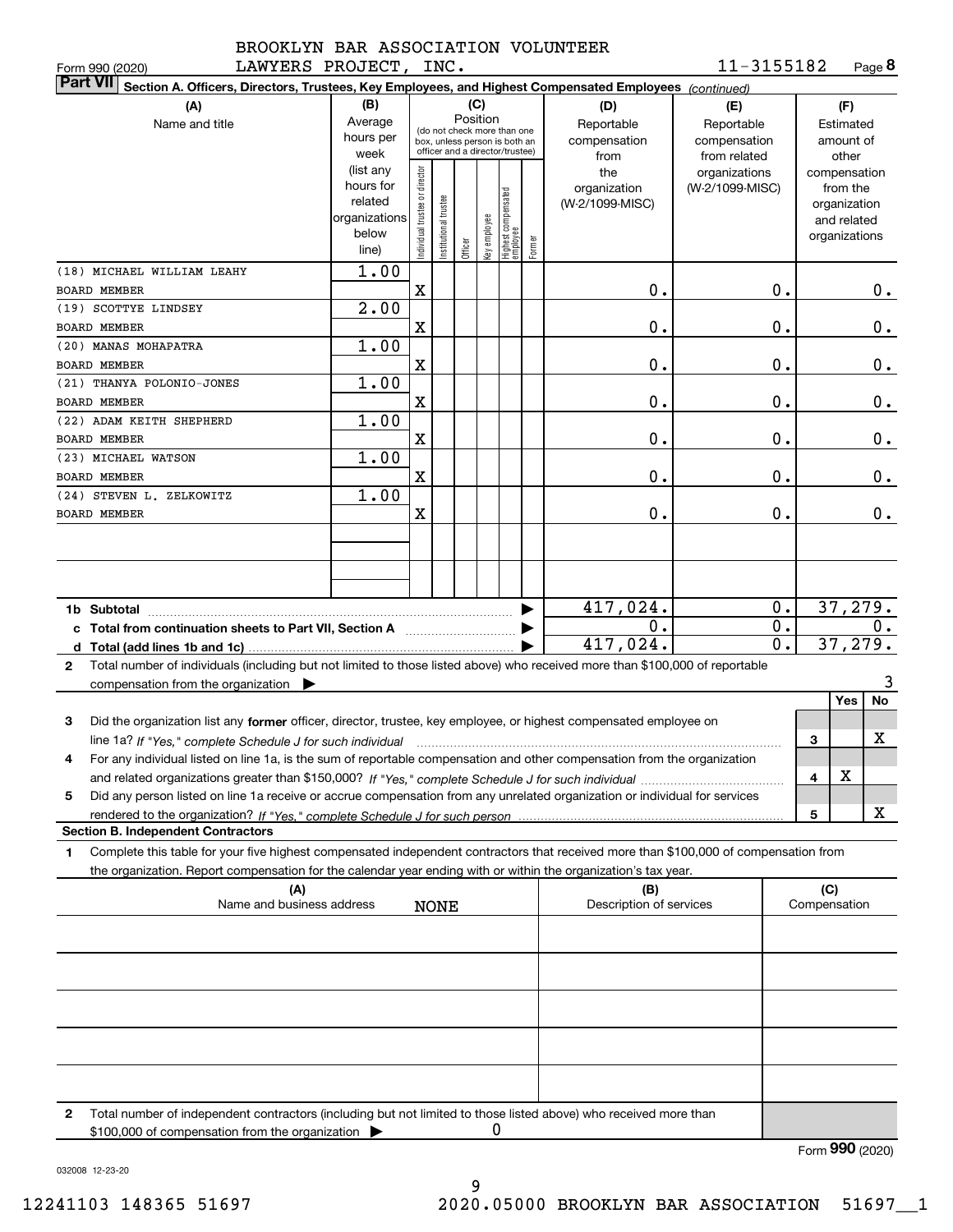BROOKLYN BAR ASSOCIATION VOLUNTEER LAWYERS PROJECT, INC. — 11-3155182

Form 990 (2020)

**Part VII Section A. Officers, Directors, Trustees, Key Employees, and Highest Compensated Employees** *(continued)*

| (A) Name and title | (B) Average hours per week (list any hours for related organizations below line) | (C) Position: Individual trustee or director | Institutional trustee | Officer | Key employee | Highest compensated employee | Former | (D) Reportable compensation from the organization (W-2/1099-MISC) | (E) Reportable compensation from related organizations (W-2/1099-MISC) | (F) Estimated amount of other compensation from the organization and related organizations |
|---|---|---|---|---|---|---|---|---|---|---|
| (18) MICHAEL WILLIAM LEAHY<br>BOARD MEMBER | 1.00 | X | | | | | | 0. | 0. | 0. |
| (19) SCOTTYE LINDSEY<br>BOARD MEMBER | 2.00 | X | | | | | | 0. | 0. | 0. |
| (20) MANAS MOHAPATRA<br>BOARD MEMBER | 1.00 | X | | | | | | 0. | 0. | 0. |
| (21) THANYA POLONIO-JONES<br>BOARD MEMBER | 1.00 | X | | | | | | 0. | 0. | 0. |
| (22) ADAM KEITH SHEPHERD<br>BOARD MEMBER | 1.00 | X | | | | | | 0. | 0. | 0. |
| (23) MICHAEL WATSON<br>BOARD MEMBER | 1.00 | X | | | | | | 0. | 0. | 0. |
| (24) STEVEN L. ZELKOWITZ<br>BOARD MEMBER | 1.00 | X | | | | | | 0. | 0. | 0. |
| 1b Subtotal | | | | | | | | 417,024. | 0. | 37,279. |
| c Total from continuation sheets to Part VII, Section A | | | | | | | | 0. | 0. | 0. |
| d Total (add lines 1b and 1c) | | | | | | | | 417,024. | 0. | 37,279. |

2 Total number of individuals (including but not limited to those listed above) who received more than $100,000 of reportable compensation from the organization ▶ 3

| | | Yes | No |
|---|---|---|---|
| 3 Did the organization list any **former** officer, director, trustee, key employee, or highest compensated employee on line 1a? *If "Yes," complete Schedule J for such individual* | 3 | | X |
| 4 For any individual listed on line 1a, is the sum of reportable compensation and other compensation from the organization and related organizations greater than $150,000? *If "Yes," complete Schedule J for such individual* | 4 | X | |
| 5 Did any person listed on line 1a receive or accrue compensation from any unrelated organization or individual for services rendered to the organization? *If "Yes," complete Schedule J for such person* | 5 | | X |

**Section B. Independent Contractors**

1 Complete this table for your five highest compensated independent contractors that received more than $100,000 of compensation from the organization. Report compensation for the calendar year ending with or within the organization's tax year.

| (A) Name and business address | (B) Description of services | (C) Compensation |
|---|---|---|
| NONE | | |
| | | |
| | | |
| | | |
| | | |

2 Total number of independent contractors (including but not limited to those listed above) who received more than $100,000 of compensation from the organization ▶ 0

Form **990** (2020)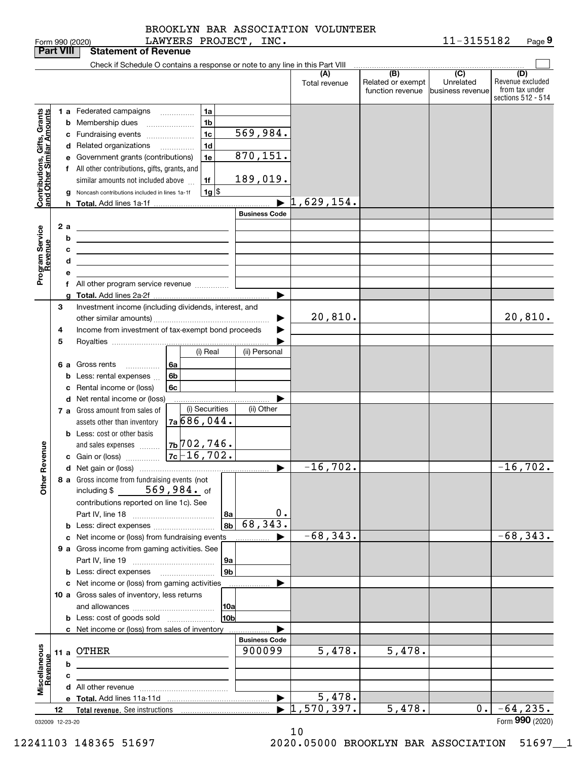Form 990 (2020) BROOKLYN BAR ASSOCIATION VOLUNTEER LAWYERS PROJECT, INC. 11-3155182 Page 9

## Part VIII Statement of Revenue

Check if Schedule O contains a response or note to any line in this Part VIII

| | | | | (A) Total revenue | (B) Related or exempt function revenue | (C) Unrelated business revenue | (D) Revenue excluded from tax under sections 512 - 514 |
|---|---|---|---|---|---|---|---|
| **Contributions, Gifts, Grants and Other Similar Amounts** | 1a Federated campaigns | 1a | | | | | |
| | b Membership dues | 1b | | | | | |
| | c Fundraising events | 1c | 569,984. | | | | |
| | d Related organizations | 1d | | | | | |
| | e Government grants (contributions) | 1e | 870,151. | | | | |
| | f All other contributions, gifts, grants, and similar amounts not included above | 1f | 189,019. | | | | |
| | g Noncash contributions included in lines 1a-1f | 1g | $ | | | | |
| | h **Total.** Add lines 1a-1f | | | 1,629,154. | | | |
| **Program Service Revenue** | | | Business Code | | | | |
| | 2a | | | | | | |
| | b | | | | | | |
| | c | | | | | | |
| | d | | | | | | |
| | e | | | | | | |
| | f All other program service revenue | | | | | | |
| | g **Total.** Add lines 2a-2f | | | | | | |
| **Other Revenue** | 3 Investment income (including dividends, interest, and other similar amounts) | | | 20,810. | | | 20,810. |
| | 4 Income from investment of tax-exempt bond proceeds | | | | | | |
| | 5 Royalties | | | | | | |
| | | | (i) Real / (ii) Personal | | | | |
| | 6a Gross rents | 6a | | | | | |
| | b Less: rental expenses | 6b | | | | | |
| | c Rental income or (loss) | 6c | | | | | |
| | d Net rental income or (loss) | | | | | | |
| | | | (i) Securities / (ii) Other | | | | |
| | 7a Gross amount from sales of assets other than inventory | 7a | 686,044. | | | | |
| | b Less: cost or other basis and sales expenses | 7b | 702,746. | | | | |
| | c Gain or (loss) | 7c | -16,702. | | | | |
| | d Net gain or (loss) | | | -16,702. | | | -16,702. |
| | 8a Gross income from fundraising events (not including $ 569,984. of contributions reported on line 1c). See Part IV, line 18 | 8a | 0. | | | | |
| | b Less: direct expenses | 8b | 68,343. | | | | |
| | c Net income or (loss) from fundraising events | | | -68,343. | | | -68,343. |
| | 9a Gross income from gaming activities. See Part IV, line 19 | 9a | | | | | |
| | b Less: direct expenses | 9b | | | | | |
| | c Net income or (loss) from gaming activities | | | | | | |
| | 10a Gross sales of inventory, less returns and allowances | 10a | | | | | |
| | b Less: cost of goods sold | 10b | | | | | |
| | c Net income or (loss) from sales of inventory | | | | | | |
| **Miscellaneous Revenue** | | | Business Code | | | | |
| | 11a OTHER | | 900099 | 5,478. | 5,478. | | |
| | b | | | | | | |
| | c | | | | | | |
| | d All other revenue | | | | | | |
| | e **Total.** Add lines 11a-11d | | | 5,478. | | | |
| | 12 **Total revenue.** See instructions | | | 1,570,397. | 5,478. | 0. | -64,235. |

032009 12-23-20

Form **990** (2020)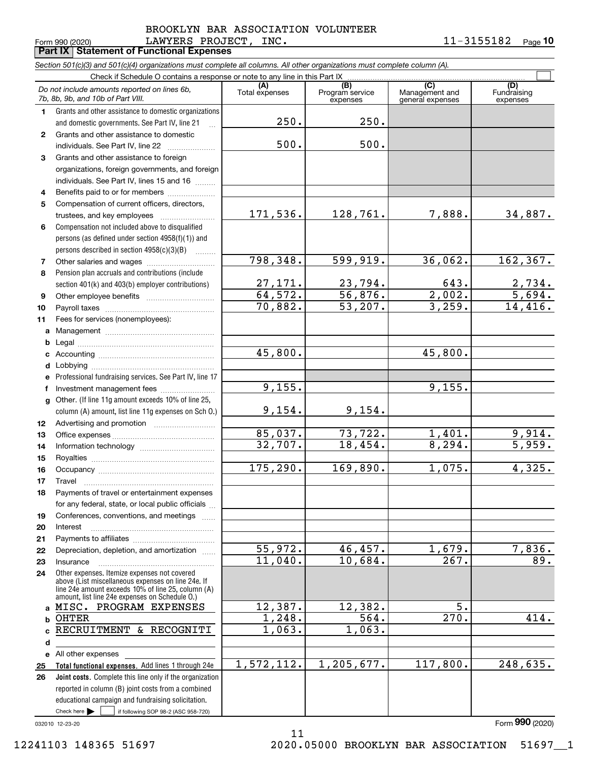BROOKLYN BAR ASSOCIATION VOLUNTEER LAWYERS PROJECT, INC. — 11-3155182

Form 990 (2020)

## Part IX Statement of Functional Expenses

*Section 501(c)(3) and 501(c)(4) organizations must complete all columns. All other organizations must complete column (A).*

Check if Schedule O contains a response or note to any line in this Part IX ☐

| | *Do not include amounts reported on lines 6b, 7b, 8b, 9b, and 10b of Part VIII.* | (A) Total expenses | (B) Program service expenses | (C) Management and general expenses | (D) Fundraising expenses |
|---|---|---|---|---|---|
| 1 | Grants and other assistance to domestic organizations and domestic governments. See Part IV, line 21 | 250. | 250. | | |
| 2 | Grants and other assistance to domestic individuals. See Part IV, line 22 | 500. | 500. | | |
| 3 | Grants and other assistance to foreign organizations, foreign governments, and foreign individuals. See Part IV, lines 15 and 16 | | | | |
| 4 | Benefits paid to or for members | | | | |
| 5 | Compensation of current officers, directors, trustees, and key employees | 171,536. | 128,761. | 7,888. | 34,887. |
| 6 | Compensation not included above to disqualified persons (as defined under section 4958(f)(1)) and persons described in section 4958(c)(3)(B) | | | | |
| 7 | Other salaries and wages | 798,348. | 599,919. | 36,062. | 162,367. |
| 8 | Pension plan accruals and contributions (include section 401(k) and 403(b) employer contributions) | 27,171. | 23,794. | 643. | 2,734. |
| 9 | Other employee benefits | 64,572. | 56,876. | 2,002. | 5,694. |
| 10 | Payroll taxes | 70,882. | 53,207. | 3,259. | 14,416. |
| 11 | Fees for services (nonemployees): | | | | |
| a | Management | | | | |
| b | Legal | | | | |
| c | Accounting | 45,800. | | 45,800. | |
| d | Lobbying | | | | |
| e | Professional fundraising services. See Part IV, line 17 | | | | |
| f | Investment management fees | 9,155. | | 9,155. | |
| g | Other. (If line 11g amount exceeds 10% of line 25, column (A) amount, list line 11g expenses on Sch O.) | 9,154. | 9,154. | | |
| 12 | Advertising and promotion | | | | |
| 13 | Office expenses | 85,037. | 73,722. | 1,401. | 9,914. |
| 14 | Information technology | 32,707. | 18,454. | 8,294. | 5,959. |
| 15 | Royalties | | | | |
| 16 | Occupancy | 175,290. | 169,890. | 1,075. | 4,325. |
| 17 | Travel | | | | |
| 18 | Payments of travel or entertainment expenses for any federal, state, or local public officials | | | | |
| 19 | Conferences, conventions, and meetings | | | | |
| 20 | Interest | | | | |
| 21 | Payments to affiliates | | | | |
| 22 | Depreciation, depletion, and amortization | 55,972. | 46,457. | 1,679. | 7,836. |
| 23 | Insurance | 11,040. | 10,684. | 267. | 89. |
| 24 | Other expenses. Itemize expenses not covered above (List miscellaneous expenses on line 24e. If line 24e amount exceeds 10% of line 25, column (A) amount, list line 24e expenses on Schedule O.) | | | | |
| a | MISC. PROGRAM EXPENSES | 12,387. | 12,382. | 5. | |
| b | OHTER | 1,248. | 564. | 270. | 414. |
| c | RECRUITMENT & RECOGNITI | 1,063. | 1,063. | | |
| d | | | | | |
| e | All other expenses | | | | |
| 25 | **Total functional expenses.** Add lines 1 through 24e | 1,572,112. | 1,205,677. | 117,800. | 248,635. |
| 26 | **Joint costs.** Complete this line only if the organization reported in column (B) joint costs from a combined educational campaign and fundraising solicitation. Check here ☐ if following SOP 98-2 (ASC 958-720) | | | | |

032010 12-23-20

Form **990** (2020)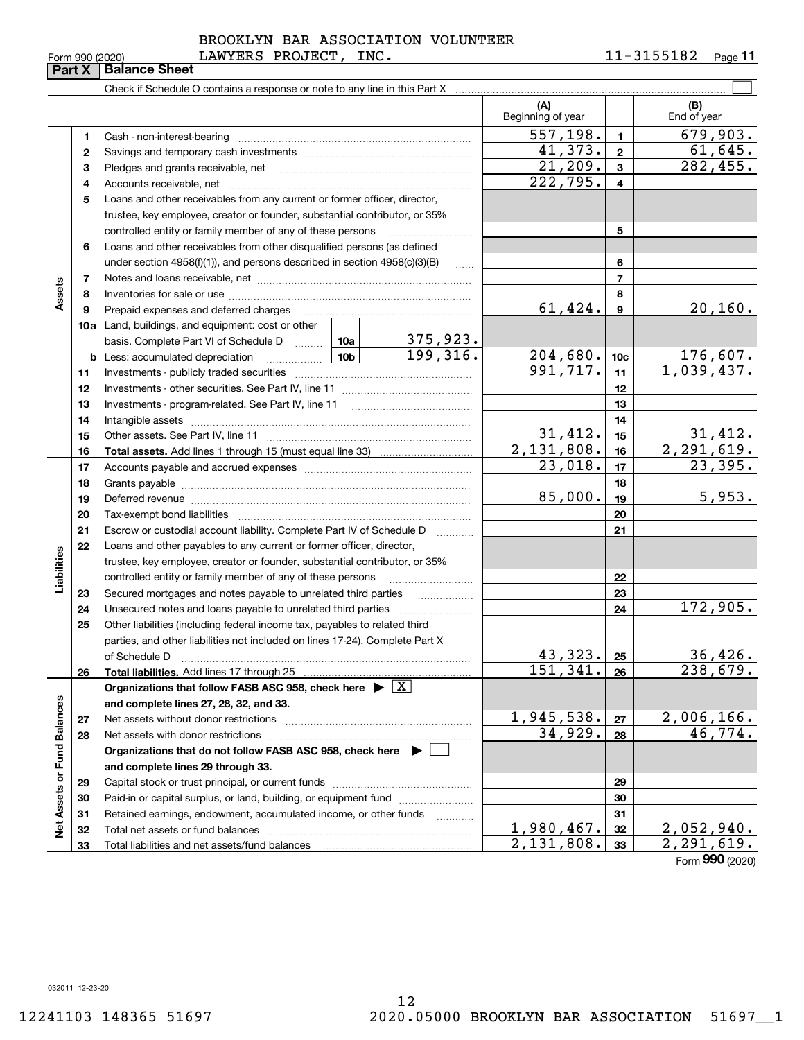BROOKLYN BAR ASSOCIATION VOLUNTEER LAWYERS PROJECT, INC.

Form 990 (2020) 11-3155182 Page **11**

## Part X Balance Sheet

Check if Schedule O contains a response or note to any line in this Part X

| Section | Line | Description | | | (A) Beginning of year | Line | (B) End of year |
|---|---|---|---|---|---|---|---|
| Assets | 1 | Cash - non-interest-bearing | | | 557,198. | 1 | 679,903. |
| | 2 | Savings and temporary cash investments | | | 41,373. | 2 | 61,645. |
| | 3 | Pledges and grants receivable, net | | | 21,209. | 3 | 282,455. |
| | 4 | Accounts receivable, net | | | 222,795. | 4 | |
| | 5 | Loans and other receivables from any current or former officer, director, trustee, key employee, creator or founder, substantial contributor, or 35% controlled entity or family member of any of these persons | | | | 5 | |
| | 6 | Loans and other receivables from other disqualified persons (as defined under section 4958(f)(1)), and persons described in section 4958(c)(3)(B) | | | | 6 | |
| | 7 | Notes and loans receivable, net | | | | 7 | |
| | 8 | Inventories for sale or use | | | | 8 | |
| | 9 | Prepaid expenses and deferred charges | | | 61,424. | 9 | 20,160. |
| | 10a | Land, buildings, and equipment: cost or other basis. Complete Part VI of Schedule D | 10a | 375,923. | | | |
| | b | Less: accumulated depreciation | 10b | 199,316. | 204,680. | 10c | 176,607. |
| | 11 | Investments - publicly traded securities | | | 991,717. | 11 | 1,039,437. |
| | 12 | Investments - other securities. See Part IV, line 11 | | | | 12 | |
| | 13 | Investments - program-related. See Part IV, line 11 | | | | 13 | |
| | 14 | Intangible assets | | | | 14 | |
| | 15 | Other assets. See Part IV, line 11 | | | 31,412. | 15 | 31,412. |
| | 16 | **Total assets.** Add lines 1 through 15 (must equal line 33) | | | 2,131,808. | 16 | 2,291,619. |
| Liabilities | 17 | Accounts payable and accrued expenses | | | 23,018. | 17 | 23,395. |
| | 18 | Grants payable | | | | 18 | |
| | 19 | Deferred revenue | | | 85,000. | 19 | 5,953. |
| | 20 | Tax-exempt bond liabilities | | | | 20 | |
| | 21 | Escrow or custodial account liability. Complete Part IV of Schedule D | | | | 21 | |
| | 22 | Loans and other payables to any current or former officer, director, trustee, key employee, creator or founder, substantial contributor, or 35% controlled entity or family member of any of these persons | | | | 22 | |
| | 23 | Secured mortgages and notes payable to unrelated third parties | | | | 23 | |
| | 24 | Unsecured notes and loans payable to unrelated third parties | | | | 24 | 172,905. |
| | 25 | Other liabilities (including federal income tax, payables to related third parties, and other liabilities not included on lines 17-24). Complete Part X of Schedule D | | | 43,323. | 25 | 36,426. |
| | 26 | **Total liabilities.** Add lines 17 through 25 | | | 151,341. | 26 | 238,679. |
| Net Assets or Fund Balances | | **Organizations that follow FASB ASC 958, check here** ▶ [X] **and complete lines 27, 28, 32, and 33.** | | | | | |
| | 27 | Net assets without donor restrictions | | | 1,945,538. | 27 | 2,006,166. |
| | 28 | Net assets with donor restrictions | | | 34,929. | 28 | 46,774. |
| | | **Organizations that do not follow FASB ASC 958, check here** ▶ [ ] **and complete lines 29 through 33.** | | | | | |
| | 29 | Capital stock or trust principal, or current funds | | | | 29 | |
| | 30 | Paid-in or capital surplus, or land, building, or equipment fund | | | | 30 | |
| | 31 | Retained earnings, endowment, accumulated income, or other funds | | | | 31 | |
| | 32 | Total net assets or fund balances | | | 1,980,467. | 32 | 2,052,940. |
| | 33 | Total liabilities and net assets/fund balances | | | 2,131,808. | 33 | 2,291,619. |

Form **990** (2020)

032011 12-23-20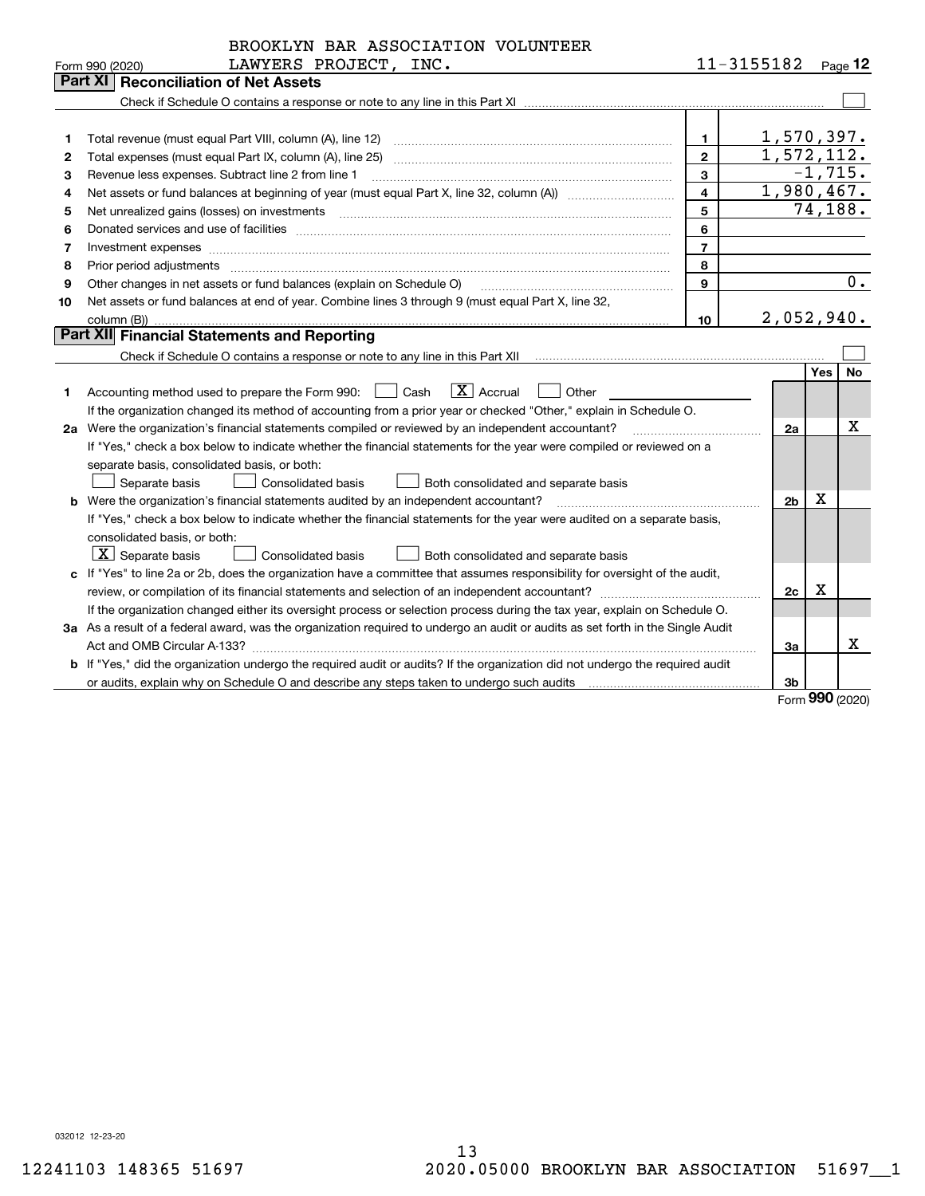BROOKLYN BAR ASSOCIATION VOLUNTEER LAWYERS PROJECT, INC. 11-3155182

Form 990 (2020) Page **12**

## Part XI Reconciliation of Net Assets

Check if Schedule O contains a response or note to any line in this Part XI ☐

| | | | |
|---|---|---|---|
| 1 | Total revenue (must equal Part VIII, column (A), line 12) | 1 | 1,570,397. |
| 2 | Total expenses (must equal Part IX, column (A), line 25) | 2 | 1,572,112. |
| 3 | Revenue less expenses. Subtract line 2 from line 1 | 3 | -1,715. |
| 4 | Net assets or fund balances at beginning of year (must equal Part X, line 32, column (A)) | 4 | 1,980,467. |
| 5 | Net unrealized gains (losses) on investments | 5 | 74,188. |
| 6 | Donated services and use of facilities | 6 | |
| 7 | Investment expenses | 7 | |
| 8 | Prior period adjustments | 8 | |
| 9 | Other changes in net assets or fund balances (explain on Schedule O) | 9 | 0. |
| 10 | Net assets or fund balances at end of year. Combine lines 3 through 9 (must equal Part X, line 32, column (B)) | 10 | 2,052,940. |

## Part XII Financial Statements and Reporting

Check if Schedule O contains a response or note to any line in this Part XII ☐

| | | | Yes | No |
|---|---|---|---|---|
| 1 | Accounting method used to prepare the Form 990: ☐ Cash ☒ Accrual ☐ Other<br>If the organization changed its method of accounting from a prior year or checked "Other," explain in Schedule O. | | | |
| 2a | Were the organization's financial statements compiled or reviewed by an independent accountant?<br>If "Yes," check a box below to indicate whether the financial statements for the year were compiled or reviewed on a separate basis, consolidated basis, or both:<br>☐ Separate basis ☐ Consolidated basis ☐ Both consolidated and separate basis | 2a | | X |
| b | Were the organization's financial statements audited by an independent accountant?<br>If "Yes," check a box below to indicate whether the financial statements for the year were audited on a separate basis, consolidated basis, or both:<br>☒ Separate basis ☐ Consolidated basis ☐ Both consolidated and separate basis | 2b | X | |
| c | If "Yes" to line 2a or 2b, does the organization have a committee that assumes responsibility for oversight of the audit, review, or compilation of its financial statements and selection of an independent accountant?<br>If the organization changed either its oversight process or selection process during the tax year, explain on Schedule O. | 2c | X | |
| 3a | As a result of a federal award, was the organization required to undergo an audit or audits as set forth in the Single Audit Act and OMB Circular A-133? | 3a | | X |
| b | If "Yes," did the organization undergo the required audit or audits? If the organization did not undergo the required audit or audits, explain why on Schedule O and describe any steps taken to undergo such audits | 3b | | |

Form **990** (2020)

032012 12-23-20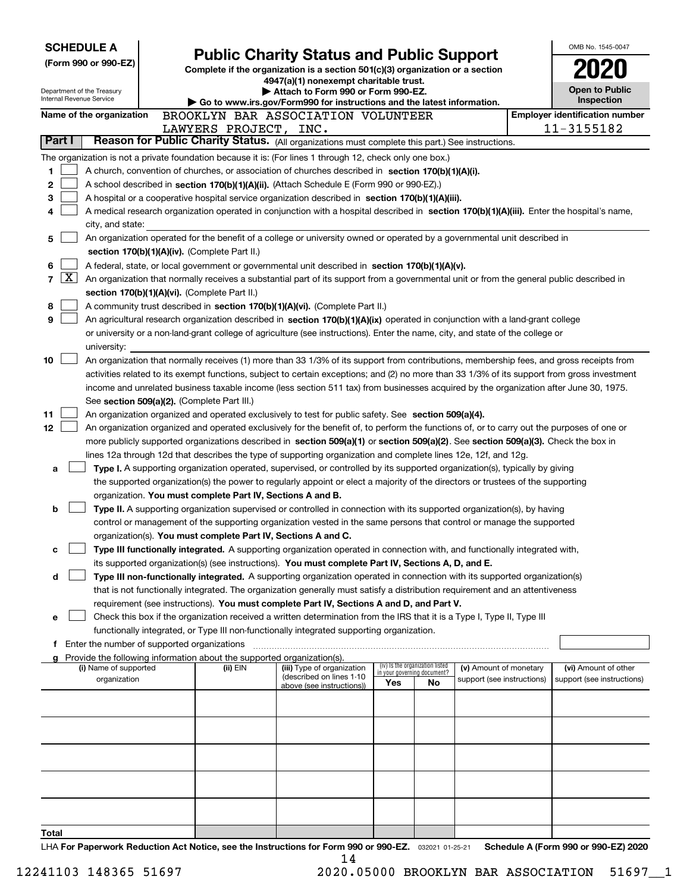**SCHEDULE A**
**(Form 990 or 990-EZ)**

Department of the Treasury
Internal Revenue Service

# Public Charity Status and Public Support

**Complete if the organization is a section 501(c)(3) organization or a section 4947(a)(1) nonexempt charitable trust.**
**▶ Attach to Form 990 or Form 990-EZ.**
**▶ Go to www.irs.gov/Form990 for instructions and the latest information.**

OMB No. 1545-0047
**2020**
**Open to Public Inspection**

**Name of the organization:** BROOKLYN BAR ASSOCIATION VOLUNTEER LAWYERS PROJECT, INC.
**Employer identification number:** 11-3155182

**Part I** **Reason for Public Charity Status.** (All organizations must complete this part.) See instructions.

The organization is not a private foundation because it is: (For lines 1 through 12, check only one box.)

1 ☐ A church, convention of churches, or association of churches described in **section 170(b)(1)(A)(i).**

2 ☐ A school described in **section 170(b)(1)(A)(ii).** (Attach Schedule E (Form 990 or 990-EZ).)

3 ☐ A hospital or a cooperative hospital service organization described in **section 170(b)(1)(A)(iii).**

4 ☐ A medical research organization operated in conjunction with a hospital described in **section 170(b)(1)(A)(iii).** Enter the hospital's name, city, and state:

5 ☐ An organization operated for the benefit of a college or university owned or operated by a governmental unit described in **section 170(b)(1)(A)(iv).** (Complete Part II.)

6 ☐ A federal, state, or local government or governmental unit described in **section 170(b)(1)(A)(v).**

7 ☒ An organization that normally receives a substantial part of its support from a governmental unit or from the general public described in **section 170(b)(1)(A)(vi).** (Complete Part II.)

8 ☐ A community trust described in **section 170(b)(1)(A)(vi).** (Complete Part II.)

9 ☐ An agricultural research organization described in **section 170(b)(1)(A)(ix)** operated in conjunction with a land-grant college or university or a non-land-grant college of agriculture (see instructions). Enter the name, city, and state of the college or university:

10 ☐ An organization that normally receives (1) more than 33 1/3% of its support from contributions, membership fees, and gross receipts from activities related to its exempt functions, subject to certain exceptions; and (2) no more than 33 1/3% of its support from gross investment income and unrelated business taxable income (less section 511 tax) from businesses acquired by the organization after June 30, 1975. See **section 509(a)(2).** (Complete Part III.)

11 ☐ An organization organized and operated exclusively to test for public safety. See **section 509(a)(4).**

12 ☐ An organization organized and operated exclusively for the benefit of, to perform the functions of, or to carry out the purposes of one or more publicly supported organizations described in **section 509(a)(1)** or **section 509(a)(2).** See **section 509(a)(3).** Check the box in lines 12a through 12d that describes the type of supporting organization and complete lines 12e, 12f, and 12g.

a ☐ **Type I.** A supporting organization operated, supervised, or controlled by its supported organization(s), typically by giving the supported organization(s) the power to regularly appoint or elect a majority of the directors or trustees of the supporting organization. **You must complete Part IV, Sections A and B.**

b ☐ **Type II.** A supporting organization supervised or controlled in connection with its supported organization(s), by having control or management of the supporting organization vested in the same persons that control or manage the supported organization(s). **You must complete Part IV, Sections A and C.**

c ☐ **Type III functionally integrated.** A supporting organization operated in connection with, and functionally integrated with, its supported organization(s) (see instructions). **You must complete Part IV, Sections A, D, and E.**

d ☐ **Type III non-functionally integrated.** A supporting organization operated in connection with its supported organization(s) that is not functionally integrated. The organization generally must satisfy a distribution requirement and an attentiveness requirement (see instructions). **You must complete Part IV, Sections A and D, and Part V.**

e ☐ Check this box if the organization received a written determination from the IRS that it is a Type I, Type II, Type III functionally integrated, or Type III non-functionally integrated supporting organization.

f Enter the number of supported organizations

g Provide the following information about the supported organization(s).

| (i) Name of supported organization | (ii) EIN | (iii) Type of organization (described on lines 1-10 above (see instructions)) | (iv) Is the organization listed in your governing document? Yes | No | (v) Amount of monetary support (see instructions) | (vi) Amount of other support (see instructions) |
|---|---|---|---|---|---|---|
| | | | | | | |
| | | | | | | |
| | | | | | | |
| | | | | | | |
| | | | | | | |
| **Total** | | | | | | |

LHA **For Paperwork Reduction Act Notice, see the Instructions for Form 990 or 990-EZ.** 032021 01-25-21 **Schedule A (Form 990 or 990-EZ) 2020**

12241103 148365 51697 2020.05000 BROOKLYN BAR ASSOCIATION 51697__1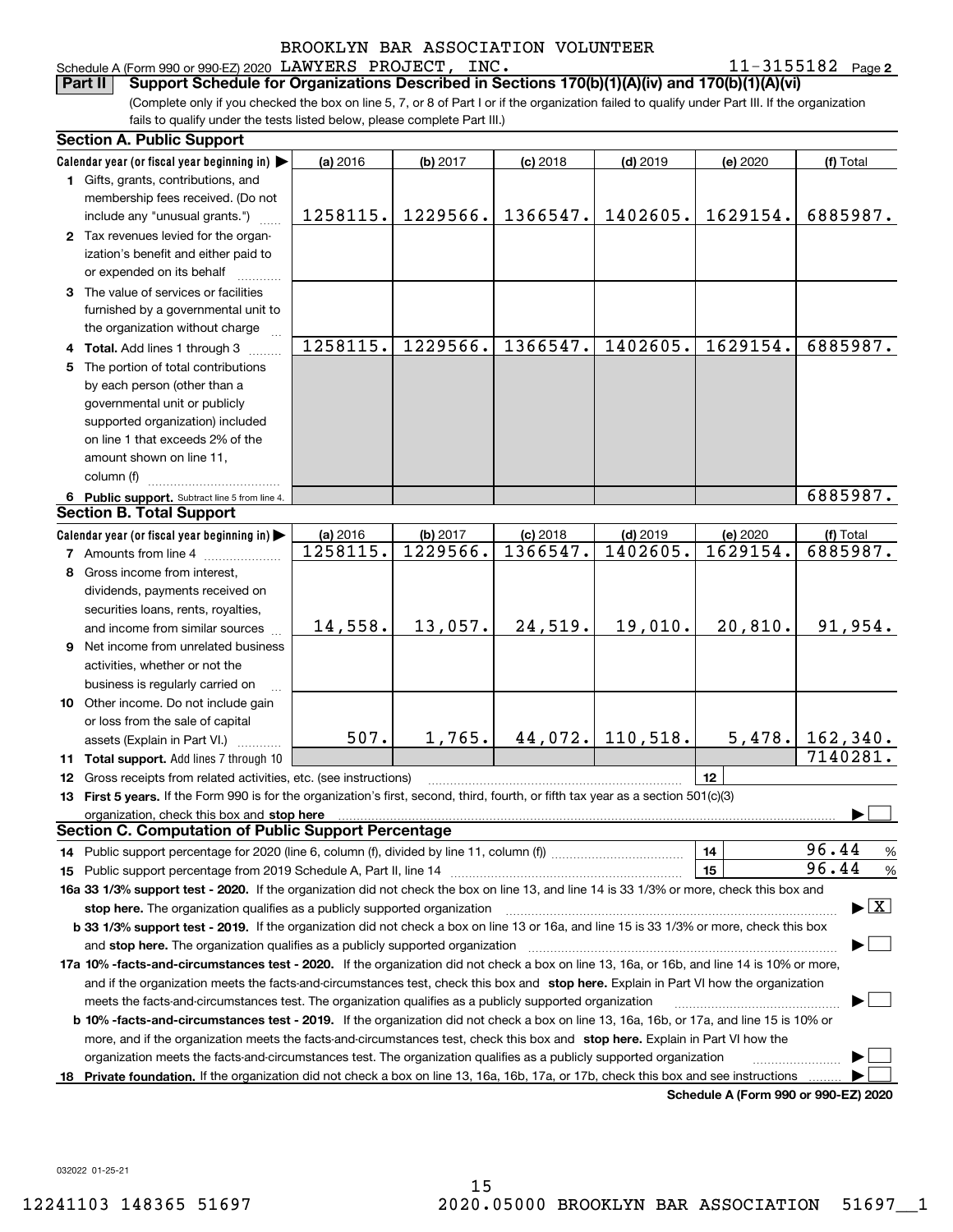BROOKLYN BAR ASSOCIATION VOLUNTEER

Schedule A (Form 990 or 990-EZ) 2020 LAWYERS PROJECT, INC. 11-3155182 Page 2

**Part II** **Support Schedule for Organizations Described in Sections 170(b)(1)(A)(iv) and 170(b)(1)(A)(vi)**

(Complete only if you checked the box on line 5, 7, or 8 of Part I or if the organization failed to qualify under Part III. If the organization fails to qualify under the tests listed below, please complete Part III.)

**Section A. Public Support**

| Calendar year (or fiscal year beginning in) ▶ | (a) 2016 | (b) 2017 | (c) 2018 | (d) 2019 | (e) 2020 | (f) Total |
|---|---|---|---|---|---|---|
| 1 Gifts, grants, contributions, and membership fees received. (Do not include any "unusual grants.") | 1258115. | 1229566. | 1366547. | 1402605. | 1629154. | 6885987. |
| 2 Tax revenues levied for the organization's benefit and either paid to or expended on its behalf | | | | | | |
| 3 The value of services or facilities furnished by a governmental unit to the organization without charge | | | | | | |
| 4 **Total.** Add lines 1 through 3 | 1258115. | 1229566. | 1366547. | 1402605. | 1629154. | 6885987. |
| 5 The portion of total contributions by each person (other than a governmental unit or publicly supported organization) included on line 1 that exceeds 2% of the amount shown on line 11, column (f) | | | | | | |
| 6 **Public support.** Subtract line 5 from line 4. | | | | | | 6885987. |

**Section B. Total Support**

| Calendar year (or fiscal year beginning in) ▶ | (a) 2016 | (b) 2017 | (c) 2018 | (d) 2019 | (e) 2020 | (f) Total |
|---|---|---|---|---|---|---|
| 7 Amounts from line 4 | 1258115. | 1229566. | 1366547. | 1402605. | 1629154. | 6885987. |
| 8 Gross income from interest, dividends, payments received on securities loans, rents, royalties, and income from similar sources | 14,558. | 13,057. | 24,519. | 19,010. | 20,810. | 91,954. |
| 9 Net income from unrelated business activities, whether or not the business is regularly carried on | | | | | | |
| 10 Other income. Do not include gain or loss from the sale of capital assets (Explain in Part VI.) | 507. | 1,765. | 44,072. | 110,518. | 5,478. | 162,340. |
| 11 **Total support.** Add lines 7 through 10 | | | | | | 7140281. |

12 Gross receipts from related activities, etc. (see instructions) | 12 |

13 **First 5 years.** If the Form 990 is for the organization's first, second, third, fourth, or fifth tax year as a section 501(c)(3) organization, check this box and **stop here** ▶ ☐

**Section C. Computation of Public Support Percentage**

14 Public support percentage for 2020 (line 6, column (f), divided by line 11, column (f)) | 14 | 96.44 %

15 Public support percentage from 2019 Schedule A, Part II, line 14 | 15 | 96.44 %

**16a 33 1/3% support test - 2020.** If the organization did not check the box on line 13, and line 14 is 33 1/3% or more, check this box and **stop here.** The organization qualifies as a publicly supported organization ▶ ☒

**b 33 1/3% support test - 2019.** If the organization did not check a box on line 13 or 16a, and line 15 is 33 1/3% or more, check this box and **stop here.** The organization qualifies as a publicly supported organization ▶ ☐

**17a 10% -facts-and-circumstances test - 2020.** If the organization did not check a box on line 13, 16a, or 16b, and line 14 is 10% or more, and if the organization meets the facts-and-circumstances test, check this box and **stop here.** Explain in Part VI how the organization meets the facts-and-circumstances test. The organization qualifies as a publicly supported organization ▶ ☐

**b 10% -facts-and-circumstances test - 2019.** If the organization did not check a box on line 13, 16a, 16b, or 17a, and line 15 is 10% or more, and if the organization meets the facts-and-circumstances test, check this box and **stop here.** Explain in Part VI how the organization meets the facts-and-circumstances test. The organization qualifies as a publicly supported organization ▶ ☐

**18 Private foundation.** If the organization did not check a box on line 13, 16a, 16b, 17a, or 17b, check this box and see instructions ▶ ☐

**Schedule A (Form 990 or 990-EZ) 2020**

032022 01-25-21

12241103 148365 51697 2020.05000 BROOKLYN BAR ASSOCIATION 51697__1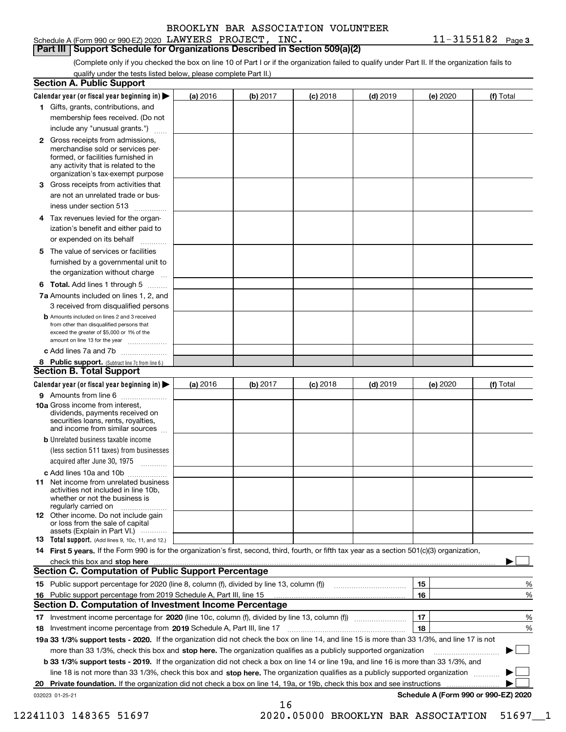BROOKLYN BAR ASSOCIATION VOLUNTEER

Schedule A (Form 990 or 990-EZ) 2020 LAWYERS PROJECT, INC. 11-3155182 Page 3

## Part III Support Schedule for Organizations Described in Section 509(a)(2)

(Complete only if you checked the box on line 10 of Part I or if the organization failed to qualify under Part II. If the organization fails to qualify under the tests listed below, please complete Part II.)

### Section A. Public Support

| Calendar year (or fiscal year beginning in) ▶ | (a) 2016 | (b) 2017 | (c) 2018 | (d) 2019 | (e) 2020 | (f) Total |
|---|---|---|---|---|---|---|
| 1 Gifts, grants, contributions, and membership fees received. (Do not include any "unusual grants.") | | | | | | |
| 2 Gross receipts from admissions, merchandise sold or services performed, or facilities furnished in any activity that is related to the organization's tax-exempt purpose | | | | | | |
| 3 Gross receipts from activities that are not an unrelated trade or business under section 513 | | | | | | |
| 4 Tax revenues levied for the organization's benefit and either paid to or expended on its behalf | | | | | | |
| 5 The value of services or facilities furnished by a governmental unit to the organization without charge | | | | | | |
| 6 **Total.** Add lines 1 through 5 | | | | | | |
| 7a Amounts included on lines 1, 2, and 3 received from disqualified persons | | | | | | |
| b Amounts included on lines 2 and 3 received from other than disqualified persons that exceed the greater of $5,000 or 1% of the amount on line 13 for the year | | | | | | |
| c Add lines 7a and 7b | | | | | | |
| 8 **Public support.** (Subtract line 7c from line 6.) | | | | | | |

### Section B. Total Support

| Calendar year (or fiscal year beginning in) ▶ | (a) 2016 | (b) 2017 | (c) 2018 | (d) 2019 | (e) 2020 | (f) Total |
|---|---|---|---|---|---|---|
| 9 Amounts from line 6 | | | | | | |
| 10a Gross income from interest, dividends, payments received on securities loans, rents, royalties, and income from similar sources | | | | | | |
| b Unrelated business taxable income (less section 511 taxes) from businesses acquired after June 30, 1975 | | | | | | |
| c Add lines 10a and 10b | | | | | | |
| 11 Net income from unrelated business activities not included in line 10b, whether or not the business is regularly carried on | | | | | | |
| 12 Other income. Do not include gain or loss from the sale of capital assets (Explain in Part VI.) | | | | | | |
| 13 **Total support.** (Add lines 9, 10c, 11, and 12.) | | | | | | |

14 **First 5 years.** If the Form 990 is for the organization's first, second, third, fourth, or fifth tax year as a section 501(c)(3) organization, check this box and **stop here** ▶ ☐

### Section C. Computation of Public Support Percentage

| | | |
|---|---|---|
| 15 Public support percentage for 2020 (line 8, column (f), divided by line 13, column (f)) | 15 | % |
| 16 Public support percentage from 2019 Schedule A, Part III, line 15 | 16 | % |

### Section D. Computation of Investment Income Percentage

| | | |
|---|---|---|
| 17 Investment income percentage for **2020** (line 10c, column (f), divided by line 13, column (f)) | 17 | % |
| 18 Investment income percentage from **2019** Schedule A, Part III, line 17 | 18 | % |

**19a 33 1/3% support tests - 2020.** If the organization did not check the box on line 14, and line 15 is more than 33 1/3%, and line 17 is not more than 33 1/3%, check this box and **stop here.** The organization qualifies as a publicly supported organization ▶ ☐

**b 33 1/3% support tests - 2019.** If the organization did not check a box on line 14 or line 19a, and line 16 is more than 33 1/3%, and line 18 is not more than 33 1/3%, check this box and **stop here.** The organization qualifies as a publicly supported organization ▶ ☐

**20 Private foundation.** If the organization did not check a box on line 14, 19a, or 19b, check this box and see instructions ▶ ☐

032023 01-25-21

**Schedule A (Form 990 or 990-EZ) 2020**

12241103 148365 51697 2020.05000 BROOKLYN BAR ASSOCIATION 51697__1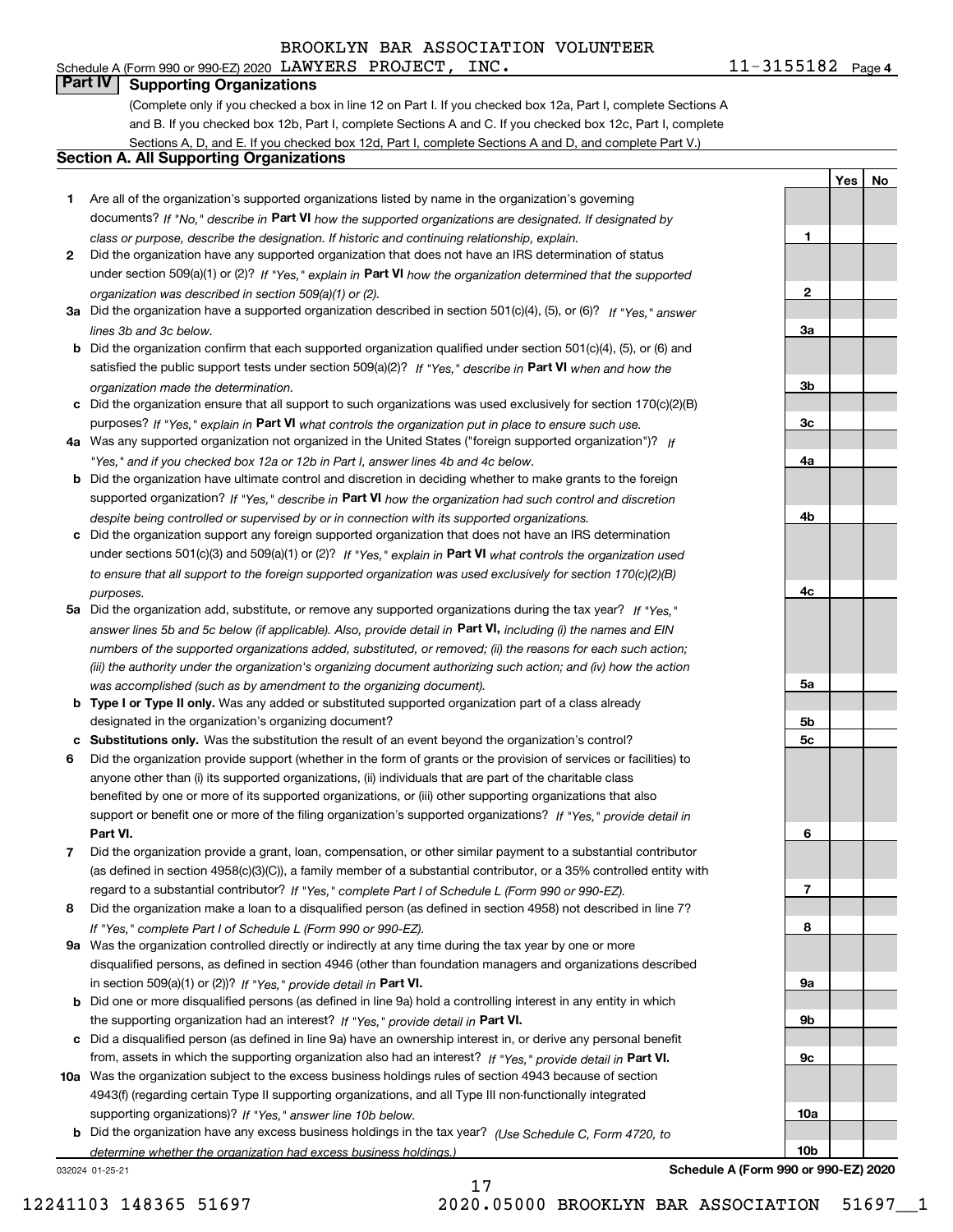Schedule A (Form 990 or 990-EZ) 2020 BROOKLYN BAR ASSOCIATION VOLUNTEER LAWYERS PROJECT, INC. 11-3155182 Page 4

## Part IV Supporting Organizations

(Complete only if you checked a box in line 12 on Part I. If you checked box 12a, Part I, complete Sections A and B. If you checked box 12b, Part I, complete Sections A and C. If you checked box 12c, Part I, complete Sections A, D, and E. If you checked box 12d, Part I, complete Sections A and D, and complete Part V.)

### Section A. All Supporting Organizations

| | | | Yes | No |
|---|---|---|---|---|
| **1** | Are all of the organization's supported organizations listed by name in the organization's governing documents? *If "No," describe in* **Part VI** *how the supported organizations are designated. If designated by class or purpose, describe the designation. If historic and continuing relationship, explain.* | 1 | | |
| **2** | Did the organization have any supported organization that does not have an IRS determination of status under section 509(a)(1) or (2)? *If "Yes," explain in* **Part VI** *how the organization determined that the supported organization was described in section 509(a)(1) or (2).* | 2 | | |
| **3a** | Did the organization have a supported organization described in section 501(c)(4), (5), or (6)? *If "Yes," answer lines 3b and 3c below.* | 3a | | |
| **b** | Did the organization confirm that each supported organization qualified under section 501(c)(4), (5), or (6) and satisfied the public support tests under section 509(a)(2)? *If "Yes," describe in* **Part VI** *when and how the organization made the determination.* | 3b | | |
| **c** | Did the organization ensure that all support to such organizations was used exclusively for section 170(c)(2)(B) purposes? *If "Yes," explain in* **Part VI** *what controls the organization put in place to ensure such use.* | 3c | | |
| **4a** | Was any supported organization not organized in the United States ("foreign supported organization")? *If "Yes," and if you checked box 12a or 12b in Part I, answer lines 4b and 4c below.* | 4a | | |
| **b** | Did the organization have ultimate control and discretion in deciding whether to make grants to the foreign supported organization? *If "Yes," describe in* **Part VI** *how the organization had such control and discretion despite being controlled or supervised by or in connection with its supported organizations.* | 4b | | |
| **c** | Did the organization support any foreign supported organization that does not have an IRS determination under sections 501(c)(3) and 509(a)(1) or (2)? *If "Yes," explain in* **Part VI** *what controls the organization used to ensure that all support to the foreign supported organization was used exclusively for section 170(c)(2)(B) purposes.* | 4c | | |
| **5a** | Did the organization add, substitute, or remove any supported organizations during the tax year? *If "Yes," answer lines 5b and 5c below (if applicable). Also, provide detail in* **Part VI,** *including (i) the names and EIN numbers of the supported organizations added, substituted, or removed; (ii) the reasons for each such action; (iii) the authority under the organization's organizing document authorizing such action; and (iv) how the action was accomplished (such as by amendment to the organizing document).* | 5a | | |
| **b** | **Type I or Type II only.** Was any added or substituted supported organization part of a class already designated in the organization's organizing document? | 5b | | |
| **c** | **Substitutions only.** Was the substitution the result of an event beyond the organization's control? | 5c | | |
| **6** | Did the organization provide support (whether in the form of grants or the provision of services or facilities) to anyone other than (i) its supported organizations, (ii) individuals that are part of the charitable class benefited by one or more of its supported organizations, or (iii) other supporting organizations that also support or benefit one or more of the filing organization's supported organizations? *If "Yes," provide detail in* **Part VI.** | 6 | | |
| **7** | Did the organization provide a grant, loan, compensation, or other similar payment to a substantial contributor (as defined in section 4958(c)(3)(C)), a family member of a substantial contributor, or a 35% controlled entity with regard to a substantial contributor? *If "Yes," complete Part I of Schedule L (Form 990 or 990-EZ).* | 7 | | |
| **8** | Did the organization make a loan to a disqualified person (as defined in section 4958) not described in line 7? *If "Yes," complete Part I of Schedule L (Form 990 or 990-EZ).* | 8 | | |
| **9a** | Was the organization controlled directly or indirectly at any time during the tax year by one or more disqualified persons, as defined in section 4946 (other than foundation managers and organizations described in section 509(a)(1) or (2))? *If "Yes," provide detail in* **Part VI.** | 9a | | |
| **b** | Did one or more disqualified persons (as defined in line 9a) hold a controlling interest in any entity in which the supporting organization had an interest? *If "Yes," provide detail in* **Part VI.** | 9b | | |
| **c** | Did a disqualified person (as defined in line 9a) have an ownership interest in, or derive any personal benefit from, assets in which the supporting organization also had an interest? *If "Yes," provide detail in* **Part VI.** | 9c | | |
| **10a** | Was the organization subject to the excess business holdings rules of section 4943 because of section 4943(f) (regarding certain Type II supporting organizations, and all Type III non-functionally integrated supporting organizations)? *If "Yes," answer line 10b below.* | 10a | | |
| **b** | Did the organization have any excess business holdings in the tax year? *(Use Schedule C, Form 4720, to determine whether the organization had excess business holdings.)* | 10b | | |

032024 01-25-21 **Schedule A (Form 990 or 990-EZ) 2020**

12241103 148365 51697 2020.05000 BROOKLYN BAR ASSOCIATION 51697__1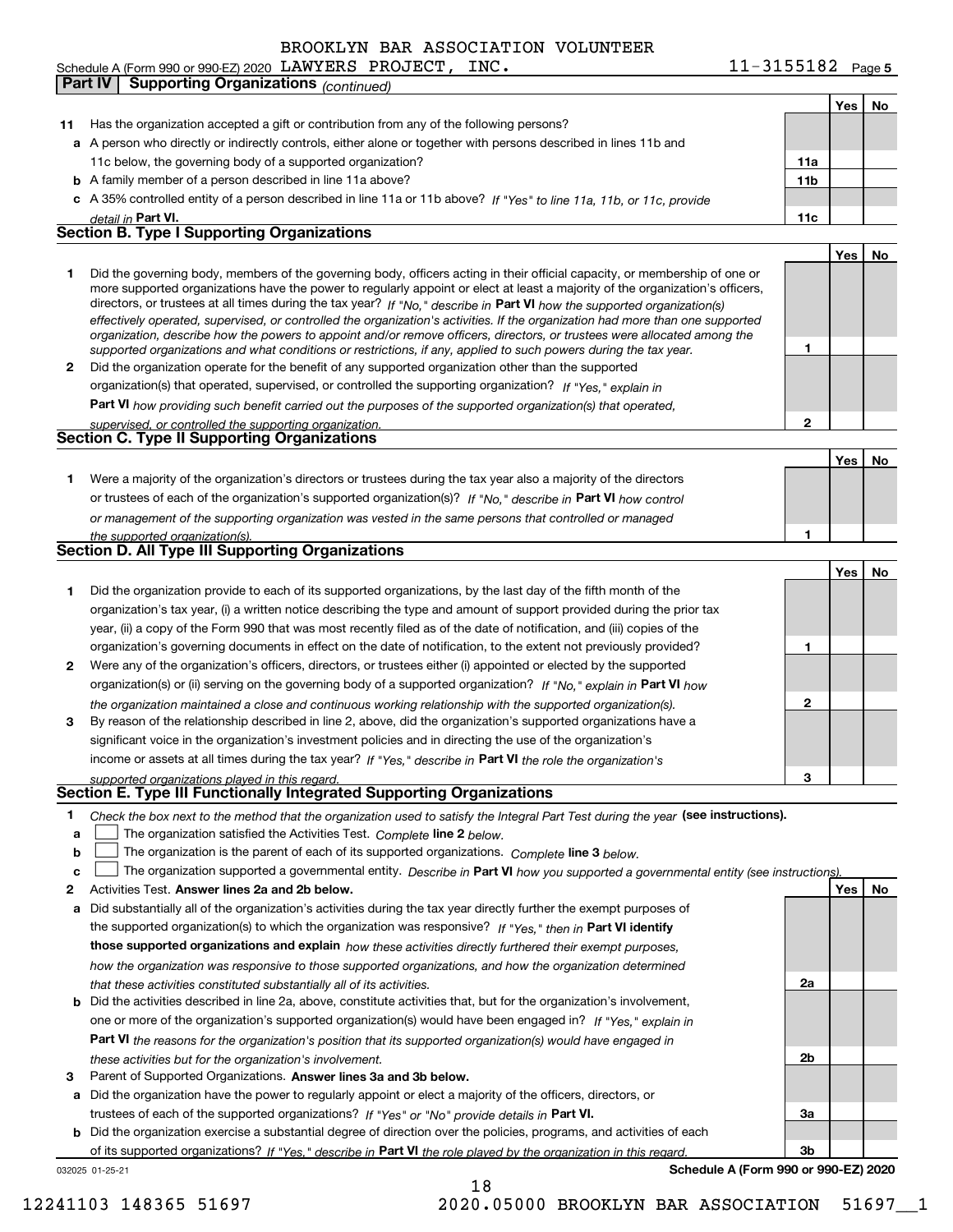BROOKLYN BAR ASSOCIATION VOLUNTEER

Schedule A (Form 990 or 990-EZ) 2020 LAWYERS PROJECT, INC. 11-3155182 Page 5

**Part IV Supporting Organizations** *(continued)*

| | | | Yes | No |
|---|---|---|---|---|
| **11** | Has the organization accepted a gift or contribution from any of the following persons? | | | |
| **a** | A person who directly or indirectly controls, either alone or together with persons described in lines 11b and 11c below, the governing body of a supported organization? | **11a** | | |
| **b** | A family member of a person described in line 11a above? | **11b** | | |
| **c** | A 35% controlled entity of a person described in line 11a or 11b above? *If "Yes" to line 11a, 11b, or 11c, provide detail in* **Part VI.** | **11c** | | |

## Section B. Type I Supporting Organizations

| | | | Yes | No |
|---|---|---|---|---|
| **1** | Did the governing body, members of the governing body, officers acting in their official capacity, or membership of one or more supported organizations have the power to regularly appoint or elect at least a majority of the organization's officers, directors, or trustees at all times during the tax year? *If "No," describe in* **Part VI** *how the supported organization(s) effectively operated, supervised, or controlled the organization's activities. If the organization had more than one supported organization, describe how the powers to appoint and/or remove officers, directors, or trustees were allocated among the supported organizations and what conditions or restrictions, if any, applied to such powers during the tax year.* | **1** | | |
| **2** | Did the organization operate for the benefit of any supported organization other than the supported organization(s) that operated, supervised, or controlled the supporting organization? *If "Yes," explain in* **Part VI** *how providing such benefit carried out the purposes of the supported organization(s) that operated, supervised, or controlled the supporting organization.* | **2** | | |

## Section C. Type II Supporting Organizations

| | | | Yes | No |
|---|---|---|---|---|
| **1** | Were a majority of the organization's directors or trustees during the tax year also a majority of the directors or trustees of each of the organization's supported organization(s)? *If "No," describe in* **Part VI** *how control or management of the supporting organization was vested in the same persons that controlled or managed the supported organization(s).* | **1** | | |

## Section D. All Type III Supporting Organizations

| | | | Yes | No |
|---|---|---|---|---|
| **1** | Did the organization provide to each of its supported organizations, by the last day of the fifth month of the organization's tax year, (i) a written notice describing the type and amount of support provided during the prior tax year, (ii) a copy of the Form 990 that was most recently filed as of the date of notification, and (iii) copies of the organization's governing documents in effect on the date of notification, to the extent not previously provided? | **1** | | |
| **2** | Were any of the organization's officers, directors, or trustees either (i) appointed or elected by the supported organization(s) or (ii) serving on the governing body of a supported organization? *If "No," explain in* **Part VI** *how the organization maintained a close and continuous working relationship with the supported organization(s).* | **2** | | |
| **3** | By reason of the relationship described in line 2, above, did the organization's supported organizations have a significant voice in the organization's investment policies and in directing the use of the organization's income or assets at all times during the tax year? *If "Yes," describe in* **Part VI** *the role the organization's supported organizations played in this regard.* | **3** | | |

## Section E. Type III Functionally Integrated Supporting Organizations

**1** *Check the box next to the method that the organization used to satisfy the Integral Part Test during the year* **(see instructions).**

**a** ☐ The organization satisfied the Activities Test. *Complete* **line 2** *below.*

**b** ☐ The organization is the parent of each of its supported organizations. *Complete* **line 3** *below.*

**c** ☐ The organization supported a governmental entity. *Describe in* **Part VI** *how you supported a governmental entity (see instructions).*

| | | | Yes | No |
|---|---|---|---|---|
| **2** | Activities Test. **Answer lines 2a and 2b below.** | | | |
| **a** | Did substantially all of the organization's activities during the tax year directly further the exempt purposes of the supported organization(s) to which the organization was responsive? *If "Yes," then in* **Part VI identify those supported organizations and explain** *how these activities directly furthered their exempt purposes, how the organization was responsive to those supported organizations, and how the organization determined that these activities constituted substantially all of its activities.* | **2a** | | |
| **b** | Did the activities described in line 2a, above, constitute activities that, but for the organization's involvement, one or more of the organization's supported organization(s) would have been engaged in? *If "Yes," explain in* **Part VI** *the reasons for the organization's position that its supported organization(s) would have engaged in these activities but for the organization's involvement.* | **2b** | | |
| **3** | Parent of Supported Organizations. **Answer lines 3a and 3b below.** | | | |
| **a** | Did the organization have the power to regularly appoint or elect a majority of the officers, directors, or trustees of each of the supported organizations? *If "Yes" or "No" provide details in* **Part VI.** | **3a** | | |
| **b** | Did the organization exercise a substantial degree of direction over the policies, programs, and activities of each of its supported organizations? *If "Yes," describe in* **Part VI** *the role played by the organization in this regard.* | **3b** | | |

032025 01-25-21 **Schedule A (Form 990 or 990-EZ) 2020**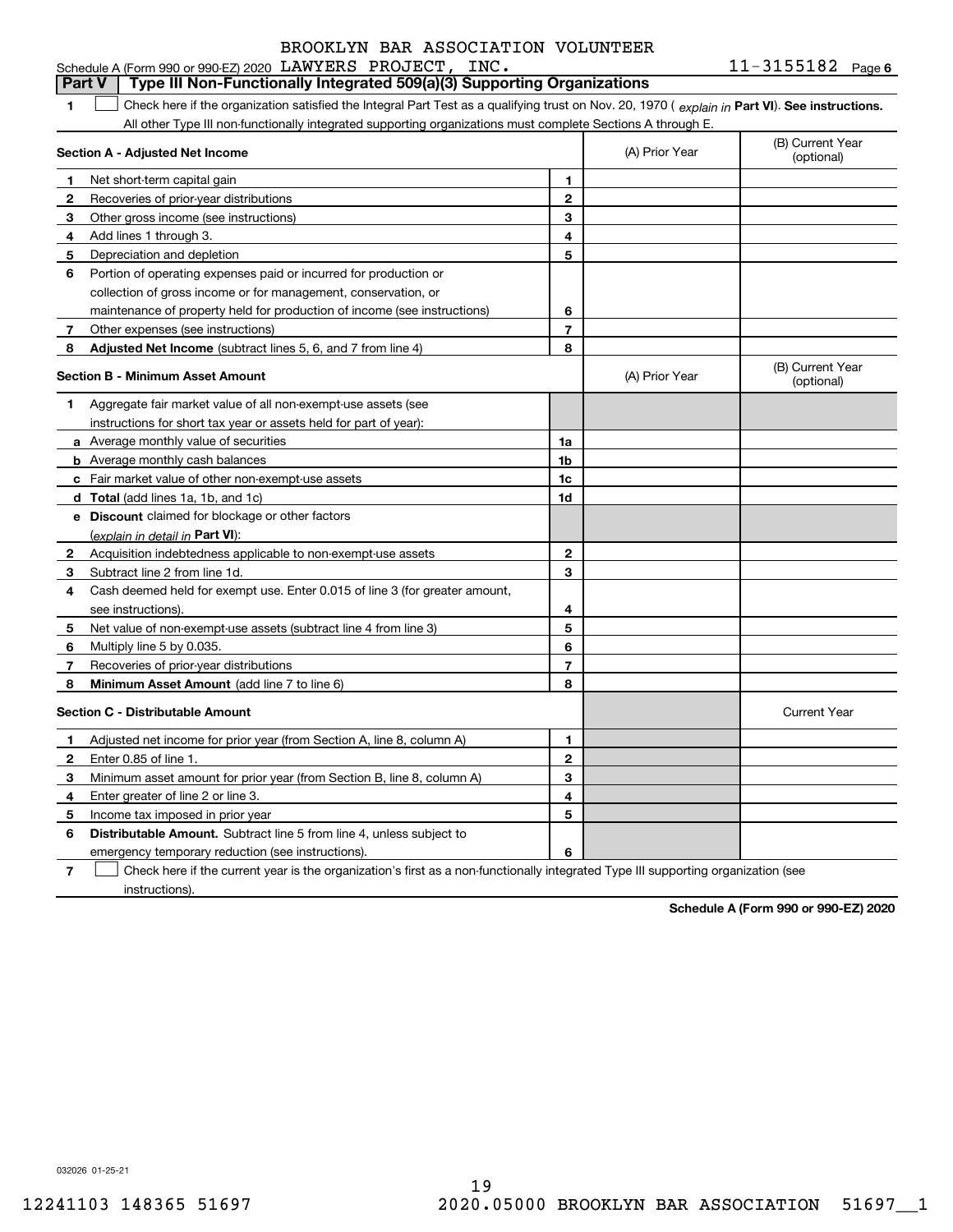BROOKLYN BAR ASSOCIATION VOLUNTEER

Schedule A (Form 990 or 990-EZ) 2020 LAWYERS PROJECT, INC. 11-3155182 Page 6

## Part V Type III Non-Functionally Integrated 509(a)(3) Supporting Organizations

**1** ☐ Check here if the organization satisfied the Integral Part Test as a qualifying trust on Nov. 20, 1970 ( *explain in* **Part VI**). **See instructions.** All other Type III non-functionally integrated supporting organizations must complete Sections A through E.

| **Section A - Adjusted Net Income** | | (A) Prior Year | (B) Current Year (optional) |
|---|---|---|---|
| **1** Net short-term capital gain | **1** | | |
| **2** Recoveries of prior-year distributions | **2** | | |
| **3** Other gross income (see instructions) | **3** | | |
| **4** Add lines 1 through 3. | **4** | | |
| **5** Depreciation and depletion | **5** | | |
| **6** Portion of operating expenses paid or incurred for production or collection of gross income or for management, conservation, or maintenance of property held for production of income (see instructions) | **6** | | |
| **7** Other expenses (see instructions) | **7** | | |
| **8** **Adjusted Net Income** (subtract lines 5, 6, and 7 from line 4) | **8** | | |

| **Section B - Minimum Asset Amount** | | (A) Prior Year | (B) Current Year (optional) |
|---|---|---|---|
| **1** Aggregate fair market value of all non-exempt-use assets (see instructions for short tax year or assets held for part of year): | | | |
| **a** Average monthly value of securities | **1a** | | |
| **b** Average monthly cash balances | **1b** | | |
| **c** Fair market value of other non-exempt-use assets | **1c** | | |
| **d** **Total** (add lines 1a, 1b, and 1c) | **1d** | | |
| **e** **Discount** claimed for blockage or other factors (*explain in detail in* **Part VI**): | | | |
| **2** Acquisition indebtedness applicable to non-exempt-use assets | **2** | | |
| **3** Subtract line 2 from line 1d. | **3** | | |
| **4** Cash deemed held for exempt use. Enter 0.015 of line 3 (for greater amount, see instructions). | **4** | | |
| **5** Net value of non-exempt-use assets (subtract line 4 from line 3) | **5** | | |
| **6** Multiply line 5 by 0.035. | **6** | | |
| **7** Recoveries of prior-year distributions | **7** | | |
| **8** **Minimum Asset Amount** (add line 7 to line 6) | **8** | | |

| **Section C - Distributable Amount** | | | Current Year |
|---|---|---|---|
| **1** Adjusted net income for prior year (from Section A, line 8, column A) | **1** | | |
| **2** Enter 0.85 of line 1. | **2** | | |
| **3** Minimum asset amount for prior year (from Section B, line 8, column A) | **3** | | |
| **4** Enter greater of line 2 or line 3. | **4** | | |
| **5** Income tax imposed in prior year | **5** | | |
| **6** **Distributable Amount.** Subtract line 5 from line 4, unless subject to emergency temporary reduction (see instructions). | **6** | | |

**7** ☐ Check here if the current year is the organization's first as a non-functionally integrated Type III supporting organization (see instructions).

**Schedule A (Form 990 or 990-EZ) 2020**

032026 01-25-21

12241103 148365 51697 2020.05000 BROOKLYN BAR ASSOCIATION 51697__1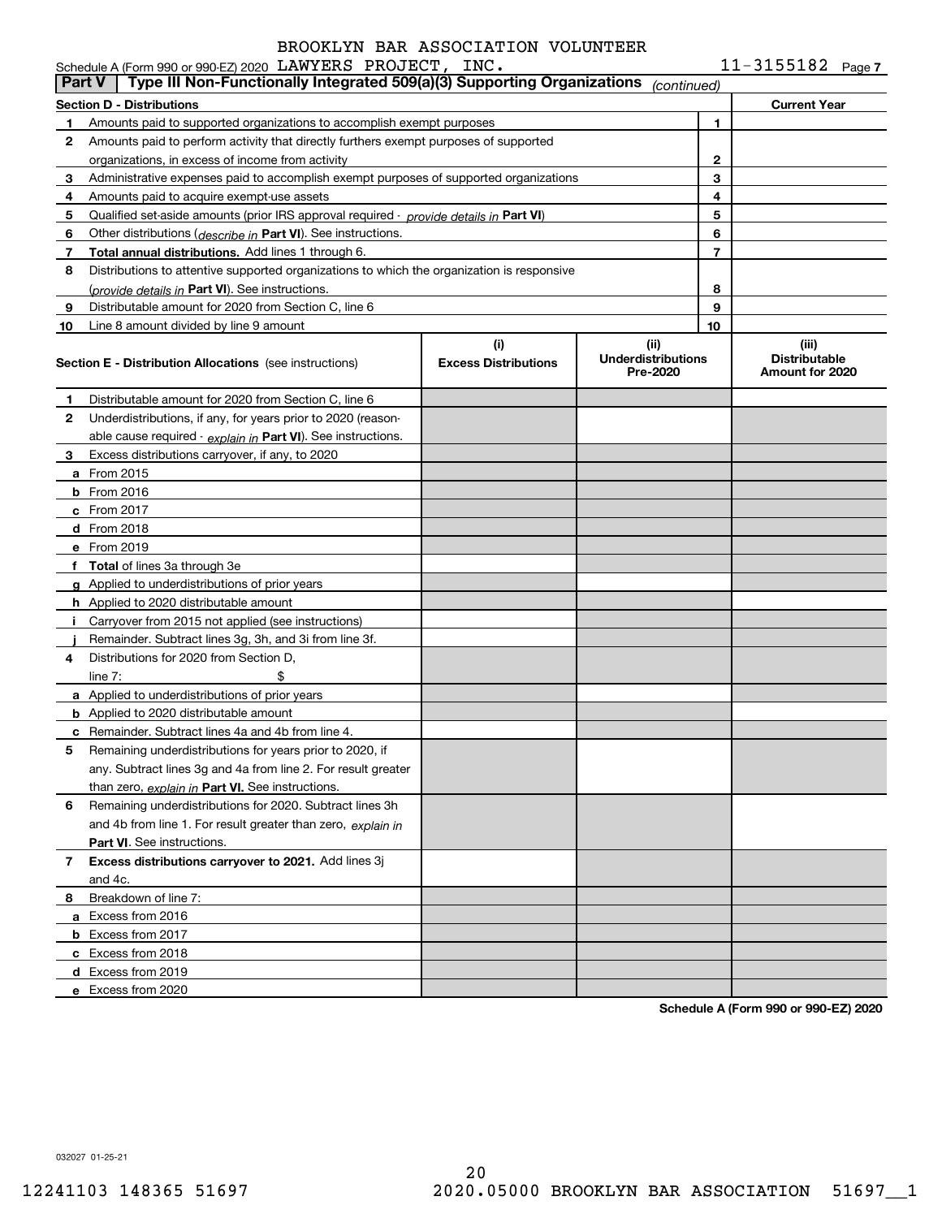BROOKLYN BAR ASSOCIATION VOLUNTEER

Schedule A (Form 990 or 990-EZ) 2020 LAWYERS PROJECT, INC. 11-3155182 Page 7

**Part V | Type III Non-Functionally Integrated 509(a)(3) Supporting Organizations** *(continued)*

| Section D - Distributions | | | Current Year |
|---|---|---|---|
| 1 | Amounts paid to supported organizations to accomplish exempt purposes | 1 | |
| 2 | Amounts paid to perform activity that directly furthers exempt purposes of supported organizations, in excess of income from activity | 2 | |
| 3 | Administrative expenses paid to accomplish exempt purposes of supported organizations | 3 | |
| 4 | Amounts paid to acquire exempt-use assets | 4 | |
| 5 | Qualified set-aside amounts (prior IRS approval required - *provide details in* **Part VI**) | 5 | |
| 6 | Other distributions (*describe in* **Part VI**). See instructions. | 6 | |
| 7 | **Total annual distributions.** Add lines 1 through 6. | 7 | |
| 8 | Distributions to attentive supported organizations to which the organization is responsive (*provide details in* **Part VI**). See instructions. | 8 | |
| 9 | Distributable amount for 2020 from Section C, line 6 | 9 | |
| 10 | Line 8 amount divided by line 9 amount | 10 | |

| **Section E - Distribution Allocations** (see instructions) | (i) Excess Distributions | (ii) Underdistributions Pre-2020 | (iii) Distributable Amount for 2020 |
|---|---|---|---|
| **1** Distributable amount for 2020 from Section C, line 6 | | | |
| **2** Underdistributions, if any, for years prior to 2020 (reasonable cause required - *explain in* **Part VI**). See instructions. | | | |
| **3** Excess distributions carryover, if any, to 2020 | | | |
| **a** From 2015 | | | |
| **b** From 2016 | | | |
| **c** From 2017 | | | |
| **d** From 2018 | | | |
| **e** From 2019 | | | |
| **f Total** of lines 3a through 3e | | | |
| **g** Applied to underdistributions of prior years | | | |
| **h** Applied to 2020 distributable amount | | | |
| **i** Carryover from 2015 not applied (see instructions) | | | |
| **j** Remainder. Subtract lines 3g, 3h, and 3i from line 3f. | | | |
| **4** Distributions for 2020 from Section D, line 7: $ | | | |
| **a** Applied to underdistributions of prior years | | | |
| **b** Applied to 2020 distributable amount | | | |
| **c** Remainder. Subtract lines 4a and 4b from line 4. | | | |
| **5** Remaining underdistributions for years prior to 2020, if any. Subtract lines 3g and 4a from line 2. For result greater than zero, *explain in* **Part VI.** See instructions. | | | |
| **6** Remaining underdistributions for 2020. Subtract lines 3h and 4b from line 1. For result greater than zero, *explain in* **Part VI**. See instructions. | | | |
| **7 Excess distributions carryover to 2021.** Add lines 3j and 4c. | | | |
| **8** Breakdown of line 7: | | | |
| **a** Excess from 2016 | | | |
| **b** Excess from 2017 | | | |
| **c** Excess from 2018 | | | |
| **d** Excess from 2019 | | | |
| **e** Excess from 2020 | | | |

**Schedule A (Form 990 or 990-EZ) 2020**

032027 01-25-21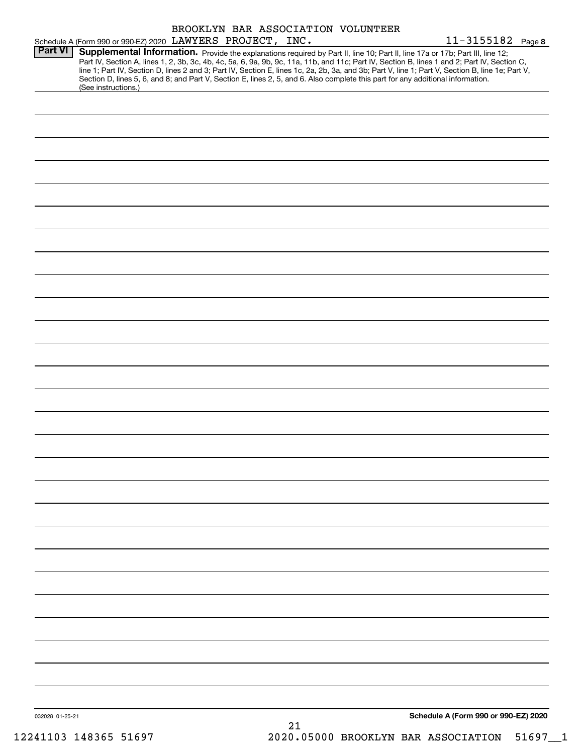Schedule A (Form 990 or 990-EZ) 2020 BROOKLYN BAR ASSOCIATION VOLUNTEER LAWYERS PROJECT, INC. 11-3155182 Page 8

**Part VI** **Supplemental Information.** Provide the explanations required by Part II, line 10; Part II, line 17a or 17b; Part III, line 12; Part IV, Section A, lines 1, 2, 3b, 3c, 4b, 4c, 5a, 6, 9a, 9b, 9c, 11a, 11b, and 11c; Part IV, Section B, lines 1 and 2; Part IV, Section C, line 1; Part IV, Section D, lines 2 and 3; Part IV, Section E, lines 1c, 2a, 2b, 3a, and 3b; Part V, line 1; Part V, Section B, line 1e; Part V, Section D, lines 5, 6, and 8; and Part V, Section E, lines 2, 5, and 6. Also complete this part for any additional information. (See instructions.)

032028 01-25-21

**Schedule A (Form 990 or 990-EZ) 2020**

12241103 148365 51697 2020.05000 BROOKLYN BAR ASSOCIATION 51697__1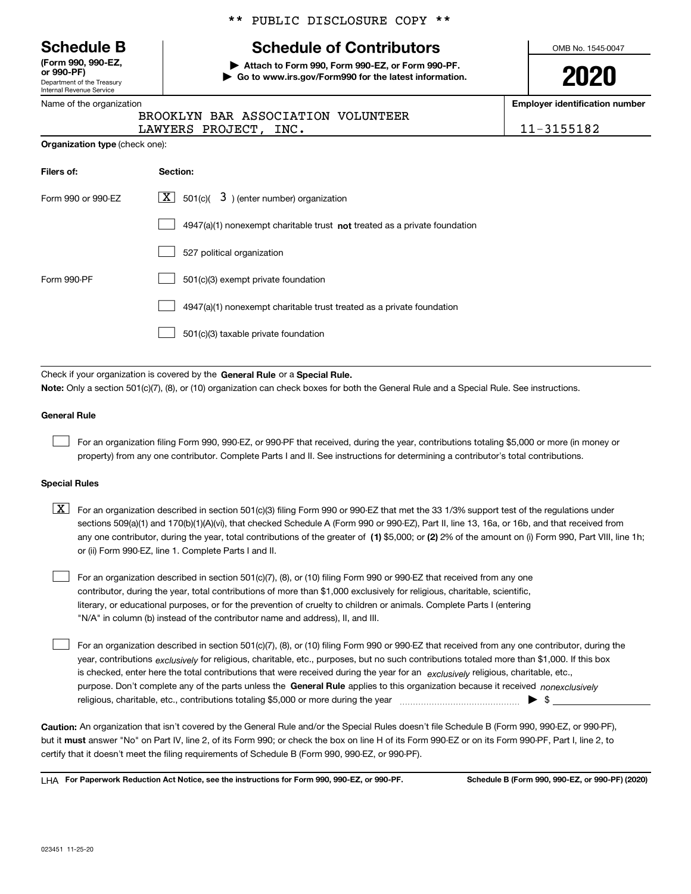** PUBLIC DISCLOSURE COPY **

**Schedule B**
**(Form 990, 990-EZ, or 990-PF)**
Department of the Treasury
Internal Revenue Service

# Schedule of Contributors

▶ **Attach to Form 990, Form 990-EZ, or Form 990-PF.**
▶ **Go to www.irs.gov/Form990 for the latest information.**

OMB No. 1545-0047

**2020**

Name of the organization: BROOKLYN BAR ASSOCIATION VOLUNTEER LAWYERS PROJECT, INC.

**Employer identification number:** 11-3155182

**Organization type** (check one):

| **Filers of:** | **Section:** |
|---|---|
| Form 990 or 990-EZ | [X] 501(c)( 3 ) (enter number) organization |
| | [ ] 4947(a)(1) nonexempt charitable trust **not** treated as a private foundation |
| | [ ] 527 political organization |
| Form 990-PF | [ ] 501(c)(3) exempt private foundation |
| | [ ] 4947(a)(1) nonexempt charitable trust treated as a private foundation |
| | [ ] 501(c)(3) taxable private foundation |

Check if your organization is covered by the **General Rule** or a **Special Rule.**

**Note:** Only a section 501(c)(7), (8), or (10) organization can check boxes for both the General Rule and a Special Rule. See instructions.

**General Rule**

[ ] For an organization filing Form 990, 990-EZ, or 990-PF that received, during the year, contributions totaling $5,000 or more (in money or property) from any one contributor. Complete Parts I and II. See instructions for determining a contributor's total contributions.

**Special Rules**

[X] For an organization described in section 501(c)(3) filing Form 990 or 990-EZ that met the 33 1/3% support test of the regulations under sections 509(a)(1) and 170(b)(1)(A)(vi), that checked Schedule A (Form 990 or 990-EZ), Part II, line 13, 16a, or 16b, and that received from any one contributor, during the year, total contributions of the greater of **(1)** $5,000; or **(2)** 2% of the amount on (i) Form 990, Part VIII, line 1h; or (ii) Form 990-EZ, line 1. Complete Parts I and II.

[ ] For an organization described in section 501(c)(7), (8), or (10) filing Form 990 or 990-EZ that received from any one contributor, during the year, total contributions of more than $1,000 exclusively for religious, charitable, scientific, literary, or educational purposes, or for the prevention of cruelty to children or animals. Complete Parts I (entering "N/A" in column (b) instead of the contributor name and address), II, and III.

[ ] For an organization described in section 501(c)(7), (8), or (10) filing Form 990 or 990-EZ that received from any one contributor, during the year, contributions *exclusively* for religious, charitable, etc., purposes, but no such contributions totaled more than $1,000. If this box is checked, enter here the total contributions that were received during the year for an *exclusively* religious, charitable, etc., purpose. Don't complete any of the parts unless the **General Rule** applies to this organization because it received *nonexclusively* religious, charitable, etc., contributions totaling $5,000 or more during the year ▶ $ ____________

**Caution:** An organization that isn't covered by the General Rule and/or the Special Rules doesn't file Schedule B (Form 990, 990-EZ, or 990-PF), but it **must** answer "No" on Part IV, line 2, of its Form 990; or check the box on line H of its Form 990-EZ or on its Form 990-PF, Part I, line 2, to certify that it doesn't meet the filing requirements of Schedule B (Form 990, 990-EZ, or 990-PF).

LHA **For Paperwork Reduction Act Notice, see the instructions for Form 990, 990-EZ, or 990-PF.** **Schedule B (Form 990, 990-EZ, or 990-PF) (2020)**

023451 11-25-20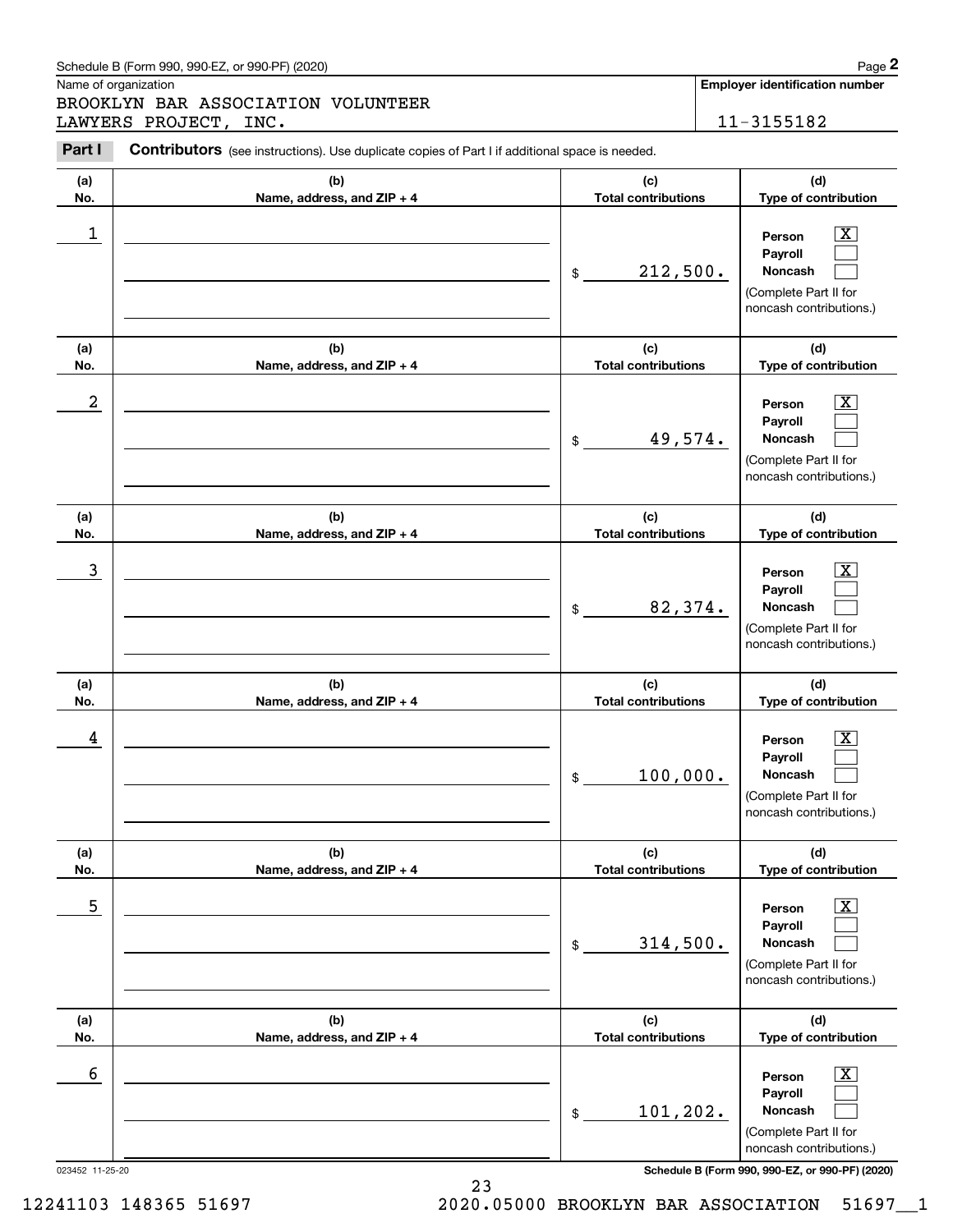Schedule B (Form 990, 990-EZ, or 990-PF) (2020)

Name of organization

BROOKLYN BAR ASSOCIATION VOLUNTEER LAWYERS PROJECT, INC.

**Employer identification number**

11-3155182

**Part I** **Contributors** (see instructions). Use duplicate copies of Part I if additional space is needed.

| (a) No. | (b) Name, address, and ZIP + 4 | (c) Total contributions | (d) Type of contribution |
|---|---|---|---|
| 1 | | $ 212,500. | Person [X] Payroll [ ] Noncash [ ] (Complete Part II for noncash contributions.) |
| 2 | | $ 49,574. | Person [X] Payroll [ ] Noncash [ ] (Complete Part II for noncash contributions.) |
| 3 | | $ 82,374. | Person [X] Payroll [ ] Noncash [ ] (Complete Part II for noncash contributions.) |
| 4 | | $ 100,000. | Person [X] Payroll [ ] Noncash [ ] (Complete Part II for noncash contributions.) |
| 5 | | $ 314,500. | Person [X] Payroll [ ] Noncash [ ] (Complete Part II for noncash contributions.) |
| 6 | | $ 101,202. | Person [X] Payroll [ ] Noncash [ ] (Complete Part II for noncash contributions.) |

023452 11-25-20

12241103 148365 51697 2020.05000 BROOKLYN BAR ASSOCIATION 51697__1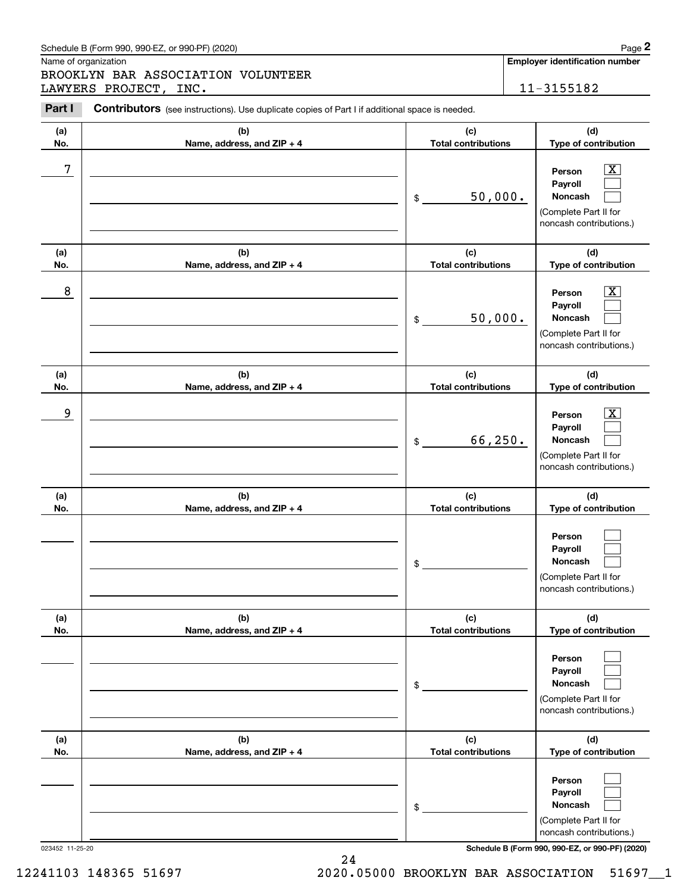Schedule B (Form 990, 990-EZ, or 990-PF) (2020)

Name of organization: BROOKLYN BAR ASSOCIATION VOLUNTEER LAWYERS PROJECT, INC.

Employer identification number: 11-3155182

**Part I** **Contributors** (see instructions). Use duplicate copies of Part I if additional space is needed.

| (a) No. | (b) Name, address, and ZIP + 4 | (c) Total contributions | (d) Type of contribution |
|---|---|---|---|
| 7 | | $ 50,000. | Person [X] Payroll [ ] Noncash [ ] (Complete Part II for noncash contributions.) |
| 8 | | $ 50,000. | Person [X] Payroll [ ] Noncash [ ] (Complete Part II for noncash contributions.) |
| 9 | | $ 66,250. | Person [X] Payroll [ ] Noncash [ ] (Complete Part II for noncash contributions.) |
| | | $ | Person [ ] Payroll [ ] Noncash [ ] (Complete Part II for noncash contributions.) |
| | | $ | Person [ ] Payroll [ ] Noncash [ ] (Complete Part II for noncash contributions.) |
| | | $ | Person [ ] Payroll [ ] Noncash [ ] (Complete Part II for noncash contributions.) |

023452 11-25-20

Schedule B (Form 990, 990-EZ, or 990-PF) (2020)

12241103 148365 51697 2020.05000 BROOKLYN BAR ASSOCIATION 51697__1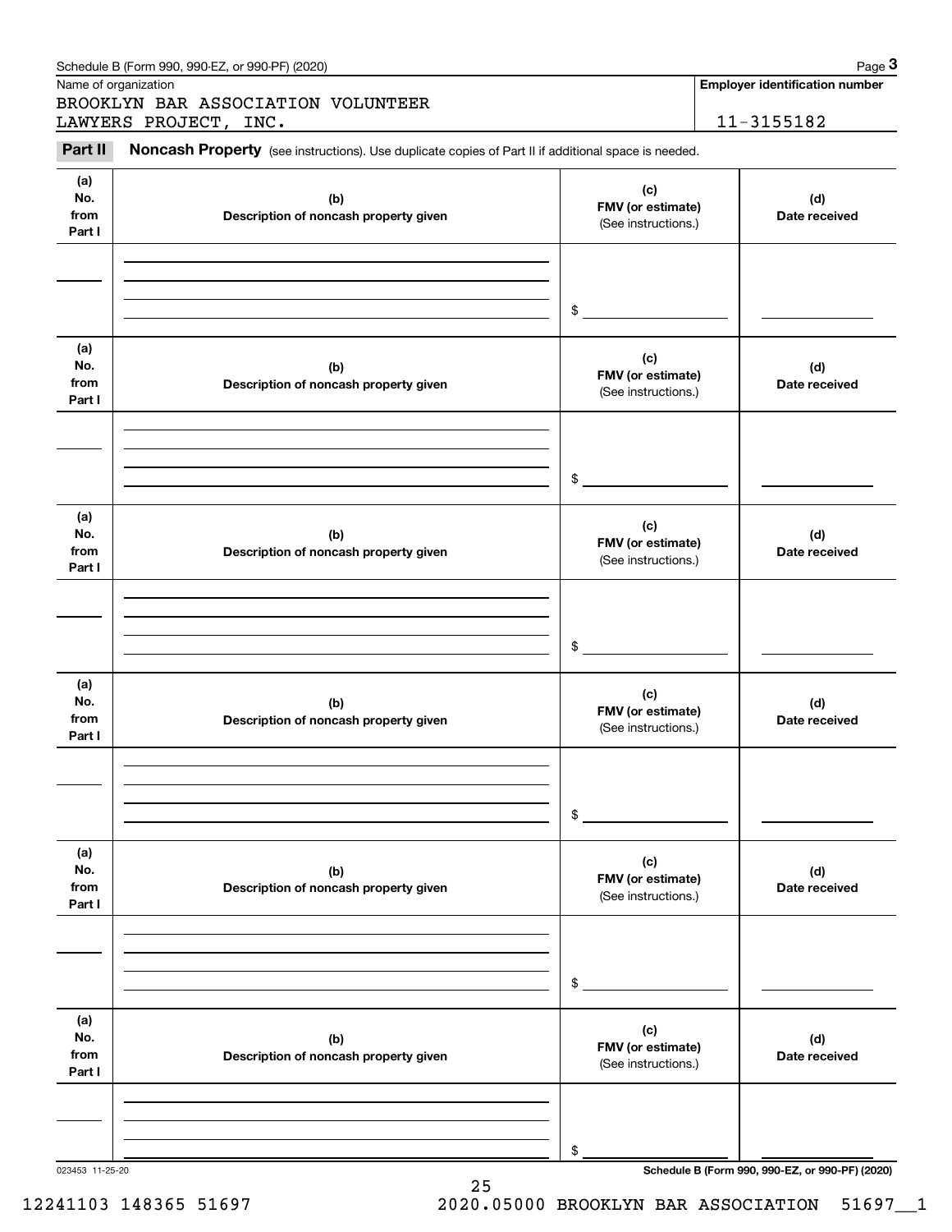Schedule B (Form 990, 990-EZ, or 990-PF) (2020)

Name of organization

BROOKLYN BAR ASSOCIATION VOLUNTEER LAWYERS PROJECT, INC.

**Employer identification number**

11-3155182

**Part II** **Noncash Property** (see instructions). Use duplicate copies of Part II if additional space is needed.

| (a) No. from Part I | (b) Description of noncash property given | (c) FMV (or estimate) (See instructions.) | (d) Date received |
|---|---|---|---|
| | | $ | |

| (a) No. from Part I | (b) Description of noncash property given | (c) FMV (or estimate) (See instructions.) | (d) Date received |
|---|---|---|---|
| | | $ | |

| (a) No. from Part I | (b) Description of noncash property given | (c) FMV (or estimate) (See instructions.) | (d) Date received |
|---|---|---|---|
| | | $ | |

| (a) No. from Part I | (b) Description of noncash property given | (c) FMV (or estimate) (See instructions.) | (d) Date received |
|---|---|---|---|
| | | $ | |

| (a) No. from Part I | (b) Description of noncash property given | (c) FMV (or estimate) (See instructions.) | (d) Date received |
|---|---|---|---|
| | | $ | |

| (a) No. from Part I | (b) Description of noncash property given | (c) FMV (or estimate) (See instructions.) | (d) Date received |
|---|---|---|---|
| | | $ | |

023453 11-25-20

Schedule B (Form 990, 990-EZ, or 990-PF) (2020)

12241103 148365 51697 2020.05000 BROOKLYN BAR ASSOCIATION 51697__1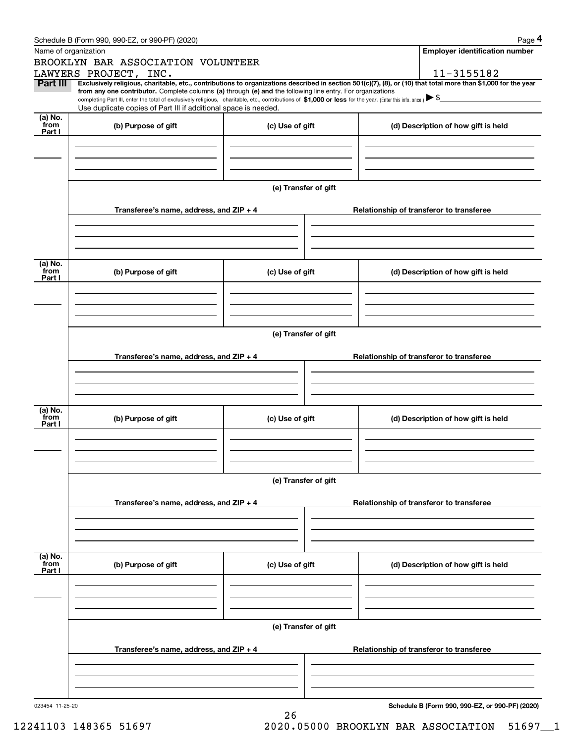Name of organization

BROOKLYN BAR ASSOCIATION VOLUNTEER LAWYERS PROJECT, INC.

**Employer identification number**

11-3155182

**Part III** **Exclusively religious, charitable, etc., contributions to organizations described in section 501(c)(7), (8), or (10) that total more than $1,000 for the year from any one contributor.** Complete columns **(a)** through **(e)** and the following line entry. For organizations completing Part III, enter the total of exclusively religious, charitable, etc., contributions of **$1,000 or less** for the year. (Enter this info. once.) ▶ $ \_\_\_\_\_\_\_\_\_\_
Use duplicate copies of Part III if additional space is needed.

| (a) No. from Part I | (b) Purpose of gift | (c) Use of gift | (d) Description of how gift is held |
|---|---|---|---|
| | | | |

**(e) Transfer of gift**

| Transferee's name, address, and ZIP + 4 | Relationship of transferor to transferee |
|---|---|
| | |

| (a) No. from Part I | (b) Purpose of gift | (c) Use of gift | (d) Description of how gift is held |
|---|---|---|---|
| | | | |

**(e) Transfer of gift**

| Transferee's name, address, and ZIP + 4 | Relationship of transferor to transferee |
|---|---|
| | |

| (a) No. from Part I | (b) Purpose of gift | (c) Use of gift | (d) Description of how gift is held |
|---|---|---|---|
| | | | |

**(e) Transfer of gift**

| Transferee's name, address, and ZIP + 4 | Relationship of transferor to transferee |
|---|---|
| | |

| (a) No. from Part I | (b) Purpose of gift | (c) Use of gift | (d) Description of how gift is held |
|---|---|---|---|
| | | | |

**(e) Transfer of gift**

| Transferee's name, address, and ZIP + 4 | Relationship of transferor to transferee |
|---|---|
| | |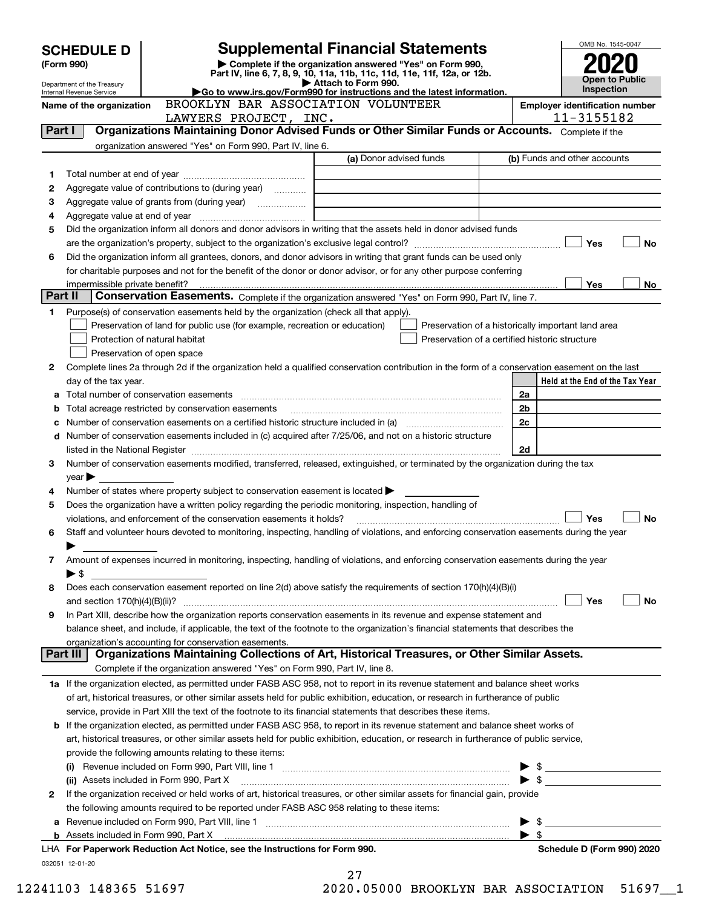# SCHEDULE D (Form 990)

Department of the Treasury
Internal Revenue Service

## Supplemental Financial Statements

▶ Complete if the organization answered "Yes" on Form 990, Part IV, line 6, 7, 8, 9, 10, 11a, 11b, 11c, 11d, 11e, 11f, 12a, or 12b.
▶ Attach to Form 990.
▶Go to www.irs.gov/Form990 for instructions and the latest information.

OMB No. 1545-0047

**2020**

**Open to Public Inspection**

**Name of the organization:** BROOKLYN BAR ASSOCIATION VOLUNTEER LAWYERS PROJECT, INC.

**Employer identification number:** 11-3155182

### Part I — Organizations Maintaining Donor Advised Funds or Other Similar Funds or Accounts. 
Complete if the organization answered "Yes" on Form 990, Part IV, line 6.

| | | (a) Donor advised funds | (b) Funds and other accounts |
|---|---|---|---|
| 1 | Total number at end of year | | |
| 2 | Aggregate value of contributions to (during year) | | |
| 3 | Aggregate value of grants from (during year) | | |
| 4 | Aggregate value at end of year | | |

5 Did the organization inform all donors and donor advisors in writing that the assets held in donor advised funds are the organization's property, subject to the organization's exclusive legal control? ☐ Yes ☐ No

6 Did the organization inform all grantees, donors, and donor advisors in writing that grant funds can be used only for charitable purposes and not for the benefit of the donor or donor advisor, or for any other purpose conferring impermissible private benefit? ☐ Yes ☐ No

### Part II — Conservation Easements. 
Complete if the organization answered "Yes" on Form 990, Part IV, line 7.

1 Purpose(s) of conservation easements held by the organization (check all that apply).

- ☐ Preservation of land for public use (for example, recreation or education)
- ☐ Preservation of a historically important land area
- ☐ Protection of natural habitat
- ☐ Preservation of a certified historic structure
- ☐ Preservation of open space

2 Complete lines 2a through 2d if the organization held a qualified conservation contribution in the form of a conservation easement on the last day of the tax year.

| | | | Held at the End of the Tax Year |
|---|---|---|---|
| a | Total number of conservation easements | 2a | |
| b | Total acreage restricted by conservation easements | 2b | |
| c | Number of conservation easements on a certified historic structure included in (a) | 2c | |
| d | Number of conservation easements included in (c) acquired after 7/25/06, and not on a historic structure listed in the National Register | 2d | |

3 Number of conservation easements modified, transferred, released, extinguished, or terminated by the organization during the tax year ▶

4 Number of states where property subject to conservation easement is located ▶

5 Does the organization have a written policy regarding the periodic monitoring, inspection, handling of violations, and enforcement of the conservation easements it holds? ☐ Yes ☐ No

6 Staff and volunteer hours devoted to monitoring, inspecting, handling of violations, and enforcing conservation easements during the year ▶

7 Amount of expenses incurred in monitoring, inspecting, handling of violations, and enforcing conservation easements during the year ▶ $

8 Does each conservation easement reported on line 2(d) above satisfy the requirements of section 170(h)(4)(B)(i) and section 170(h)(4)(B)(ii)? ☐ Yes ☐ No

9 In Part XIII, describe how the organization reports conservation easements in its revenue and expense statement and balance sheet, and include, if applicable, the text of the footnote to the organization's financial statements that describes the organization's accounting for conservation easements.

### Part III — Organizations Maintaining Collections of Art, Historical Treasures, or Other Similar Assets.
Complete if the organization answered "Yes" on Form 990, Part IV, line 8.

1a If the organization elected, as permitted under FASB ASC 958, not to report in its revenue statement and balance sheet works of art, historical treasures, or other similar assets held for public exhibition, education, or research in furtherance of public service, provide in Part XIII the text of the footnote to its financial statements that describes these items.

b If the organization elected, as permitted under FASB ASC 958, to report in its revenue statement and balance sheet works of art, historical treasures, or other similar assets held for public exhibition, education, or research in furtherance of public service, provide the following amounts relating to these items:

(i) Revenue included on Form 990, Part VIII, line 1 ▶ $

(ii) Assets included in Form 990, Part X ▶ $

2 If the organization received or held works of art, historical treasures, or other similar assets for financial gain, provide the following amounts required to be reported under FASB ASC 958 relating to these items:

a Revenue included on Form 990, Part VIII, line 1 ▶ $

b Assets included in Form 990, Part X ▶ $

LHA **For Paperwork Reduction Act Notice, see the Instructions for Form 990.** **Schedule D (Form 990) 2020**

032051 12-01-20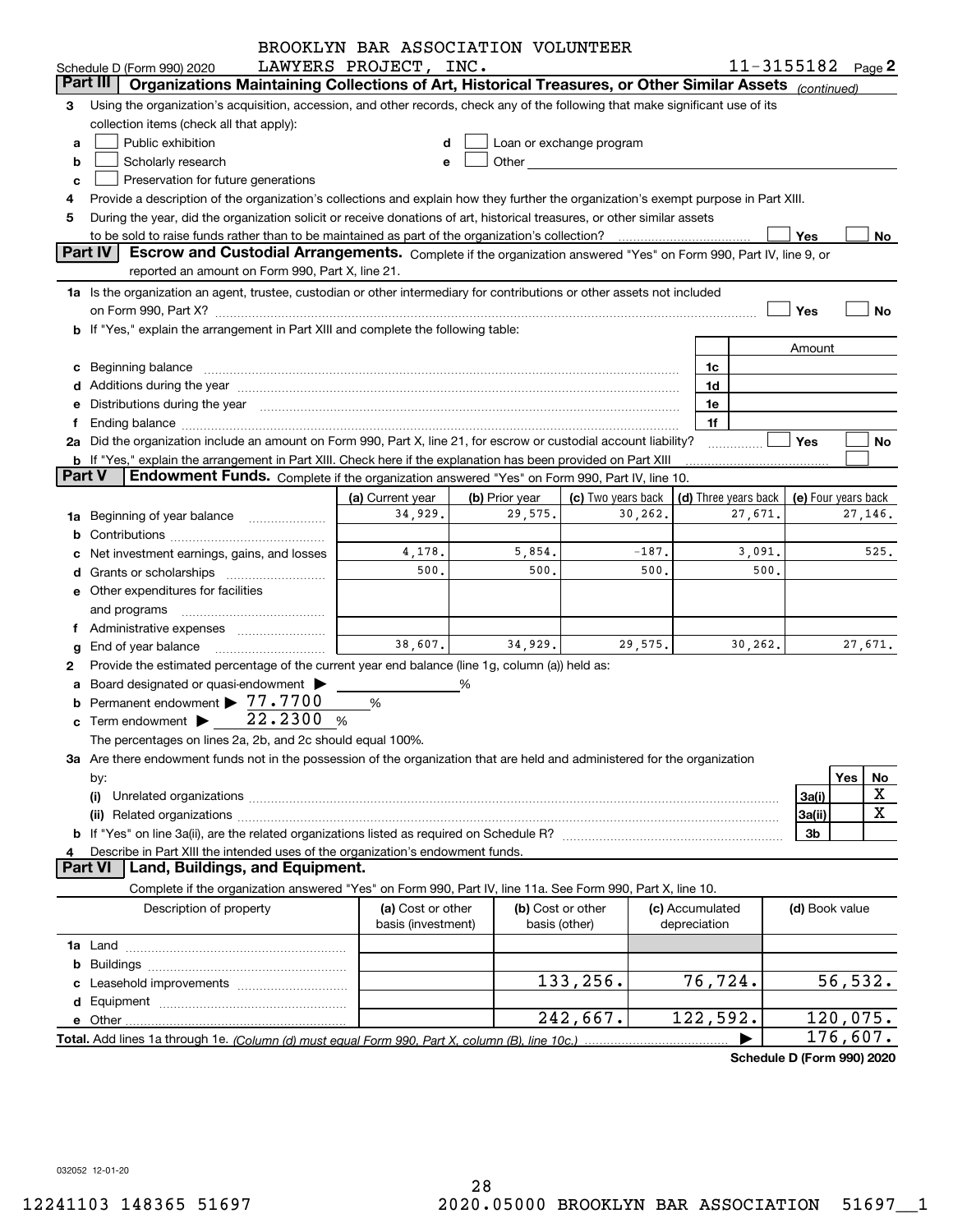BROOKLYN BAR ASSOCIATION VOLUNTEER LAWYERS PROJECT, INC. — 11-3155182

Schedule D (Form 990) 2020 Page **2**

## Part III Organizations Maintaining Collections of Art, Historical Treasures, or Other Similar Assets *(continued)*

**3** Using the organization's acquisition, accession, and other records, check any of the following that make significant use of its collection items (check all that apply):

- **a** ☐ Public exhibition
- **b** ☐ Scholarly research
- **c** ☐ Preservation for future generations
- **d** ☐ Loan or exchange program
- **e** ☐ Other

**4** Provide a description of the organization's collections and explain how they further the organization's exempt purpose in Part XIII.

**5** During the year, did the organization solicit or receive donations of art, historical treasures, or other similar assets to be sold to raise funds rather than to be maintained as part of the organization's collection? ☐ Yes ☐ No

## Part IV Escrow and Custodial Arrangements.

Complete if the organization answered "Yes" on Form 990, Part IV, line 9, or reported an amount on Form 990, Part X, line 21.

**1a** Is the organization an agent, trustee, custodian or other intermediary for contributions or other assets not included on Form 990, Part X? ☐ Yes ☐ No

**b** If "Yes," explain the arrangement in Part XIII and complete the following table:

| | | | Amount |
|---|---|---|---|
| **c** | Beginning balance | 1c | |
| **d** | Additions during the year | 1d | |
| **e** | Distributions during the year | 1e | |
| **f** | Ending balance | 1f | |

**2a** Did the organization include an amount on Form 990, Part X, line 21, for escrow or custodial account liability? ☐ Yes ☐ No

**b** If "Yes," explain the arrangement in Part XIII. Check here if the explanation has been provided on Part XIII ☐

## Part V Endowment Funds.

Complete if the organization answered "Yes" on Form 990, Part IV, line 10.

| | (a) Current year | (b) Prior year | (c) Two years back | (d) Three years back | (e) Four years back |
|---|---|---|---|---|---|
| **1a** Beginning of year balance | 34,929. | 29,575. | 30,262. | 27,671. | 27,146. |
| **b** Contributions | | | | | |
| **c** Net investment earnings, gains, and losses | 4,178. | 5,854. | -187. | 3,091. | 525. |
| **d** Grants or scholarships | 500. | 500. | 500. | 500. | |
| **e** Other expenditures for facilities and programs | | | | | |
| **f** Administrative expenses | | | | | |
| **g** End of year balance | 38,607. | 34,929. | 29,575. | 30,262. | 27,671. |

**2** Provide the estimated percentage of the current year end balance (line 1g, column (a)) held as:

- **a** Board designated or quasi-endowment ▶ _____ %
- **b** Permanent endowment ▶ 77.7700 %
- **c** Term endowment ▶ 22.2300 %

The percentages on lines 2a, 2b, and 2c should equal 100%.

**3a** Are there endowment funds not in the possession of the organization that are held and administered for the organization by:

| | | Yes | No |
|---|---|---|---|
| **(i)** Unrelated organizations | 3a(i) | | X |
| **(ii)** Related organizations | 3a(ii) | | X |
| **b** If "Yes" on line 3a(ii), are the related organizations listed as required on Schedule R? | 3b | | |

**4** Describe in Part XIII the intended uses of the organization's endowment funds.

## Part VI Land, Buildings, and Equipment.

Complete if the organization answered "Yes" on Form 990, Part IV, line 11a. See Form 990, Part X, line 10.

| Description of property | (a) Cost or other basis (investment) | (b) Cost or other basis (other) | (c) Accumulated depreciation | (d) Book value |
|---|---|---|---|---|
| **1a** Land | | | | |
| **b** Buildings | | | | |
| **c** Leasehold improvements | | 133,256. | 76,724. | 56,532. |
| **d** Equipment | | | | |
| **e** Other | | 242,667. | 122,592. | 120,075. |
| **Total.** Add lines 1a through 1e. *(Column (d) must equal Form 990, Part X, column (B), line 10c.)* | | | ▶ | 176,607. |

Schedule D (Form 990) 2020

032052 12-01-20

12241103 148365 51697 2020.05000 BROOKLYN BAR ASSOCIATION 51697__1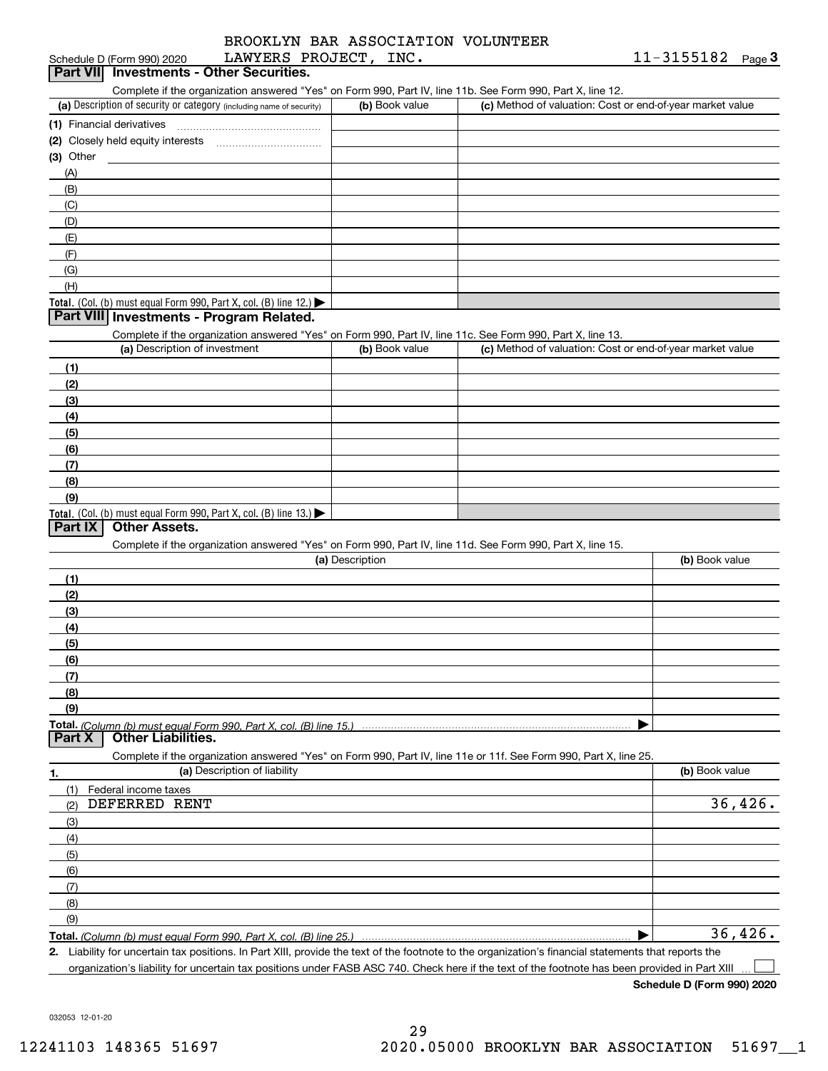Schedule D (Form 990) 2020 BROOKLYN BAR ASSOCIATION VOLUNTEER LAWYERS PROJECT, INC. 11-3155182 Page 3

## Part VII Investments - Other Securities.

Complete if the organization answered "Yes" on Form 990, Part IV, line 11b. See Form 990, Part X, line 12.

| (a) Description of security or category (including name of security) | (b) Book value | (c) Method of valuation: Cost or end-of-year market value |
|---|---|---|
| (1) Financial derivatives | | |
| (2) Closely held equity interests | | |
| (3) Other | | |
| (A) | | |
| (B) | | |
| (C) | | |
| (D) | | |
| (E) | | |
| (F) | | |
| (G) | | |
| (H) | | |
| Total. (Col. (b) must equal Form 990, Part X, col. (B) line 12.) ▶ | | |

## Part VIII Investments - Program Related.

Complete if the organization answered "Yes" on Form 990, Part IV, line 11c. See Form 990, Part X, line 13.

| (a) Description of investment | (b) Book value | (c) Method of valuation: Cost or end-of-year market value |
|---|---|---|
| (1) | | |
| (2) | | |
| (3) | | |
| (4) | | |
| (5) | | |
| (6) | | |
| (7) | | |
| (8) | | |
| (9) | | |
| Total. (Col. (b) must equal Form 990, Part X, col. (B) line 13.) ▶ | | |

## Part IX Other Assets.

Complete if the organization answered "Yes" on Form 990, Part IV, line 11d. See Form 990, Part X, line 15.

| (a) Description | (b) Book value |
|---|---|
| (1) | |
| (2) | |
| (3) | |
| (4) | |
| (5) | |
| (6) | |
| (7) | |
| (8) | |
| (9) | |
| Total. (Column (b) must equal Form 990, Part X, col. (B) line 15.) ▶ | |

## Part X Other Liabilities.

Complete if the organization answered "Yes" on Form 990, Part IV, line 11e or 11f. See Form 990, Part X, line 25.

| 1. (a) Description of liability | (b) Book value |
|---|---|
| (1) Federal income taxes | |
| (2) DEFERRED RENT | 36,426. |
| (3) | |
| (4) | |
| (5) | |
| (6) | |
| (7) | |
| (8) | |
| (9) | |
| Total. (Column (b) must equal Form 990, Part X, col. (B) line 25.) ▶ | 36,426. |

2. Liability for uncertain tax positions. In Part XIII, provide the text of the footnote to the organization's financial statements that reports the organization's liability for uncertain tax positions under FASB ASC 740. Check here if the text of the footnote has been provided in Part XIII ☐

Schedule D (Form 990) 2020

032053 12-01-20

12241103 148365 51697 2020.05000 BROOKLYN BAR ASSOCIATION 51697__1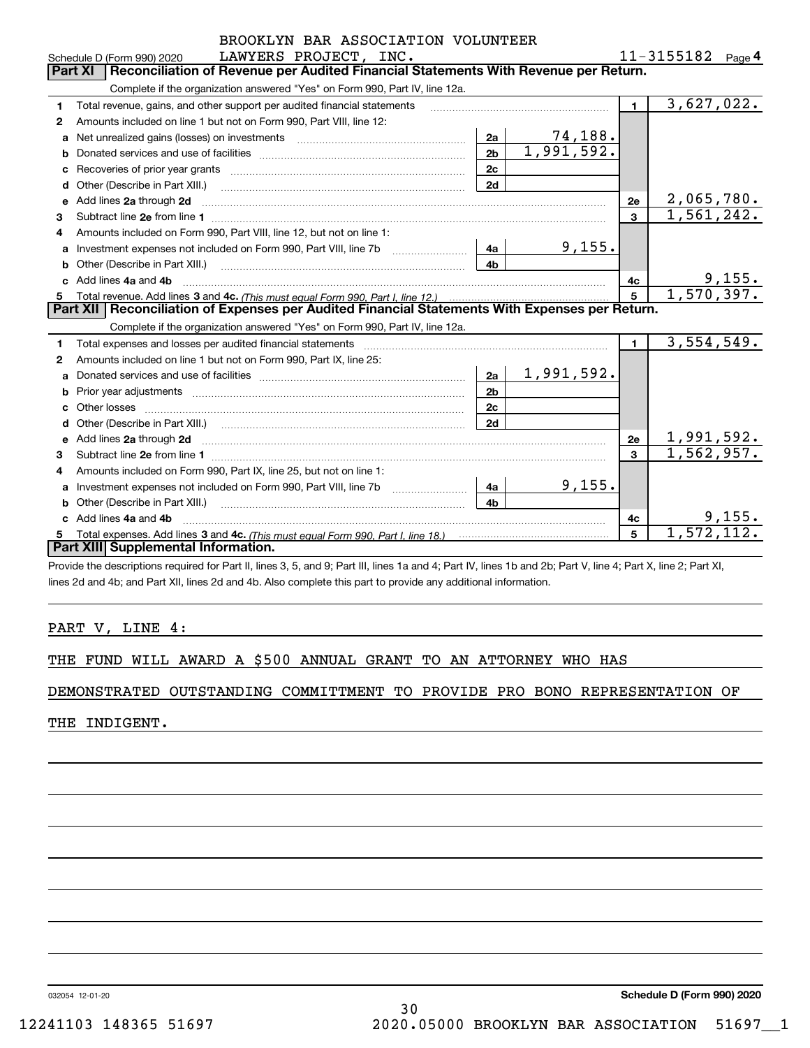Schedule D (Form 990) 2020 BROOKLYN BAR ASSOCIATION VOLUNTEER LAWYERS PROJECT, INC. 11-3155182 Page 4

## Part XI Reconciliation of Revenue per Audited Financial Statements With Revenue per Return.

Complete if the organization answered "Yes" on Form 990, Part IV, line 12a.

| | | | | | |
|---|---|---|---|---|---|
| 1 | Total revenue, gains, and other support per audited financial statements | | | 1 | 3,627,022. |
| 2 | Amounts included on line 1 but not on Form 990, Part VIII, line 12: | | | | |
| a | Net unrealized gains (losses) on investments | 2a | 74,188. | | |
| b | Donated services and use of facilities | 2b | 1,991,592. | | |
| c | Recoveries of prior year grants | 2c | | | |
| d | Other (Describe in Part XIII.) | 2d | | | |
| e | Add lines 2a through 2d | | | 2e | 2,065,780. |
| 3 | Subtract line 2e from line 1 | | | 3 | 1,561,242. |
| 4 | Amounts included on Form 990, Part VIII, line 12, but not on line 1: | | | | |
| a | Investment expenses not included on Form 990, Part VIII, line 7b | 4a | 9,155. | | |
| b | Other (Describe in Part XIII.) | 4b | | | |
| c | Add lines 4a and 4b | | | 4c | 9,155. |
| 5 | Total revenue. Add lines 3 and 4c. *(This must equal Form 990, Part I, line 12.)* | | | 5 | 1,570,397. |

## Part XII Reconciliation of Expenses per Audited Financial Statements With Expenses per Return.

Complete if the organization answered "Yes" on Form 990, Part IV, line 12a.

| | | | | | |
|---|---|---|---|---|---|
| 1 | Total expenses and losses per audited financial statements | | | 1 | 3,554,549. |
| 2 | Amounts included on line 1 but not on Form 990, Part IX, line 25: | | | | |
| a | Donated services and use of facilities | 2a | 1,991,592. | | |
| b | Prior year adjustments | 2b | | | |
| c | Other losses | 2c | | | |
| d | Other (Describe in Part XIII.) | 2d | | | |
| e | Add lines 2a through 2d | | | 2e | 1,991,592. |
| 3 | Subtract line 2e from line 1 | | | 3 | 1,562,957. |
| 4 | Amounts included on Form 990, Part IX, line 25, but not on line 1: | | | | |
| a | Investment expenses not included on Form 990, Part VIII, line 7b | 4a | 9,155. | | |
| b | Other (Describe in Part XIII.) | 4b | | | |
| c | Add lines 4a and 4b | | | 4c | 9,155. |
| 5 | Total expenses. Add lines 3 and 4c. *(This must equal Form 990, Part I, line 18.)* | | | 5 | 1,572,112. |

## Part XIII Supplemental Information.

Provide the descriptions required for Part II, lines 3, 5, and 9; Part III, lines 1a and 4; Part IV, lines 1b and 2b; Part V, line 4; Part X, line 2; Part XI, lines 2d and 4b; and Part XII, lines 2d and 4b. Also complete this part to provide any additional information.

PART V, LINE 4:

THE FUND WILL AWARD A $500 ANNUAL GRANT TO AN ATTORNEY WHO HAS DEMONSTRATED OUTSTANDING COMMITTMENT TO PROVIDE PRO BONO REPRESENTATION OF THE INDIGENT.

032054 12-01-20 Schedule D (Form 990) 2020

12241103 148365 51697 2020.05000 BROOKLYN BAR ASSOCIATION 51697__1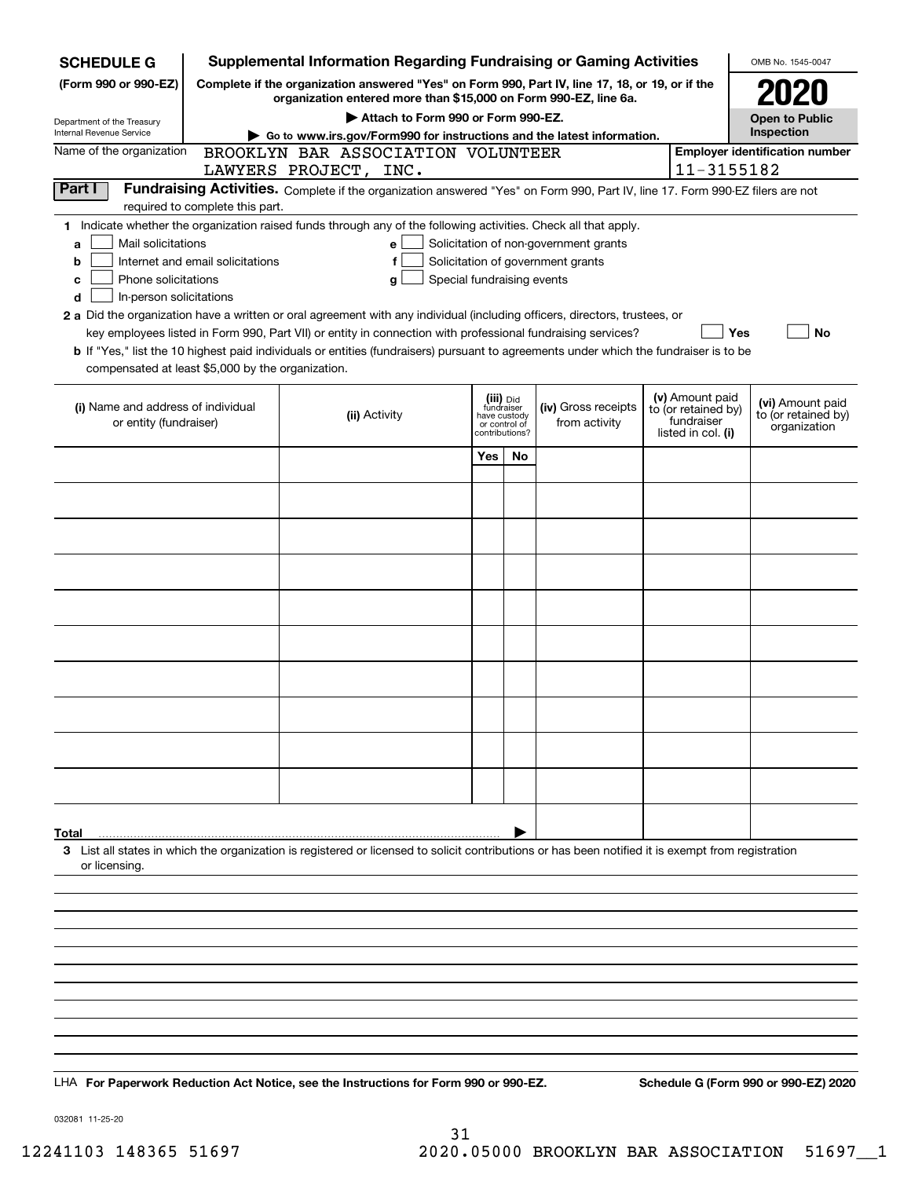**SCHEDULE G (Form 990 or 990-EZ)**

Department of the Treasury
Internal Revenue Service

# Supplemental Information Regarding Fundraising or Gaming Activities

**Complete if the organization answered "Yes" on Form 990, Part IV, line 17, 18, or 19, or if the organization entered more than $15,000 on Form 990-EZ, line 6a.**

**▶ Attach to Form 990 or Form 990-EZ.**

**▶ Go to www.irs.gov/Form990 for instructions and the latest information.**

OMB No. 1545-0047

**2020**

**Open to Public Inspection**

Name of the organization: BROOKLYN BAR ASSOCIATION VOLUNTEER LAWYERS PROJECT, INC.

**Employer identification number:** 11-3155182

**Part I** **Fundraising Activities.** Complete if the organization answered "Yes" on Form 990, Part IV, line 17. Form 990-EZ filers are not required to complete this part.

**1** Indicate whether the organization raised funds through any of the following activities. Check all that apply.

- **a** ☐ Mail solicitations
- **b** ☐ Internet and email solicitations
- **c** ☐ Phone solicitations
- **d** ☐ In-person solicitations
- **e** ☐ Solicitation of non-government grants
- **f** ☐ Solicitation of government grants
- **g** ☐ Special fundraising events

**2 a** Did the organization have a written or oral agreement with any individual (including officers, directors, trustees, or key employees listed in Form 990, Part VII) or entity in connection with professional fundraising services? ☐ **Yes** ☐ **No**

**b** If "Yes," list the 10 highest paid individuals or entities (fundraisers) pursuant to agreements under which the fundraiser is to be compensated at least $5,000 by the organization.

| (i) Name and address of individual or entity (fundraiser) | (ii) Activity | (iii) Did fundraiser have custody or control of contributions? Yes | No | (iv) Gross receipts from activity | (v) Amount paid to (or retained by) fundraiser listed in col. (i) | (vi) Amount paid to (or retained by) organization |
|---|---|---|---|---|---|---|
| | | | | | | |
| | | | | | | |
| | | | | | | |
| | | | | | | |
| | | | | | | |
| | | | | | | |
| | | | | | | |
| | | | | | | |
| | | | | | | |
| | | | | | | |
| **Total** ▶ | | | | | | |

**3** List all states in which the organization is registered or licensed to solicit contributions or has been notified it is exempt from registration or licensing.

LHA **For Paperwork Reduction Act Notice, see the Instructions for Form 990 or 990-EZ.**

**Schedule G (Form 990 or 990-EZ) 2020**

032081 11-25-20

12241103 148365 51697 2020.05000 BROOKLYN BAR ASSOCIATION 51697__1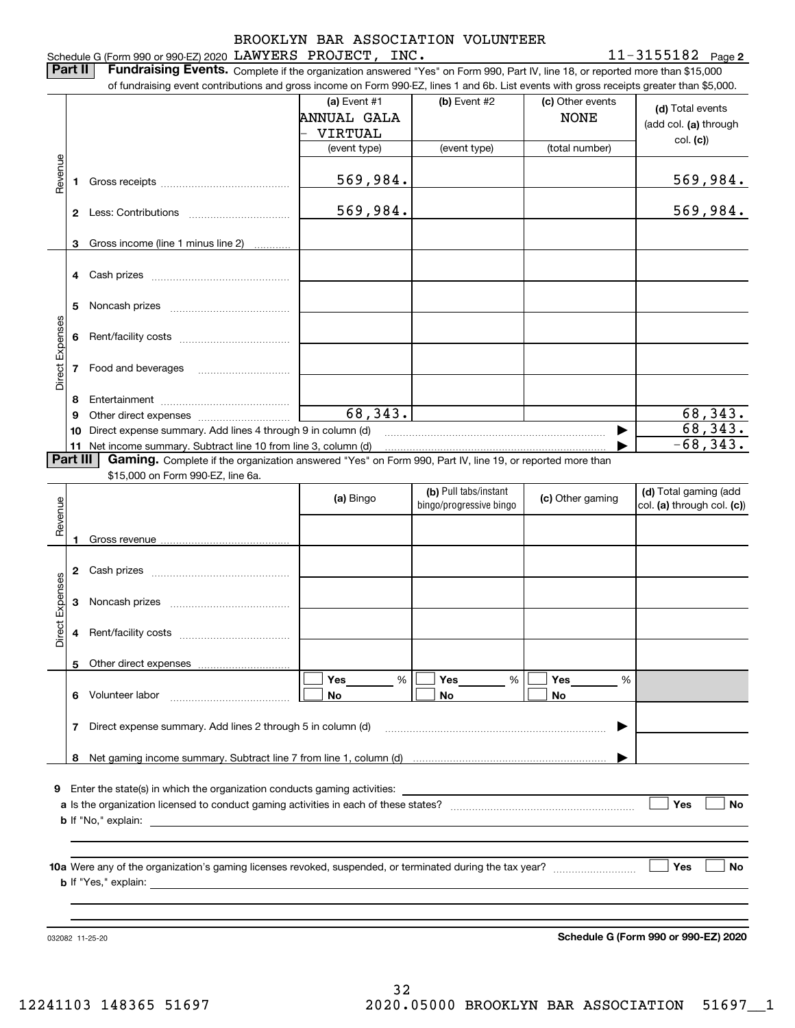Schedule G (Form 990 or 990-EZ) 2020 BROOKLYN BAR ASSOCIATION VOLUNTEER LAWYERS PROJECT, INC. 11-3155182 Page 2

**Part II** **Fundraising Events.** Complete if the organization answered "Yes" on Form 990, Part IV, line 18, or reported more than $15,000 of fundraising event contributions and gross income on Form 990-EZ, lines 1 and 6b. List events with gross receipts greater than $5,000.

| | | (a) Event #1 ANNUAL GALA - VIRTUAL (event type) | (b) Event #2 (event type) | (c) Other events NONE (total number) | (d) Total events (add col. (a) through col. (c)) |
|---|---|---|---|---|---|
| Revenue | 1 Gross receipts | 569,984. | | | 569,984. |
| | 2 Less: Contributions | 569,984. | | | 569,984. |
| | 3 Gross income (line 1 minus line 2) | | | | |
| Direct Expenses | 4 Cash prizes | | | | |
| | 5 Noncash prizes | | | | |
| | 6 Rent/facility costs | | | | |
| | 7 Food and beverages | | | | |
| | 8 Entertainment | | | | |
| | 9 Other direct expenses | 68,343. | | | 68,343. |
| | 10 Direct expense summary. Add lines 4 through 9 in column (d) | | | | 68,343. |
| | 11 Net income summary. Subtract line 10 from line 3, column (d) | | | | -68,343. |

**Part III** **Gaming.** Complete if the organization answered "Yes" on Form 990, Part IV, line 19, or reported more than $15,000 on Form 990-EZ, line 6a.

| | | (a) Bingo | (b) Pull tabs/instant bingo/progressive bingo | (c) Other gaming | (d) Total gaming (add col. (a) through col. (c)) |
|---|---|---|---|---|---|
| Revenue | 1 Gross revenue | | | | |
| Direct Expenses | 2 Cash prizes | | | | |
| | 3 Noncash prizes | | | | |
| | 4 Rent/facility costs | | | | |
| | 5 Other direct expenses | | | | |
| | 6 Volunteer labor | ☐ Yes ___ % ☐ No | ☐ Yes ___ % ☐ No | ☐ Yes ___ % ☐ No | |
| | 7 Direct expense summary. Add lines 2 through 5 in column (d) | | | | |
| | 8 Net gaming income summary. Subtract line 7 from line 1, column (d) | | | | |

9 Enter the state(s) in which the organization conducts gaming activities: ____________

a Is the organization licensed to conduct gaming activities in each of these states? ☐ Yes ☐ No

b If "No," explain: ____________

10a Were any of the organization's gaming licenses revoked, suspended, or terminated during the tax year? ☐ Yes ☐ No

b If "Yes," explain: ____________

032082 11-25-20

**Schedule G (Form 990 or 990-EZ) 2020**

12241103 148365 51697 2020.05000 BROOKLYN BAR ASSOCIATION 51697__1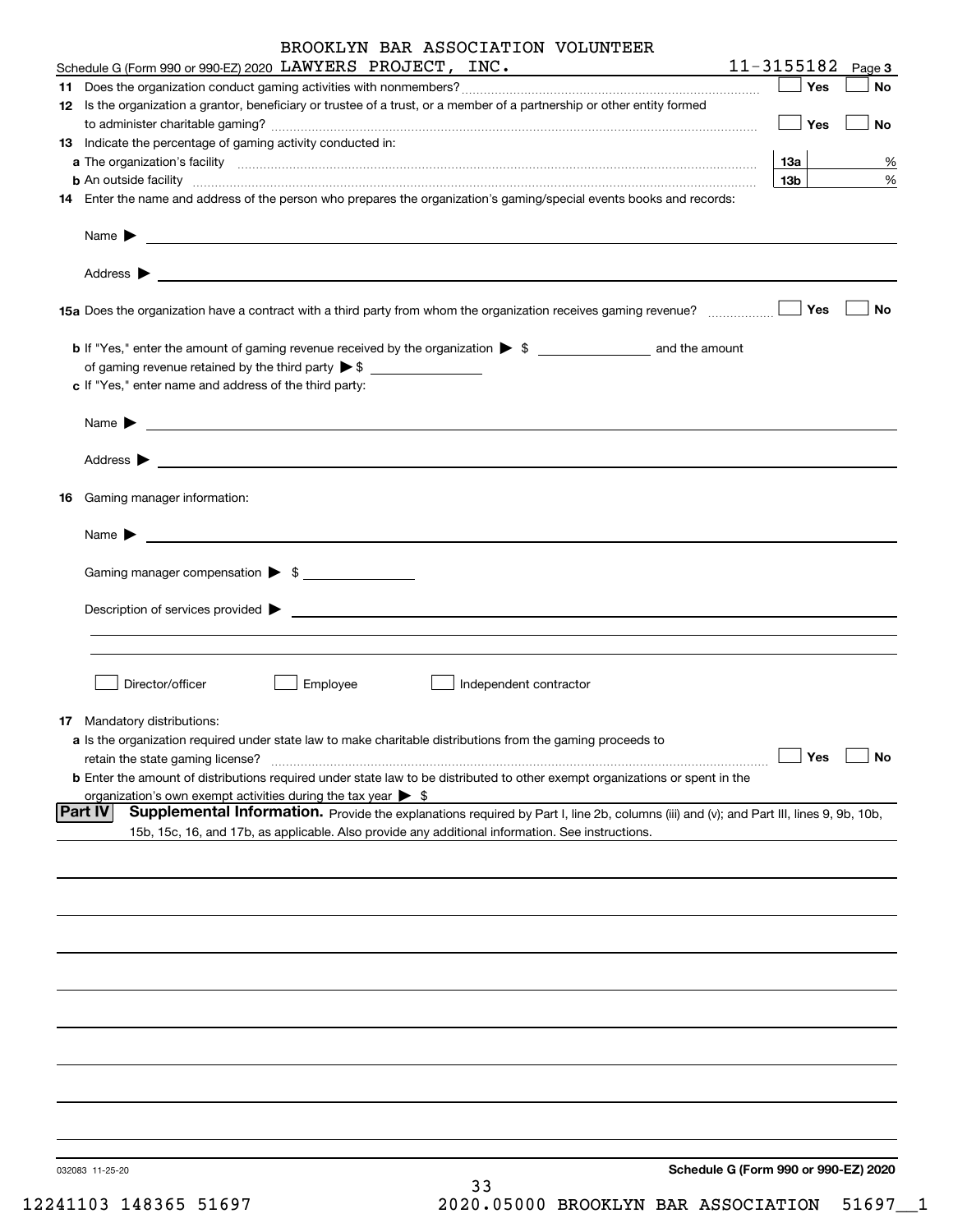Schedule G (Form 990 or 990-EZ) 2020 BROOKLYN BAR ASSOCIATION VOLUNTEER LAWYERS PROJECT, INC. 11-3155182 Page 3

**11** Does the organization conduct gaming activities with nonmembers? ☐ Yes ☐ No

**12** Is the organization a grantor, beneficiary or trustee of a trust, or a member of a partnership or other entity formed to administer charitable gaming? ☐ Yes ☐ No

**13** Indicate the percentage of gaming activity conducted in:

**a** The organization's facility **13a** %

**b** An outside facility **13b** %

**14** Enter the name and address of the person who prepares the organization's gaming/special events books and records:

Name ▶

Address ▶

**15a** Does the organization have a contract with a third party from whom the organization receives gaming revenue? ☐ Yes ☐ No

**b** If "Yes," enter the amount of gaming revenue received by the organization ▶ $ ______ and the amount of gaming revenue retained by the third party ▶ $ ______

**c** If "Yes," enter name and address of the third party:

Name ▶

Address ▶

**16** Gaming manager information:

Name ▶

Gaming manager compensation ▶ $

Description of services provided ▶

☐ Director/officer ☐ Employee ☐ Independent contractor

**17** Mandatory distributions:

**a** Is the organization required under state law to make charitable distributions from the gaming proceeds to retain the state gaming license? ☐ Yes ☐ No

**b** Enter the amount of distributions required under state law to be distributed to other exempt organizations or spent in the organization's own exempt activities during the tax year ▶ $

**Part IV** **Supplemental Information.** Provide the explanations required by Part I, line 2b, columns (iii) and (v); and Part III, lines 9, 9b, 10b, 15b, 15c, 16, and 17b, as applicable. Also provide any additional information. See instructions.

032083 11-25-20

**Schedule G (Form 990 or 990-EZ) 2020**

12241103 148365 51697 2020.05000 BROOKLYN BAR ASSOCIATION 51697__1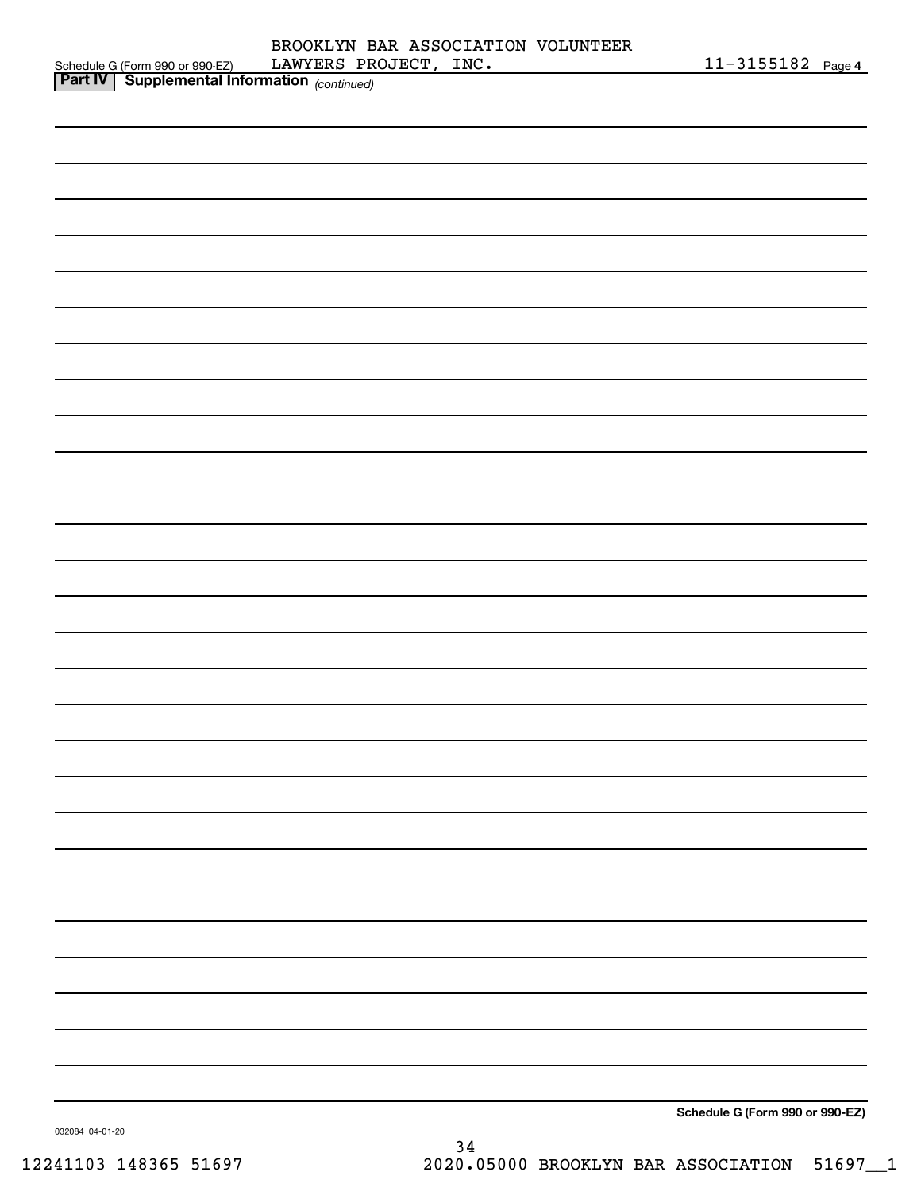Schedule G (Form 990 or 990-EZ) BROOKLYN BAR ASSOCIATION VOLUNTEER LAWYERS PROJECT, INC. 11-3155182 Page **4**

**Part IV | Supplemental Information** *(continued)*

**Schedule G (Form 990 or 990-EZ)**

032084 04-01-20

12241103 148365 51697 2020.05000 BROOKLYN BAR ASSOCIATION 51697__1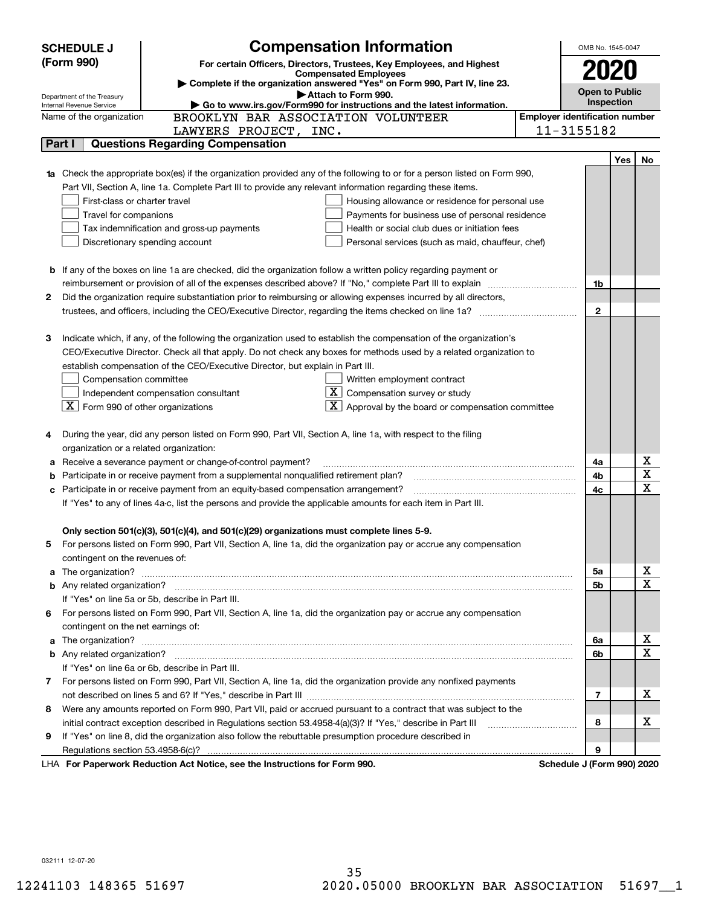# SCHEDULE J (Form 990)

## Compensation Information

**For certain Officers, Directors, Trustees, Key Employees, and Highest Compensated Employees**

▶ Complete if the organization answered "Yes" on Form 990, Part IV, line 23.

▶ Attach to Form 990.

▶ Go to www.irs.gov/Form990 for instructions and the latest information.

Department of the Treasury
Internal Revenue Service

OMB No. 1545-0047

**2020**

**Open to Public Inspection**

Name of the organization: BROOKLYN BAR ASSOCIATION VOLUNTEER LAWYERS PROJECT, INC.

Employer identification number: 11-3155182

## Part I Questions Regarding Compensation

| | | | Yes | No |
|---|---|---|---|---|
| **1a** | Check the appropriate box(es) if the organization provided any of the following to or for a person listed on Form 990, Part VII, Section A, line 1a. Complete Part III to provide any relevant information regarding these items.<br>☐ First-class or charter travel ☐ Housing allowance or residence for personal use<br>☐ Travel for companions ☐ Payments for business use of personal residence<br>☐ Tax indemnification and gross-up payments ☐ Health or social club dues or initiation fees<br>☐ Discretionary spending account ☐ Personal services (such as maid, chauffeur, chef) | | | |
| **b** | If any of the boxes on line 1a are checked, did the organization follow a written policy regarding payment or reimbursement or provision of all of the expenses described above? If "No," complete Part III to explain | 1b | | |
| **2** | Did the organization require substantiation prior to reimbursing or allowing expenses incurred by all directors, trustees, and officers, including the CEO/Executive Director, regarding the items checked on line 1a? | 2 | | |
| **3** | Indicate which, if any, of the following the organization used to establish the compensation of the organization's CEO/Executive Director. Check all that apply. Do not check any boxes for methods used by a related organization to establish compensation of the CEO/Executive Director, but explain in Part III.<br>☐ Compensation committee ☐ Written employment contract<br>☐ Independent compensation consultant ☒ Compensation survey or study<br>☒ Form 990 of other organizations ☒ Approval by the board or compensation committee | | | |
| **4** | During the year, did any person listed on Form 990, Part VII, Section A, line 1a, with respect to the filing organization or a related organization: | | | |
| **a** | Receive a severance payment or change-of-control payment? | 4a | | X |
| **b** | Participate in or receive payment from a supplemental nonqualified retirement plan? | 4b | | X |
| **c** | Participate in or receive payment from an equity-based compensation arrangement? | 4c | | X |
| | If "Yes" to any of lines 4a-c, list the persons and provide the applicable amounts for each item in Part III. | | | |
| | **Only section 501(c)(3), 501(c)(4), and 501(c)(29) organizations must complete lines 5-9.** | | | |
| **5** | For persons listed on Form 990, Part VII, Section A, line 1a, did the organization pay or accrue any compensation contingent on the revenues of: | | | |
| **a** | The organization? | 5a | | X |
| **b** | Any related organization? | 5b | | X |
| | If "Yes" on line 5a or 5b, describe in Part III. | | | |
| **6** | For persons listed on Form 990, Part VII, Section A, line 1a, did the organization pay or accrue any compensation contingent on the net earnings of: | | | |
| **a** | The organization? | 6a | | X |
| **b** | Any related organization? | 6b | | X |
| | If "Yes" on line 6a or 6b, describe in Part III. | | | |
| **7** | For persons listed on Form 990, Part VII, Section A, line 1a, did the organization provide any nonfixed payments not described on lines 5 and 6? If "Yes," describe in Part III | 7 | | X |
| **8** | Were any amounts reported on Form 990, Part VII, paid or accrued pursuant to a contract that was subject to the initial contract exception described in Regulations section 53.4958-4(a)(3)? If "Yes," describe in Part III | 8 | | X |
| **9** | If "Yes" on line 8, did the organization also follow the rebuttable presumption procedure described in Regulations section 53.4958-6(c)? | 9 | | |

LHA **For Paperwork Reduction Act Notice, see the Instructions for Form 990.** **Schedule J (Form 990) 2020**

032111 12-07-20

12241103 148365 51697 2020.05000 BROOKLYN BAR ASSOCIATION 51697__1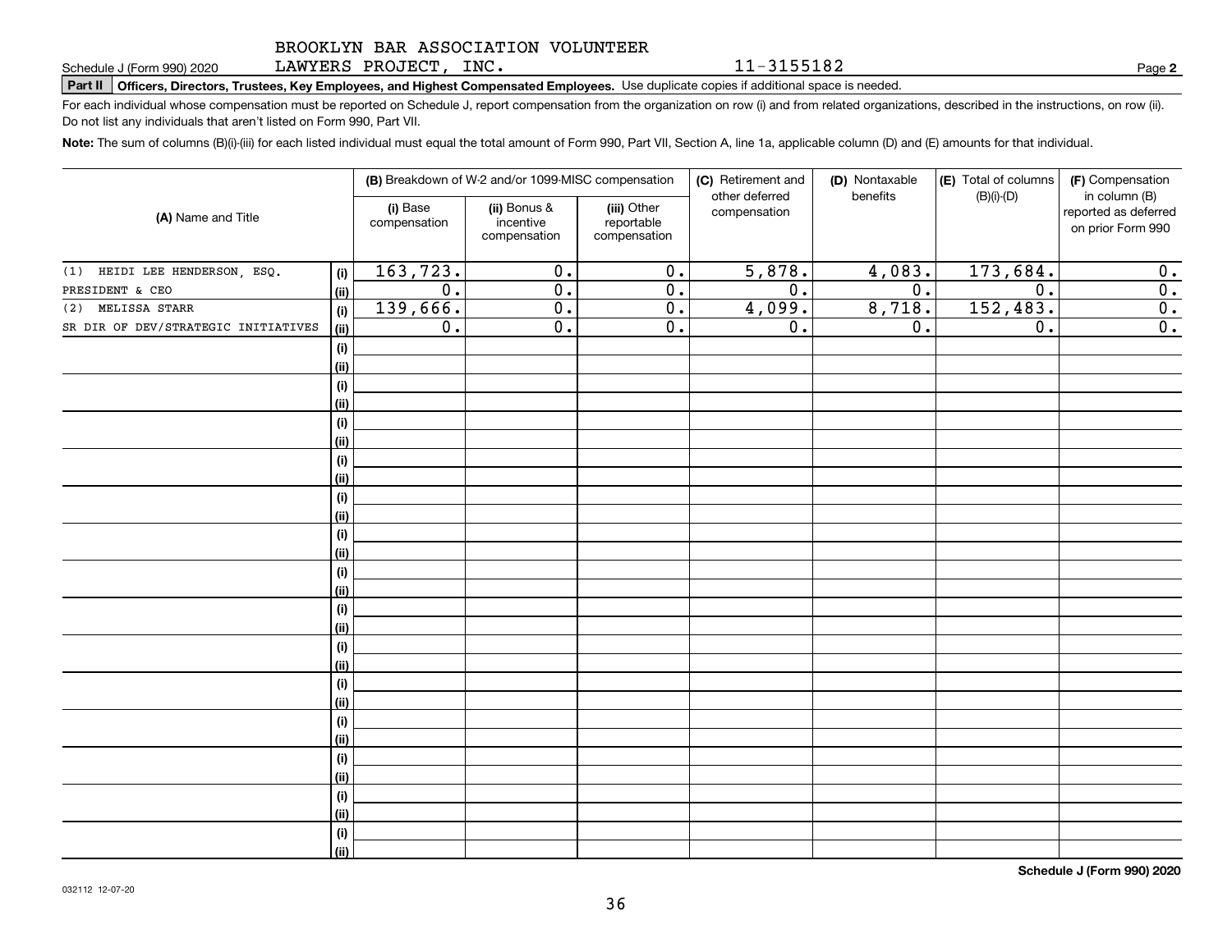Schedule J (Form 990) 2020

BROOKLYN BAR ASSOCIATION VOLUNTEER LAWYERS PROJECT, INC. 11-3155182

**Part II Officers, Directors, Trustees, Key Employees, and Highest Compensated Employees.** Use duplicate copies if additional space is needed.

For each individual whose compensation must be reported on Schedule J, report compensation from the organization on row (i) and from related organizations, described in the instructions, on row (ii). Do not list any individuals that aren't listed on Form 990, Part VII.

**Note:** The sum of columns (B)(i)-(iii) for each listed individual must equal the total amount of Form 990, Part VII, Section A, line 1a, applicable column (D) and (E) amounts for that individual.

| (A) Name and Title | | (B) Breakdown of W-2 and/or 1099-MISC compensation | | | (C) Retirement and other deferred compensation | (D) Nontaxable benefits | (E) Total of columns (B)(i)-(D) | (F) Compensation in column (B) reported as deferred on prior Form 990 |
|---|---|---|---|---|---|---|---|---|
| | | (i) Base compensation | (ii) Bonus & incentive compensation | (iii) Other reportable compensation | | | | |
| (1) HEIDI LEE HENDERSON, ESQ. | (i) | 163,723. | 0. | 0. | 5,878. | 4,083. | 173,684. | 0. |
| PRESIDENT & CEO | (ii) | 0. | 0. | 0. | 0. | 0. | 0. | 0. |
| (2) MELISSA STARR | (i) | 139,666. | 0. | 0. | 4,099. | 8,718. | 152,483. | 0. |
| SR DIR OF DEV/STRATEGIC INITIATIVES | (ii) | 0. | 0. | 0. | 0. | 0. | 0. | 0. |

**Schedule J (Form 990) 2020**

032112 12-07-20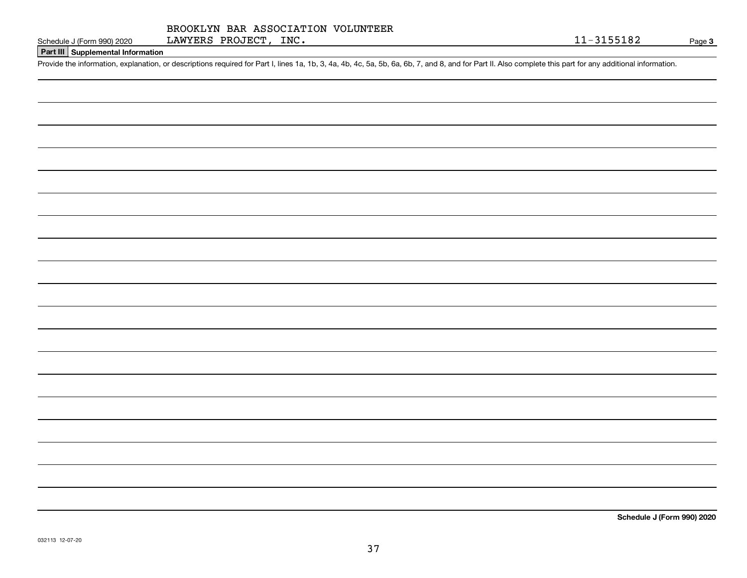Schedule J (Form 990) 2020 BROOKLYN BAR ASSOCIATION VOLUNTEER LAWYERS PROJECT, INC. 11-3155182 Page **3**

**Part III Supplemental Information**

Provide the information, explanation, or descriptions required for Part I, lines 1a, 1b, 3, 4a, 4b, 4c, 5a, 5b, 6a, 6b, 7, and 8, and for Part II. Also complete this part for any additional information.

**Schedule J (Form 990) 2020**

032113 12-07-20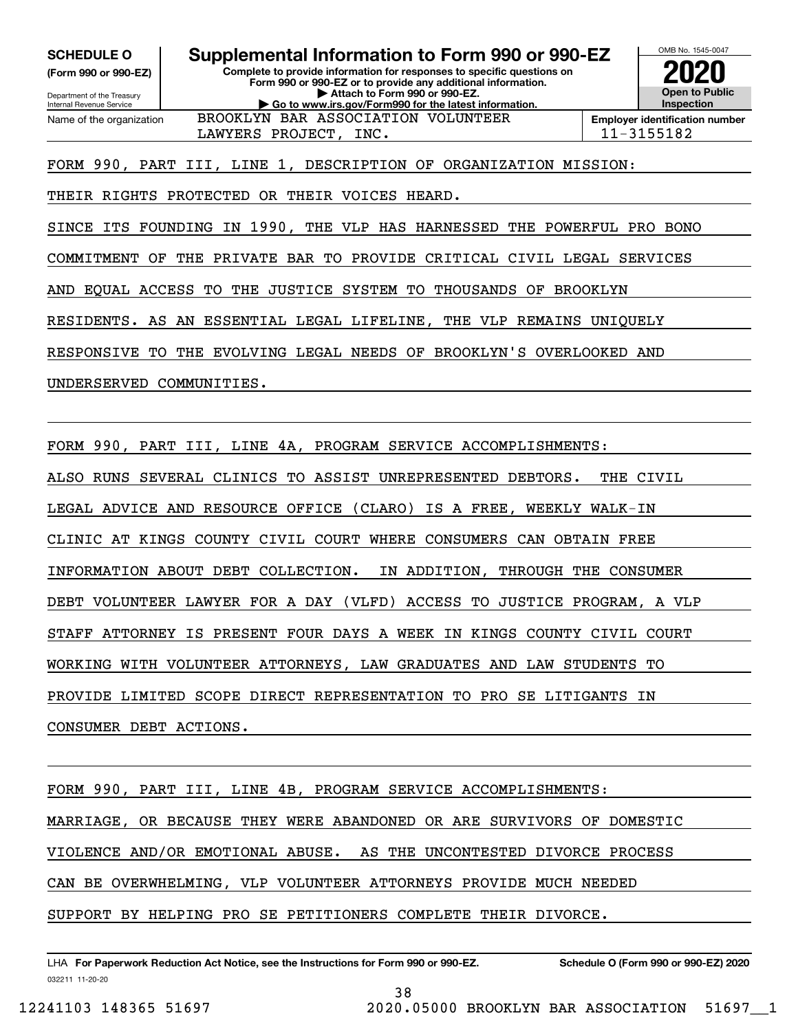**SCHEDULE O**
**(Form 990 or 990-EZ)**

Department of the Treasury
Internal Revenue Service

# Supplemental Information to Form 990 or 990-EZ

**Complete to provide information for responses to specific questions on Form 990 or 990-EZ or to provide any additional information.**
**▶ Attach to Form 990 or 990-EZ.**
**▶ Go to www.irs.gov/Form990 for the latest information.**

OMB No. 1545-0047

**2020**

**Open to Public Inspection**

Name of the organization: BROOKLYN BAR ASSOCIATION VOLUNTEER LAWYERS PROJECT, INC.

**Employer identification number:** 11-3155182

FORM 990, PART III, LINE 1, DESCRIPTION OF ORGANIZATION MISSION:

THEIR RIGHTS PROTECTED OR THEIR VOICES HEARD.

SINCE ITS FOUNDING IN 1990, THE VLP HAS HARNESSED THE POWERFUL PRO BONO COMMITMENT OF THE PRIVATE BAR TO PROVIDE CRITICAL CIVIL LEGAL SERVICES AND EQUAL ACCESS TO THE JUSTICE SYSTEM TO THOUSANDS OF BROOKLYN RESIDENTS. AS AN ESSENTIAL LEGAL LIFELINE, THE VLP REMAINS UNIQUELY RESPONSIVE TO THE EVOLVING LEGAL NEEDS OF BROOKLYN'S OVERLOOKED AND UNDERSERVED COMMUNITIES.

FORM 990, PART III, LINE 4A, PROGRAM SERVICE ACCOMPLISHMENTS:

ALSO RUNS SEVERAL CLINICS TO ASSIST UNREPRESENTED DEBTORS. THE CIVIL LEGAL ADVICE AND RESOURCE OFFICE (CLARO) IS A FREE, WEEKLY WALK-IN CLINIC AT KINGS COUNTY CIVIL COURT WHERE CONSUMERS CAN OBTAIN FREE INFORMATION ABOUT DEBT COLLECTION. IN ADDITION, THROUGH THE CONSUMER DEBT VOLUNTEER LAWYER FOR A DAY (VLFD) ACCESS TO JUSTICE PROGRAM, A VLP STAFF ATTORNEY IS PRESENT FOUR DAYS A WEEK IN KINGS COUNTY CIVIL COURT WORKING WITH VOLUNTEER ATTORNEYS, LAW GRADUATES AND LAW STUDENTS TO PROVIDE LIMITED SCOPE DIRECT REPRESENTATION TO PRO SE LITIGANTS IN CONSUMER DEBT ACTIONS.

FORM 990, PART III, LINE 4B, PROGRAM SERVICE ACCOMPLISHMENTS:

MARRIAGE, OR BECAUSE THEY WERE ABANDONED OR ARE SURVIVORS OF DOMESTIC VIOLENCE AND/OR EMOTIONAL ABUSE. AS THE UNCONTESTED DIVORCE PROCESS CAN BE OVERWHELMING, VLP VOLUNTEER ATTORNEYS PROVIDE MUCH NEEDED SUPPORT BY HELPING PRO SE PETITIONERS COMPLETE THEIR DIVORCE.

LHA **For Paperwork Reduction Act Notice, see the Instructions for Form 990 or 990-EZ.** **Schedule O (Form 990 or 990-EZ) 2020**

032211 11-20-20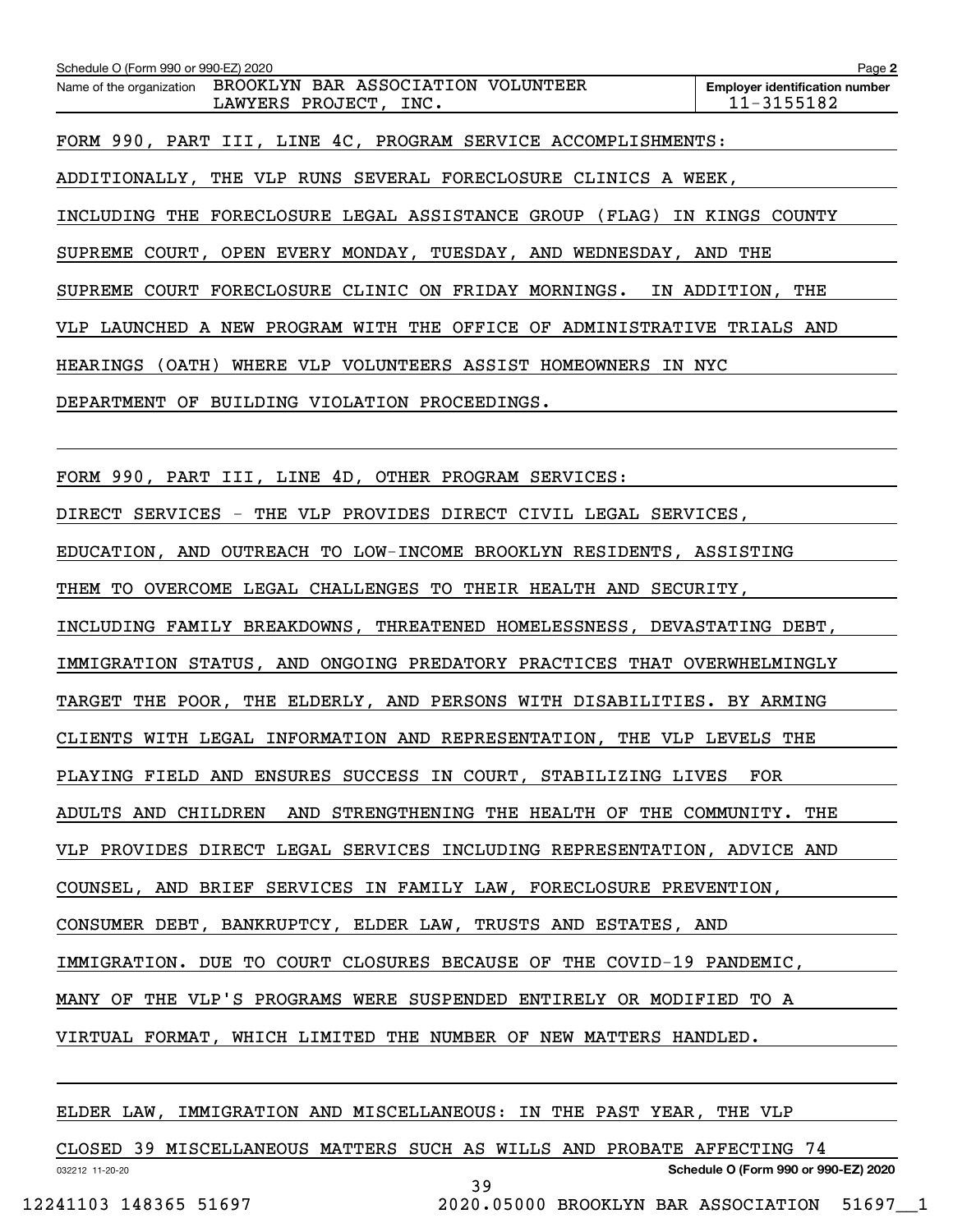Schedule O (Form 990 or 990-EZ) 2020

Name of the organization: BROOKLYN BAR ASSOCIATION VOLUNTEER LAWYERS PROJECT, INC.

**Employer identification number:** 11-3155182

FORM 990, PART III, LINE 4C, PROGRAM SERVICE ACCOMPLISHMENTS:

ADDITIONALLY, THE VLP RUNS SEVERAL FORECLOSURE CLINICS A WEEK, INCLUDING THE FORECLOSURE LEGAL ASSISTANCE GROUP (FLAG) IN KINGS COUNTY SUPREME COURT, OPEN EVERY MONDAY, TUESDAY, AND WEDNESDAY, AND THE SUPREME COURT FORECLOSURE CLINIC ON FRIDAY MORNINGS. IN ADDITION, THE VLP LAUNCHED A NEW PROGRAM WITH THE OFFICE OF ADMINISTRATIVE TRIALS AND HEARINGS (OATH) WHERE VLP VOLUNTEERS ASSIST HOMEOWNERS IN NYC DEPARTMENT OF BUILDING VIOLATION PROCEEDINGS.

FORM 990, PART III, LINE 4D, OTHER PROGRAM SERVICES:

DIRECT SERVICES - THE VLP PROVIDES DIRECT CIVIL LEGAL SERVICES, EDUCATION, AND OUTREACH TO LOW-INCOME BROOKLYN RESIDENTS, ASSISTING THEM TO OVERCOME LEGAL CHALLENGES TO THEIR HEALTH AND SECURITY, INCLUDING FAMILY BREAKDOWNS, THREATENED HOMELESSNESS, DEVASTATING DEBT, IMMIGRATION STATUS, AND ONGOING PREDATORY PRACTICES THAT OVERWHELMINGLY TARGET THE POOR, THE ELDERLY, AND PERSONS WITH DISABILITIES. BY ARMING CLIENTS WITH LEGAL INFORMATION AND REPRESENTATION, THE VLP LEVELS THE PLAYING FIELD AND ENSURES SUCCESS IN COURT, STABILIZING LIVES FOR ADULTS AND CHILDREN AND STRENGTHENING THE HEALTH OF THE COMMUNITY. THE VLP PROVIDES DIRECT LEGAL SERVICES INCLUDING REPRESENTATION, ADVICE AND COUNSEL, AND BRIEF SERVICES IN FAMILY LAW, FORECLOSURE PREVENTION, CONSUMER DEBT, BANKRUPTCY, ELDER LAW, TRUSTS AND ESTATES, AND IMMIGRATION. DUE TO COURT CLOSURES BECAUSE OF THE COVID-19 PANDEMIC, MANY OF THE VLP'S PROGRAMS WERE SUSPENDED ENTIRELY OR MODIFIED TO A VIRTUAL FORMAT, WHICH LIMITED THE NUMBER OF NEW MATTERS HANDLED.

ELDER LAW, IMMIGRATION AND MISCELLANEOUS: IN THE PAST YEAR, THE VLP CLOSED 39 MISCELLANEOUS MATTERS SUCH AS WILLS AND PROBATE AFFECTING 74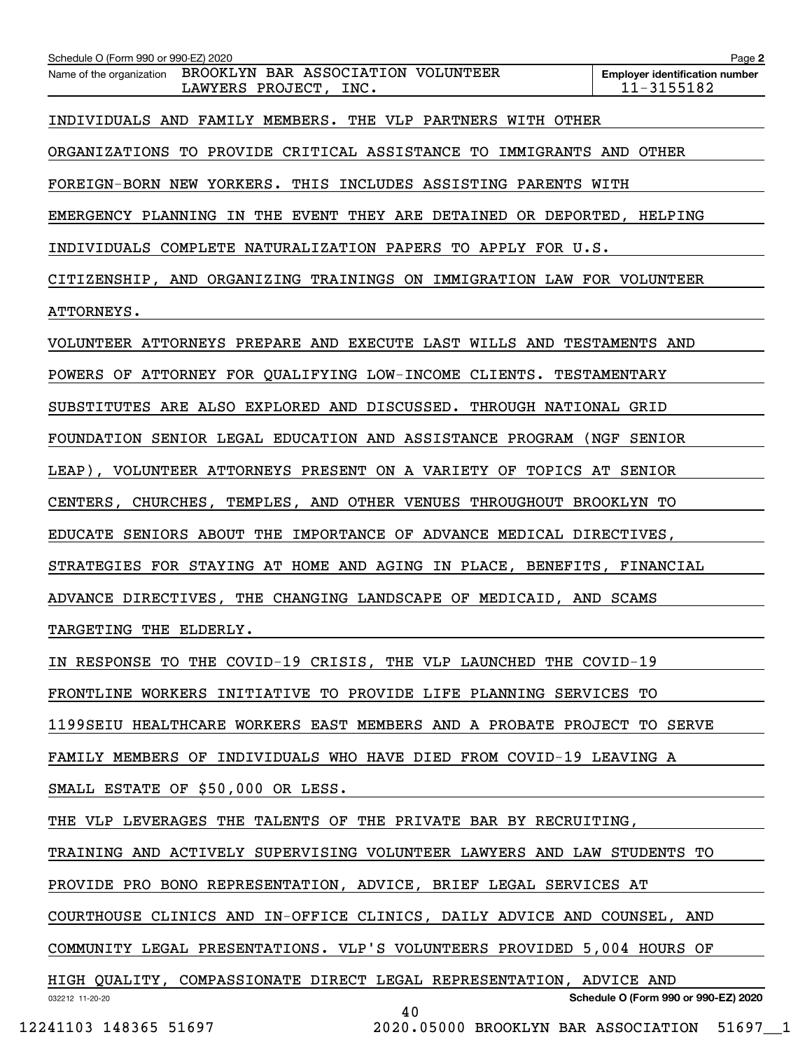Schedule O (Form 990 or 990-EZ) 2020

Name of the organization BROOKLYN BAR ASSOCIATION VOLUNTEER LAWYERS PROJECT, INC.

Employer identification number 11-3155182

INDIVIDUALS AND FAMILY MEMBERS. THE VLP PARTNERS WITH OTHER ORGANIZATIONS TO PROVIDE CRITICAL ASSISTANCE TO IMMIGRANTS AND OTHER FOREIGN-BORN NEW YORKERS. THIS INCLUDES ASSISTING PARENTS WITH EMERGENCY PLANNING IN THE EVENT THEY ARE DETAINED OR DEPORTED, HELPING INDIVIDUALS COMPLETE NATURALIZATION PAPERS TO APPLY FOR U.S. CITIZENSHIP, AND ORGANIZING TRAININGS ON IMMIGRATION LAW FOR VOLUNTEER ATTORNEYS.

VOLUNTEER ATTORNEYS PREPARE AND EXECUTE LAST WILLS AND TESTAMENTS AND POWERS OF ATTORNEY FOR QUALIFYING LOW-INCOME CLIENTS. TESTAMENTARY SUBSTITUTES ARE ALSO EXPLORED AND DISCUSSED. THROUGH NATIONAL GRID FOUNDATION SENIOR LEGAL EDUCATION AND ASSISTANCE PROGRAM (NGF SENIOR LEAP), VOLUNTEER ATTORNEYS PRESENT ON A VARIETY OF TOPICS AT SENIOR CENTERS, CHURCHES, TEMPLES, AND OTHER VENUES THROUGHOUT BROOKLYN TO EDUCATE SENIORS ABOUT THE IMPORTANCE OF ADVANCE MEDICAL DIRECTIVES, STRATEGIES FOR STAYING AT HOME AND AGING IN PLACE, BENEFITS, FINANCIAL ADVANCE DIRECTIVES, THE CHANGING LANDSCAPE OF MEDICAID, AND SCAMS TARGETING THE ELDERLY.

IN RESPONSE TO THE COVID-19 CRISIS, THE VLP LAUNCHED THE COVID-19 FRONTLINE WORKERS INITIATIVE TO PROVIDE LIFE PLANNING SERVICES TO 1199SEIU HEALTHCARE WORKERS EAST MEMBERS AND A PROBATE PROJECT TO SERVE FAMILY MEMBERS OF INDIVIDUALS WHO HAVE DIED FROM COVID-19 LEAVING A SMALL ESTATE OF $50,000 OR LESS.

THE VLP LEVERAGES THE TALENTS OF THE PRIVATE BAR BY RECRUITING, TRAINING AND ACTIVELY SUPERVISING VOLUNTEER LAWYERS AND LAW STUDENTS TO PROVIDE PRO BONO REPRESENTATION, ADVICE, BRIEF LEGAL SERVICES AT COURTHOUSE CLINICS AND IN-OFFICE CLINICS, DAILY ADVICE AND COUNSEL, AND COMMUNITY LEGAL PRESENTATIONS. VLP'S VOLUNTEERS PROVIDED 5,004 HOURS OF HIGH QUALITY, COMPASSIONATE DIRECT LEGAL REPRESENTATION, ADVICE AND

Schedule O (Form 990 or 990-EZ) 2020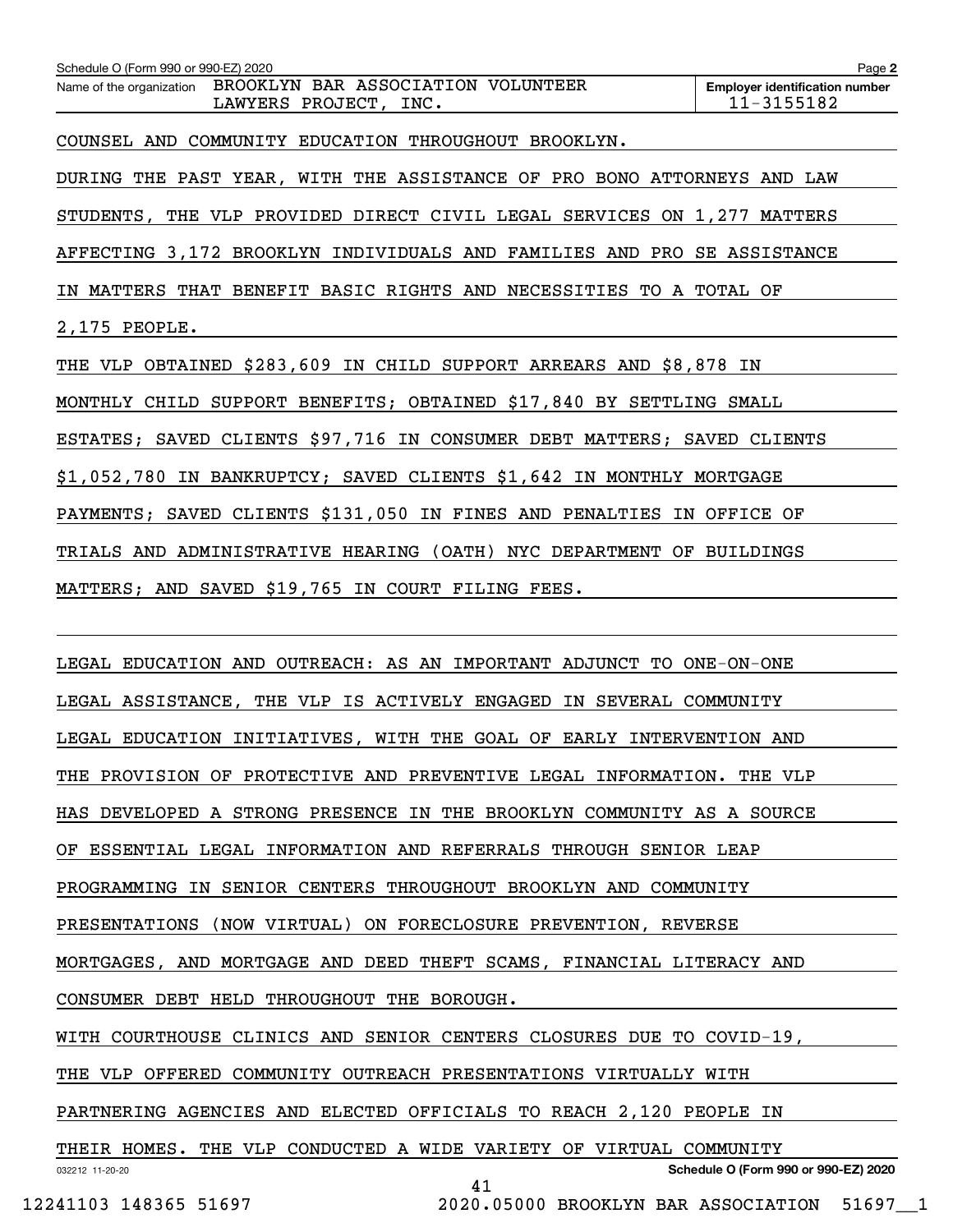Schedule O (Form 990 or 990-EZ) 2020

Name of the organization BROOKLYN BAR ASSOCIATION VOLUNTEER LAWYERS PROJECT, INC.

Employer identification number 11-3155182

COUNSEL AND COMMUNITY EDUCATION THROUGHOUT BROOKLYN.

DURING THE PAST YEAR, WITH THE ASSISTANCE OF PRO BONO ATTORNEYS AND LAW STUDENTS, THE VLP PROVIDED DIRECT CIVIL LEGAL SERVICES ON 1,277 MATTERS AFFECTING 3,172 BROOKLYN INDIVIDUALS AND FAMILIES AND PRO SE ASSISTANCE IN MATTERS THAT BENEFIT BASIC RIGHTS AND NECESSITIES TO A TOTAL OF 2,175 PEOPLE.

THE VLP OBTAINED $283,609 IN CHILD SUPPORT ARREARS AND $8,878 IN MONTHLY CHILD SUPPORT BENEFITS; OBTAINED $17,840 BY SETTLING SMALL ESTATES; SAVED CLIENTS $97,716 IN CONSUMER DEBT MATTERS; SAVED CLIENTS $1,052,780 IN BANKRUPTCY; SAVED CLIENTS $1,642 IN MONTHLY MORTGAGE PAYMENTS; SAVED CLIENTS $131,050 IN FINES AND PENALTIES IN OFFICE OF TRIALS AND ADMINISTRATIVE HEARING (OATH) NYC DEPARTMENT OF BUILDINGS MATTERS; AND SAVED $19,765 IN COURT FILING FEES.

LEGAL EDUCATION AND OUTREACH: AS AN IMPORTANT ADJUNCT TO ONE-ON-ONE LEGAL ASSISTANCE, THE VLP IS ACTIVELY ENGAGED IN SEVERAL COMMUNITY LEGAL EDUCATION INITIATIVES, WITH THE GOAL OF EARLY INTERVENTION AND THE PROVISION OF PROTECTIVE AND PREVENTIVE LEGAL INFORMATION. THE VLP HAS DEVELOPED A STRONG PRESENCE IN THE BROOKLYN COMMUNITY AS A SOURCE OF ESSENTIAL LEGAL INFORMATION AND REFERRALS THROUGH SENIOR LEAP PROGRAMMING IN SENIOR CENTERS THROUGHOUT BROOKLYN AND COMMUNITY PRESENTATIONS (NOW VIRTUAL) ON FORECLOSURE PREVENTION, REVERSE MORTGAGES, AND MORTGAGE AND DEED THEFT SCAMS, FINANCIAL LITERACY AND CONSUMER DEBT HELD THROUGHOUT THE BOROUGH.

WITH COURTHOUSE CLINICS AND SENIOR CENTERS CLOSURES DUE TO COVID-19, THE VLP OFFERED COMMUNITY OUTREACH PRESENTATIONS VIRTUALLY WITH PARTNERING AGENCIES AND ELECTED OFFICIALS TO REACH 2,120 PEOPLE IN THEIR HOMES. THE VLP CONDUCTED A WIDE VARIETY OF VIRTUAL COMMUNITY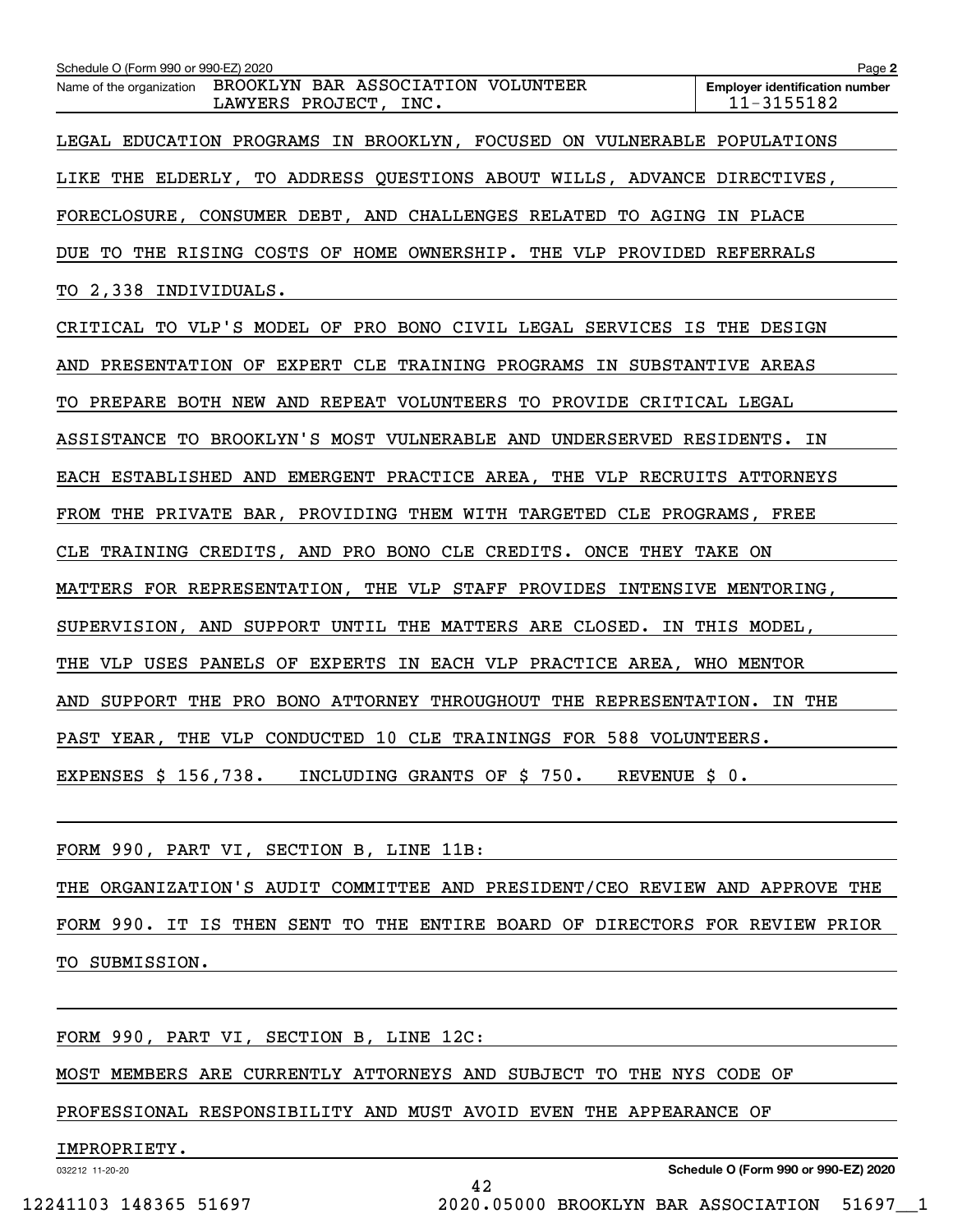Schedule O (Form 990 or 990-EZ) 2020

Name of the organization: BROOKLYN BAR ASSOCIATION VOLUNTEER LAWYERS PROJECT, INC.

Employer identification number: 11-3155182

LEGAL EDUCATION PROGRAMS IN BROOKLYN, FOCUSED ON VULNERABLE POPULATIONS LIKE THE ELDERLY, TO ADDRESS QUESTIONS ABOUT WILLS, ADVANCE DIRECTIVES, FORECLOSURE, CONSUMER DEBT, AND CHALLENGES RELATED TO AGING IN PLACE DUE TO THE RISING COSTS OF HOME OWNERSHIP. THE VLP PROVIDED REFERRALS TO 2,338 INDIVIDUALS.

CRITICAL TO VLP'S MODEL OF PRO BONO CIVIL LEGAL SERVICES IS THE DESIGN AND PRESENTATION OF EXPERT CLE TRAINING PROGRAMS IN SUBSTANTIVE AREAS TO PREPARE BOTH NEW AND REPEAT VOLUNTEERS TO PROVIDE CRITICAL LEGAL ASSISTANCE TO BROOKLYN'S MOST VULNERABLE AND UNDERSERVED RESIDENTS. IN EACH ESTABLISHED AND EMERGENT PRACTICE AREA, THE VLP RECRUITS ATTORNEYS FROM THE PRIVATE BAR, PROVIDING THEM WITH TARGETED CLE PROGRAMS, FREE CLE TRAINING CREDITS, AND PRO BONO CLE CREDITS. ONCE THEY TAKE ON MATTERS FOR REPRESENTATION, THE VLP STAFF PROVIDES INTENSIVE MENTORING, SUPERVISION, AND SUPPORT UNTIL THE MATTERS ARE CLOSED. IN THIS MODEL, THE VLP USES PANELS OF EXPERTS IN EACH VLP PRACTICE AREA, WHO MENTOR AND SUPPORT THE PRO BONO ATTORNEY THROUGHOUT THE REPRESENTATION. IN THE PAST YEAR, THE VLP CONDUCTED 10 CLE TRAININGS FOR 588 VOLUNTEERS.

EXPENSES $ 156,738. INCLUDING GRANTS OF $ 750. REVENUE $ 0.

FORM 990, PART VI, SECTION B, LINE 11B:

THE ORGANIZATION'S AUDIT COMMITTEE AND PRESIDENT/CEO REVIEW AND APPROVE THE FORM 990. IT IS THEN SENT TO THE ENTIRE BOARD OF DIRECTORS FOR REVIEW PRIOR TO SUBMISSION.

FORM 990, PART VI, SECTION B, LINE 12C:

MOST MEMBERS ARE CURRENTLY ATTORNEYS AND SUBJECT TO THE NYS CODE OF PROFESSIONAL RESPONSIBILITY AND MUST AVOID EVEN THE APPEARANCE OF IMPROPRIETY.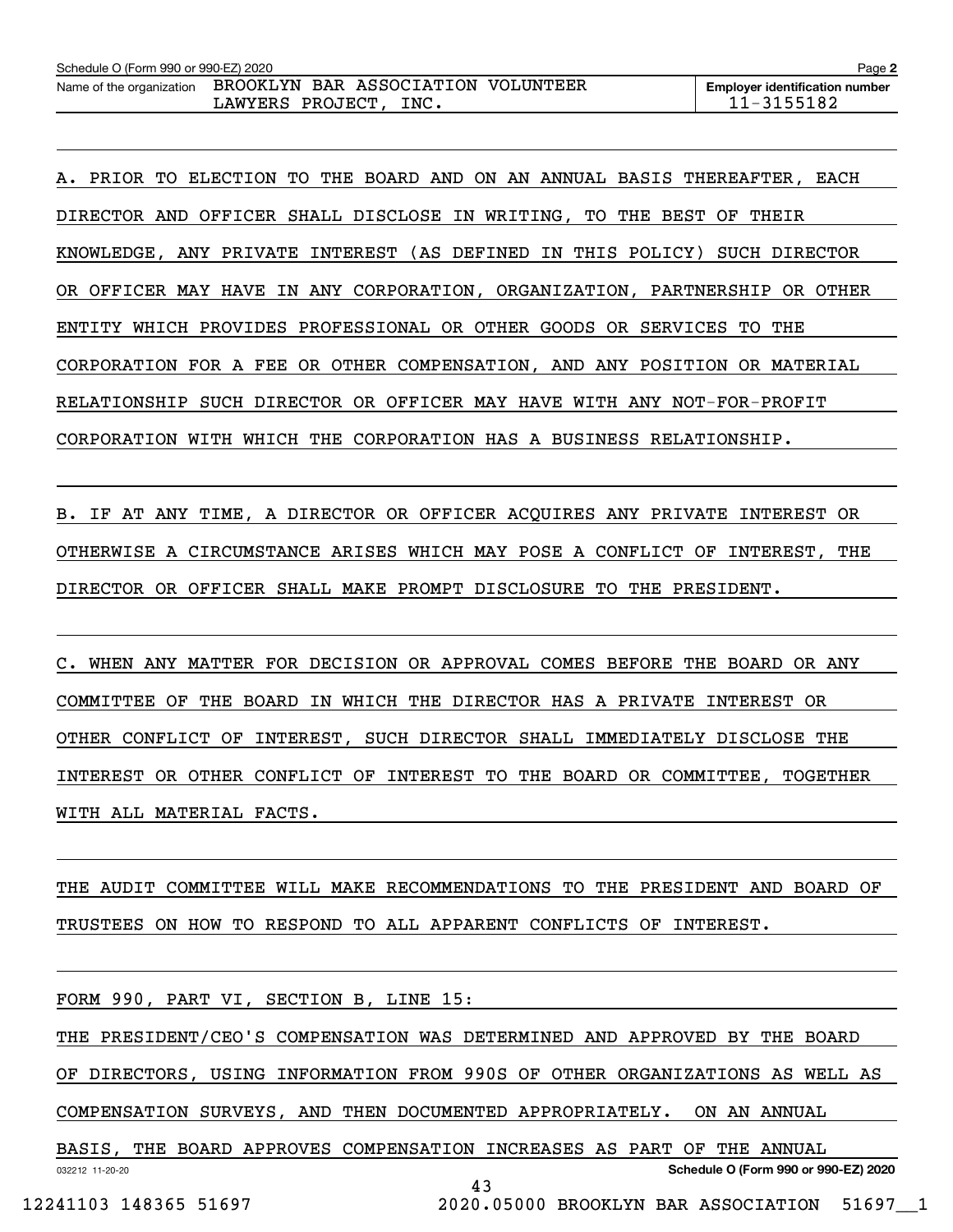Schedule O (Form 990 or 990-EZ) 2020

Name of the organization: BROOKLYN BAR ASSOCIATION VOLUNTEER LAWYERS PROJECT, INC.

Employer identification number: 11-3155182

A. PRIOR TO ELECTION TO THE BOARD AND ON AN ANNUAL BASIS THEREAFTER, EACH DIRECTOR AND OFFICER SHALL DISCLOSE IN WRITING, TO THE BEST OF THEIR KNOWLEDGE, ANY PRIVATE INTEREST (AS DEFINED IN THIS POLICY) SUCH DIRECTOR OR OFFICER MAY HAVE IN ANY CORPORATION, ORGANIZATION, PARTNERSHIP OR OTHER ENTITY WHICH PROVIDES PROFESSIONAL OR OTHER GOODS OR SERVICES TO THE CORPORATION FOR A FEE OR OTHER COMPENSATION, AND ANY POSITION OR MATERIAL RELATIONSHIP SUCH DIRECTOR OR OFFICER MAY HAVE WITH ANY NOT-FOR-PROFIT CORPORATION WITH WHICH THE CORPORATION HAS A BUSINESS RELATIONSHIP.

B. IF AT ANY TIME, A DIRECTOR OR OFFICER ACQUIRES ANY PRIVATE INTEREST OR OTHERWISE A CIRCUMSTANCE ARISES WHICH MAY POSE A CONFLICT OF INTEREST, THE DIRECTOR OR OFFICER SHALL MAKE PROMPT DISCLOSURE TO THE PRESIDENT.

C. WHEN ANY MATTER FOR DECISION OR APPROVAL COMES BEFORE THE BOARD OR ANY COMMITTEE OF THE BOARD IN WHICH THE DIRECTOR HAS A PRIVATE INTEREST OR OTHER CONFLICT OF INTEREST, SUCH DIRECTOR SHALL IMMEDIATELY DISCLOSE THE INTEREST OR OTHER CONFLICT OF INTEREST TO THE BOARD OR COMMITTEE, TOGETHER WITH ALL MATERIAL FACTS.

THE AUDIT COMMITTEE WILL MAKE RECOMMENDATIONS TO THE PRESIDENT AND BOARD OF TRUSTEES ON HOW TO RESPOND TO ALL APPARENT CONFLICTS OF INTEREST.

FORM 990, PART VI, SECTION B, LINE 15:

THE PRESIDENT/CEO'S COMPENSATION WAS DETERMINED AND APPROVED BY THE BOARD OF DIRECTORS, USING INFORMATION FROM 990S OF OTHER ORGANIZATIONS AS WELL AS COMPENSATION SURVEYS, AND THEN DOCUMENTED APPROPRIATELY. ON AN ANNUAL BASIS, THE BOARD APPROVES COMPENSATION INCREASES AS PART OF THE ANNUAL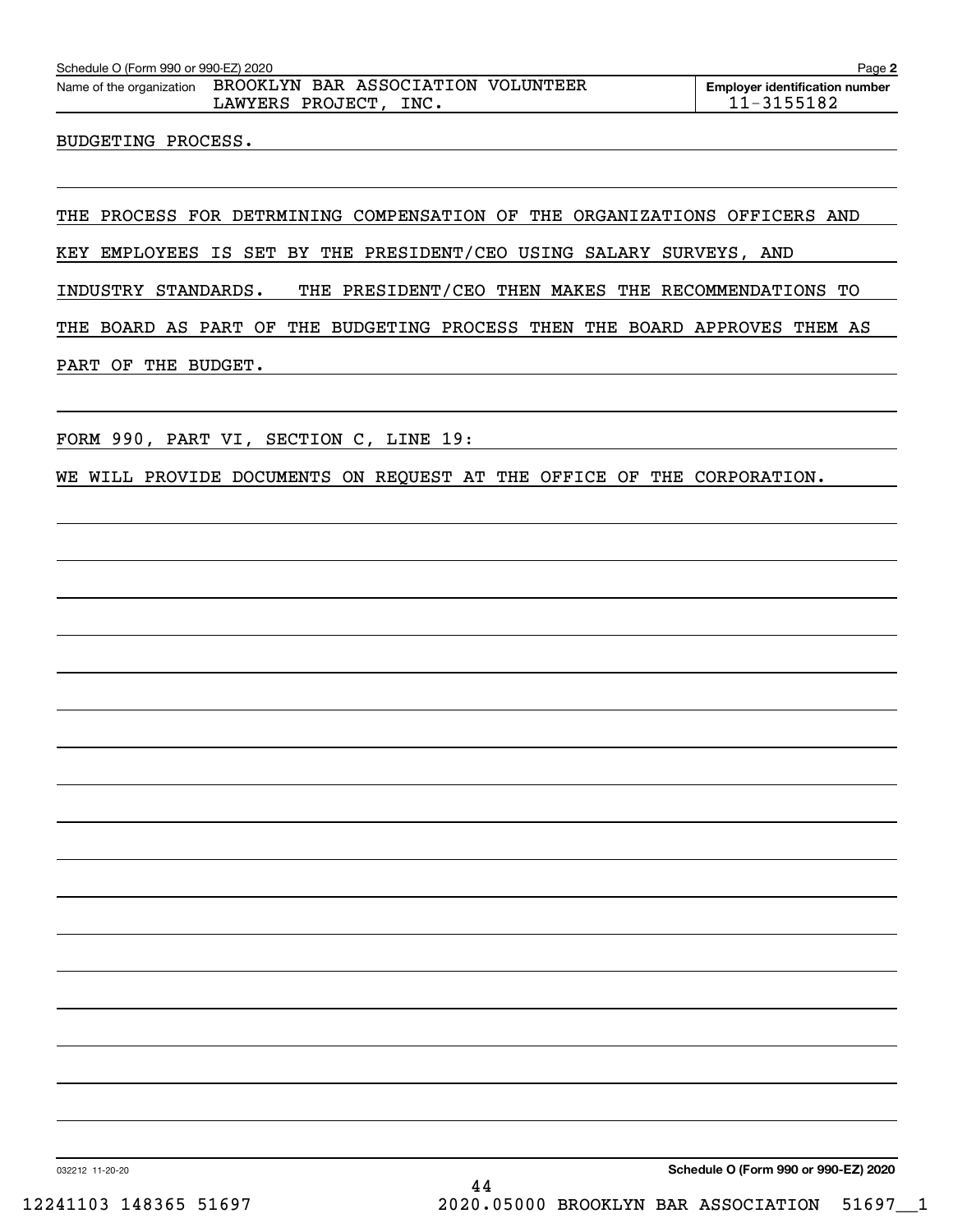Name of the organization: BROOKLYN BAR ASSOCIATION VOLUNTEER LAWYERS PROJECT, INC.

Employer identification number: 11-3155182

BUDGETING PROCESS.

THE PROCESS FOR DETRMINING COMPENSATION OF THE ORGANIZATIONS OFFICERS AND KEY EMPLOYEES IS SET BY THE PRESIDENT/CEO USING SALARY SURVEYS, AND INDUSTRY STANDARDS. THE PRESIDENT/CEO THEN MAKES THE RECOMMENDATIONS TO THE BOARD AS PART OF THE BUDGETING PROCESS THEN THE BOARD APPROVES THEM AS PART OF THE BUDGET.

FORM 990, PART VI, SECTION C, LINE 19:

WE WILL PROVIDE DOCUMENTS ON REQUEST AT THE OFFICE OF THE CORPORATION.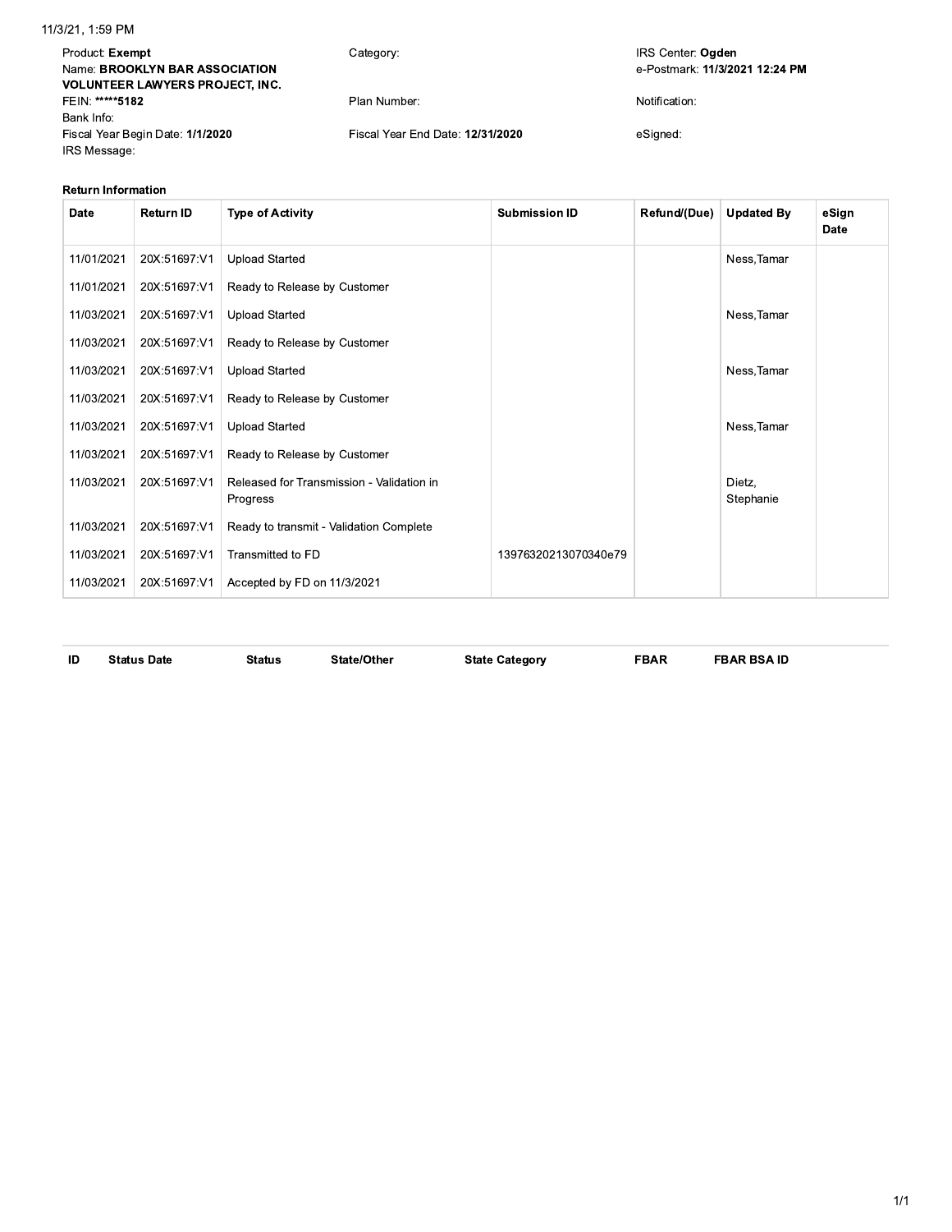11/3/21, 1:59 PM

Product: **Exempt**
Name: **BROOKLYN BAR ASSOCIATION VOLUNTEER LAWYERS PROJECT, INC.**
FEIN: *****5182
Bank Info:
Fiscal Year Begin Date: **1/1/2020**
IRS Message:

Category:

Plan Number:

Fiscal Year End Date: **12/31/2020**

IRS Center: **Ogden**
e-Postmark: **11/3/2021 12:24 PM**

Notification:

eSigned:

**Return Information**

| Date | Return ID | Type of Activity | Submission ID | Refund/(Due) | Updated By | eSign Date |
|---|---|---|---|---|---|---|
| 11/01/2021 | 20X:51697:V1 | Upload Started | | | Ness,Tamar | |
| 11/01/2021 | 20X:51697:V1 | Ready to Release by Customer | | | | |
| 11/03/2021 | 20X:51697:V1 | Upload Started | | | Ness,Tamar | |
| 11/03/2021 | 20X:51697:V1 | Ready to Release by Customer | | | | |
| 11/03/2021 | 20X:51697:V1 | Upload Started | | | Ness,Tamar | |
| 11/03/2021 | 20X:51697:V1 | Ready to Release by Customer | | | | |
| 11/03/2021 | 20X:51697:V1 | Upload Started | | | Ness,Tamar | |
| 11/03/2021 | 20X:51697:V1 | Ready to Release by Customer | | | | |
| 11/03/2021 | 20X:51697:V1 | Released for Transmission - Validation in Progress | | | Dietz, Stephanie | |
| 11/03/2021 | 20X:51697:V1 | Ready to transmit - Validation Complete | | | | |
| 11/03/2021 | 20X:51697:V1 | Transmitted to FD | 13976320213070340e79 | | | |
| 11/03/2021 | 20X:51697:V1 | Accepted by FD on 11/3/2021 | | | | |

| ID | Status Date | Status | State/Other | State Category | FBAR | FBAR BSA ID |
|---|---|---|---|---|---|---|